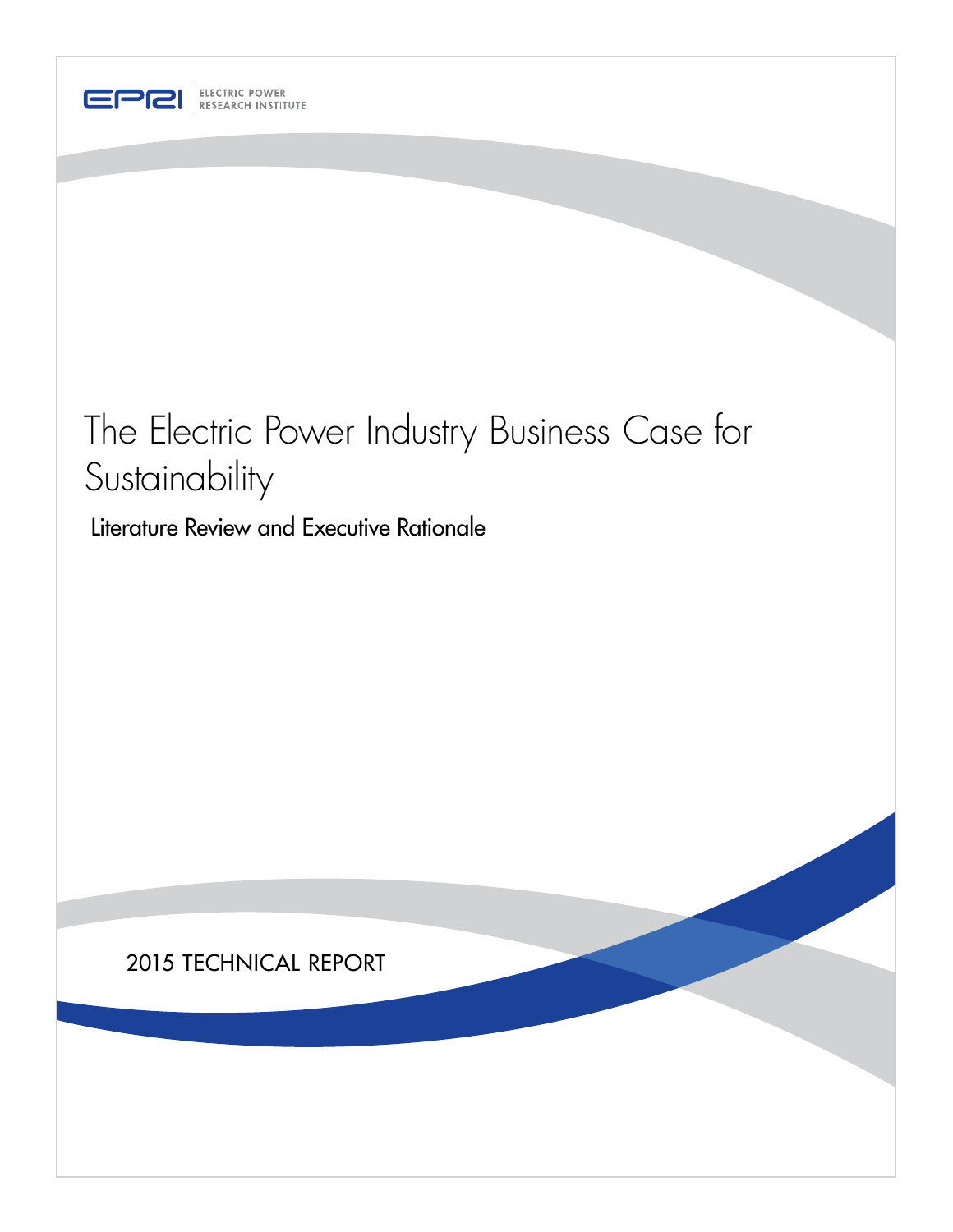ELECTRIC POWER RESEARCH INSTITUTE

# The Electric Power Industry Business Case for Sustainability

## Literature Review and Executive Rationale

2015 TECHNICAL REPORT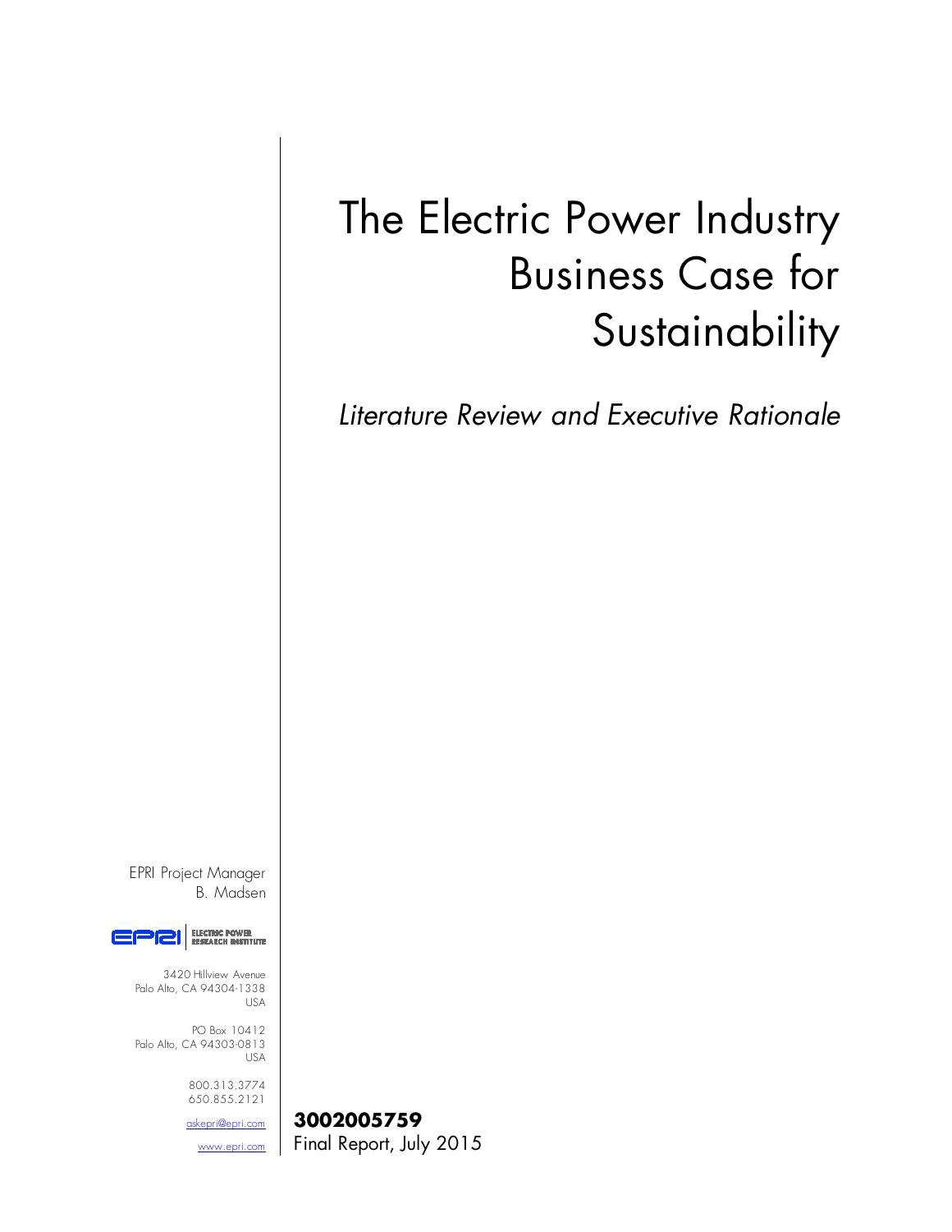# The Electric Power Industry Business Case for Sustainability

*Literature Review and Executive Rationale*

EPRI Project Manager
B. Madsen

ELECTRIC POWER RESEARCH INSTITUTE

3420 Hillview Avenue
Palo Alto, CA 94304-1338
USA

PO Box 10412
Palo Alto, CA 94303-0813
USA

800.313.3774
650.855.2121

askepri@epri.com

www.epri.com

**3002005759**
Final Report, July 2015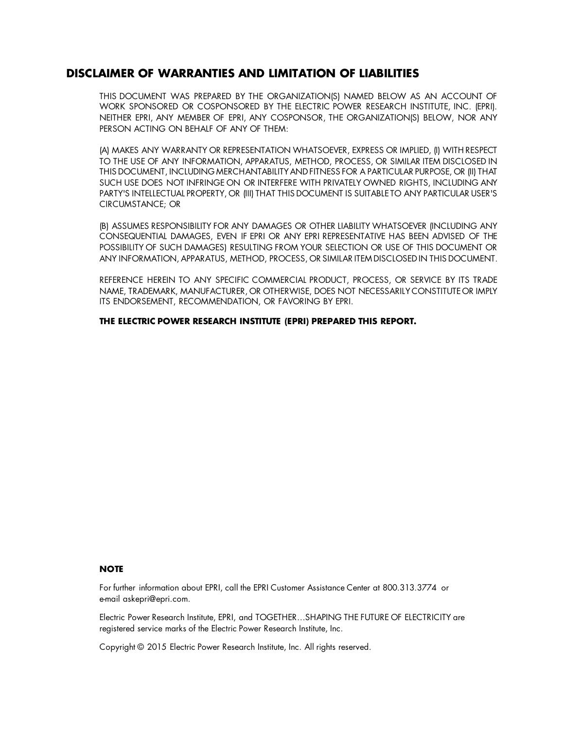## DISCLAIMER OF WARRANTIES AND LIMITATION OF LIABILITIES

THIS DOCUMENT WAS PREPARED BY THE ORGANIZATION(S) NAMED BELOW AS AN ACCOUNT OF WORK SPONSORED OR COSPONSORED BY THE ELECTRIC POWER RESEARCH INSTITUTE, INC. (EPRI). NEITHER EPRI, ANY MEMBER OF EPRI, ANY COSPONSOR, THE ORGANIZATION(S) BELOW, NOR ANY PERSON ACTING ON BEHALF OF ANY OF THEM:

(A) MAKES ANY WARRANTY OR REPRESENTATION WHATSOEVER, EXPRESS OR IMPLIED, (I) WITH RESPECT TO THE USE OF ANY INFORMATION, APPARATUS, METHOD, PROCESS, OR SIMILAR ITEM DISCLOSED IN THIS DOCUMENT, INCLUDING MERCHANTABILITY AND FITNESS FOR A PARTICULAR PURPOSE, OR (II) THAT SUCH USE DOES NOT INFRINGE ON OR INTERFERE WITH PRIVATELY OWNED RIGHTS, INCLUDING ANY PARTY'S INTELLECTUAL PROPERTY, OR (III) THAT THIS DOCUMENT IS SUITABLE TO ANY PARTICULAR USER'S CIRCUMSTANCE; OR

(B) ASSUMES RESPONSIBILITY FOR ANY DAMAGES OR OTHER LIABILITY WHATSOEVER (INCLUDING ANY CONSEQUENTIAL DAMAGES, EVEN IF EPRI OR ANY EPRI REPRESENTATIVE HAS BEEN ADVISED OF THE POSSIBILITY OF SUCH DAMAGES) RESULTING FROM YOUR SELECTION OR USE OF THIS DOCUMENT OR ANY INFORMATION, APPARATUS, METHOD, PROCESS, OR SIMILAR ITEM DISCLOSED IN THIS DOCUMENT.

REFERENCE HEREIN TO ANY SPECIFIC COMMERCIAL PRODUCT, PROCESS, OR SERVICE BY ITS TRADE NAME, TRADEMARK, MANUFACTURER, OR OTHERWISE, DOES NOT NECESSARILY CONSTITUTE OR IMPLY ITS ENDORSEMENT, RECOMMENDATION, OR FAVORING BY EPRI.

**THE ELECTRIC POWER RESEARCH INSTITUTE (EPRI) PREPARED THIS REPORT.**

**NOTE**

For further information about EPRI, call the EPRI Customer Assistance Center at 800.313.3774 or e-mail askepri@epri.com.

Electric Power Research Institute, EPRI, and TOGETHER…SHAPING THE FUTURE OF ELECTRICITY are registered service marks of the Electric Power Research Institute, Inc.

Copyright © 2015 Electric Power Research Institute, Inc. All rights reserved.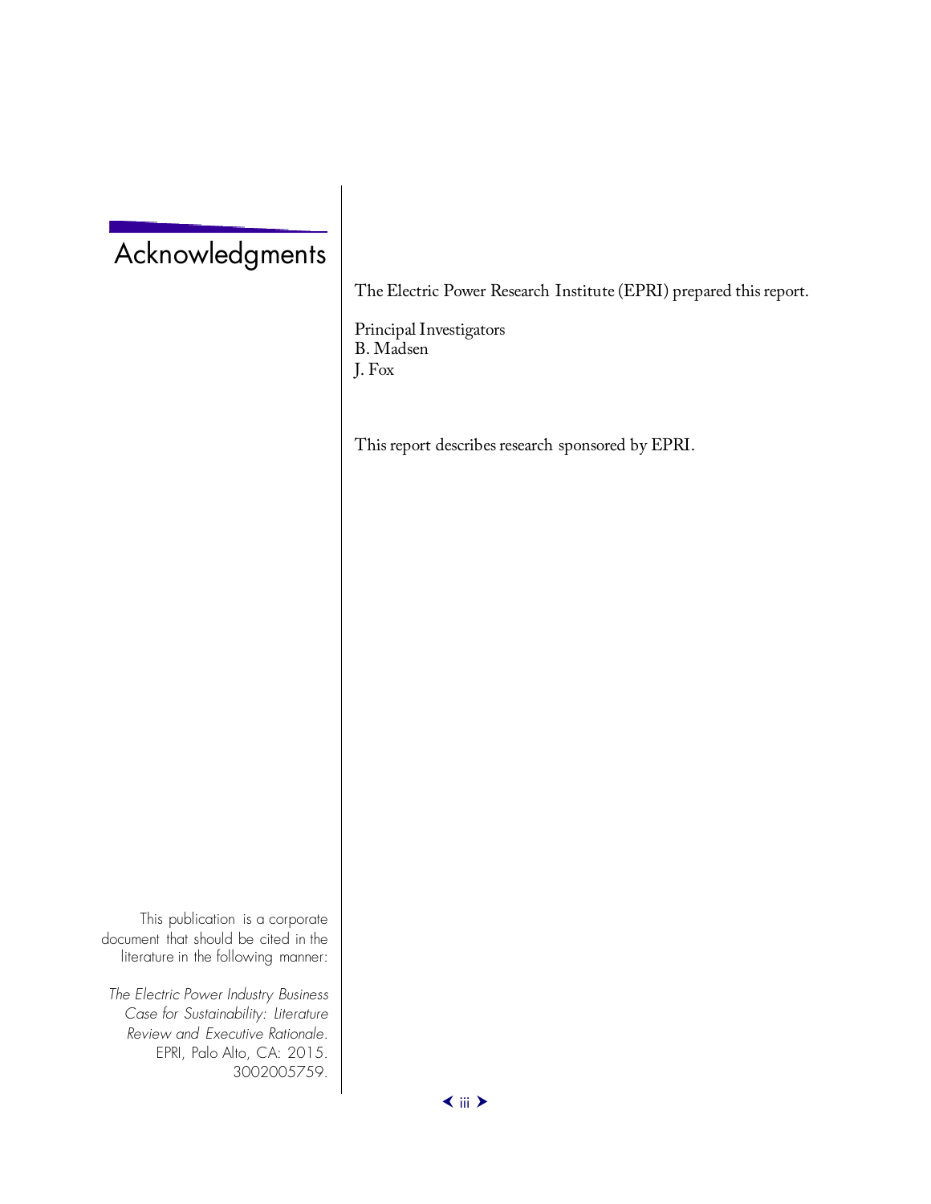# Acknowledgments

The Electric Power Research Institute (EPRI) prepared this report.

Principal Investigators
B. Madsen
J. Fox

This report describes research sponsored by EPRI.

This publication is a corporate document that should be cited in the literature in the following manner:

*The Electric Power Industry Business Case for Sustainability: Literature Review and Executive Rationale.* EPRI, Palo Alto, CA: 2015. 3002005759.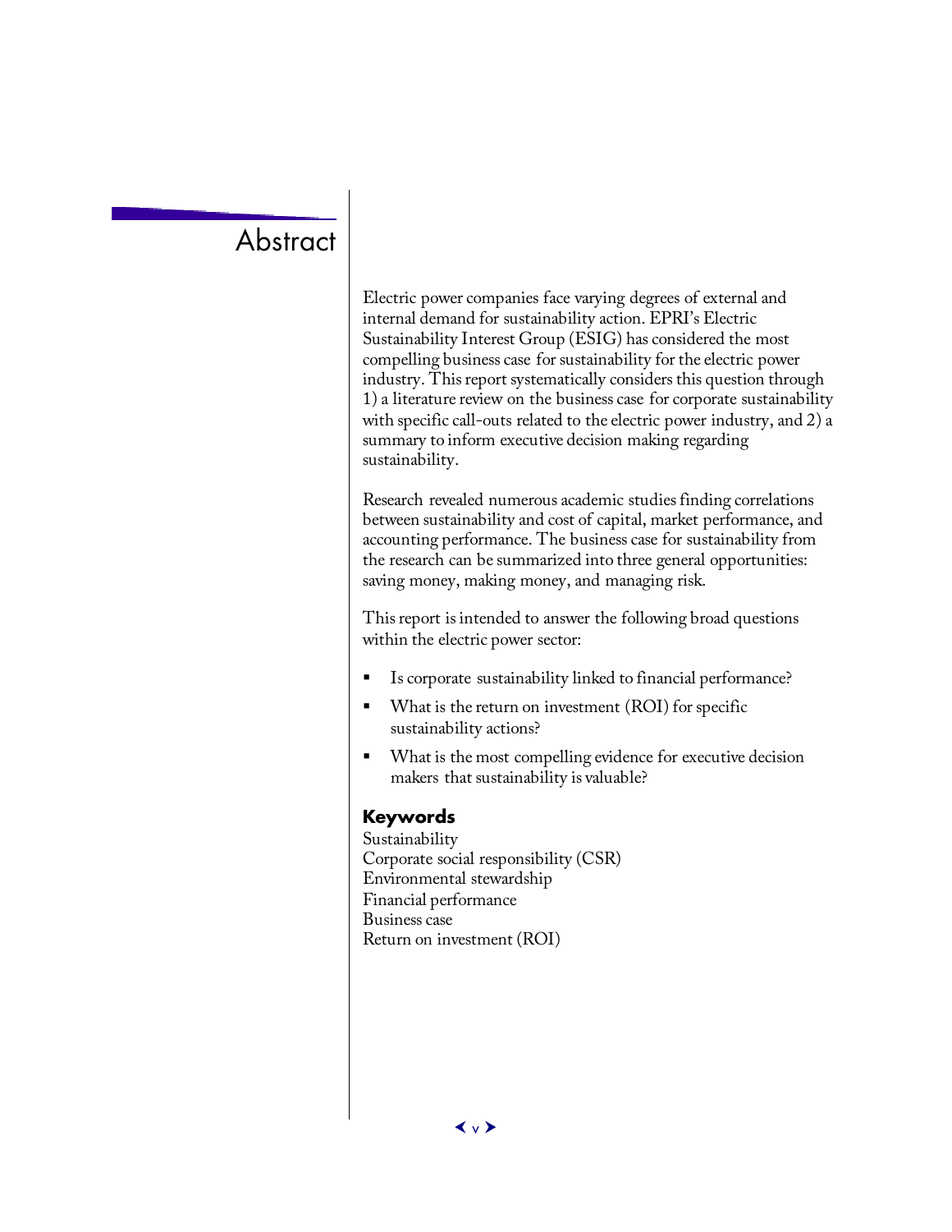# Abstract

Electric power companies face varying degrees of external and internal demand for sustainability action. EPRI's Electric Sustainability Interest Group (ESIG) has considered the most compelling business case for sustainability for the electric power industry. This report systematically considers this question through 1) a literature review on the business case for corporate sustainability with specific call-outs related to the electric power industry, and 2) a summary to inform executive decision making regarding sustainability.

Research revealed numerous academic studies finding correlations between sustainability and cost of capital, market performance, and accounting performance. The business case for sustainability from the research can be summarized into three general opportunities: saving money, making money, and managing risk.

This report is intended to answer the following broad questions within the electric power sector:

- Is corporate sustainability linked to financial performance?
- What is the return on investment (ROI) for specific sustainability actions?
- What is the most compelling evidence for executive decision makers that sustainability is valuable?

## Keywords

Sustainability
Corporate social responsibility (CSR)
Environmental stewardship
Financial performance
Business case
Return on investment (ROI)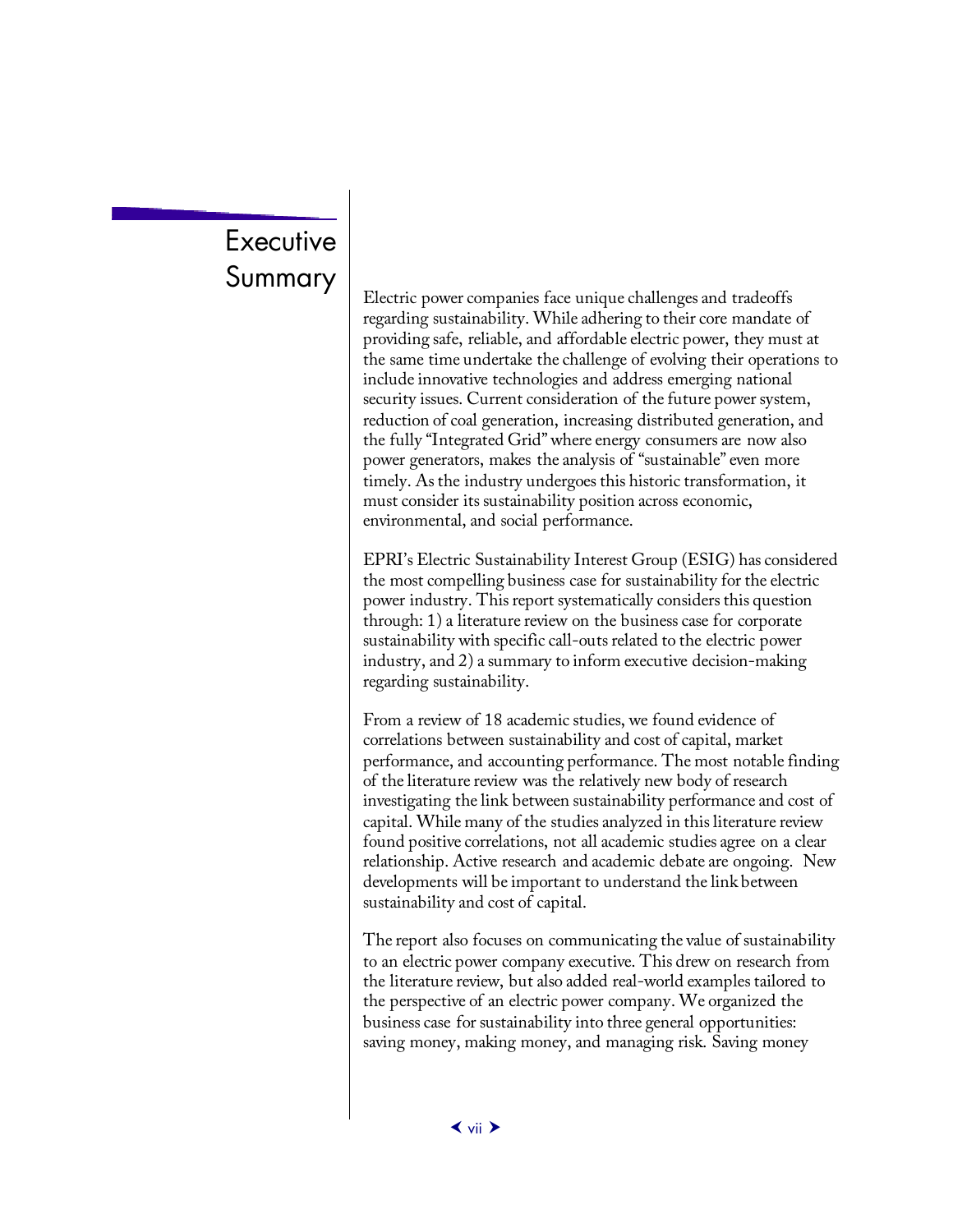# Executive Summary

Electric power companies face unique challenges and tradeoffs regarding sustainability. While adhering to their core mandate of providing safe, reliable, and affordable electric power, they must at the same time undertake the challenge of evolving their operations to include innovative technologies and address emerging national security issues. Current consideration of the future power system, reduction of coal generation, increasing distributed generation, and the fully "Integrated Grid" where energy consumers are now also power generators, makes the analysis of "sustainable" even more timely. As the industry undergoes this historic transformation, it must consider its sustainability position across economic, environmental, and social performance.

EPRI's Electric Sustainability Interest Group (ESIG) has considered the most compelling business case for sustainability for the electric power industry. This report systematically considers this question through: 1) a literature review on the business case for corporate sustainability with specific call-outs related to the electric power industry, and 2) a summary to inform executive decision-making regarding sustainability.

From a review of 18 academic studies, we found evidence of correlations between sustainability and cost of capital, market performance, and accounting performance. The most notable finding of the literature review was the relatively new body of research investigating the link between sustainability performance and cost of capital. While many of the studies analyzed in this literature review found positive correlations, not all academic studies agree on a clear relationship. Active research and academic debate are ongoing. New developments will be important to understand the link between sustainability and cost of capital.

The report also focuses on communicating the value of sustainability to an electric power company executive. This drew on research from the literature review, but also added real-world examples tailored to the perspective of an electric power company. We organized the business case for sustainability into three general opportunities: saving money, making money, and managing risk. Saving money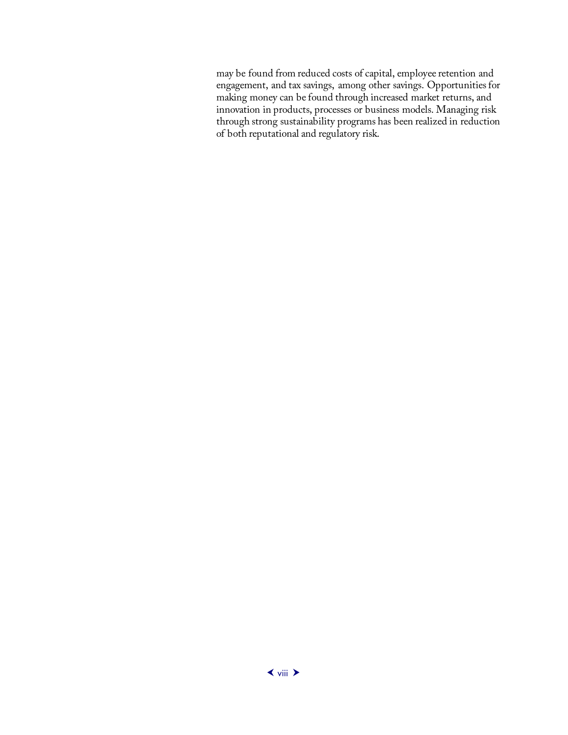may be found from reduced costs of capital, employee retention and engagement, and tax savings, among other savings. Opportunities for making money can be found through increased market returns, and innovation in products, processes or business models. Managing risk through strong sustainability programs has been realized in reduction of both reputational and regulatory risk.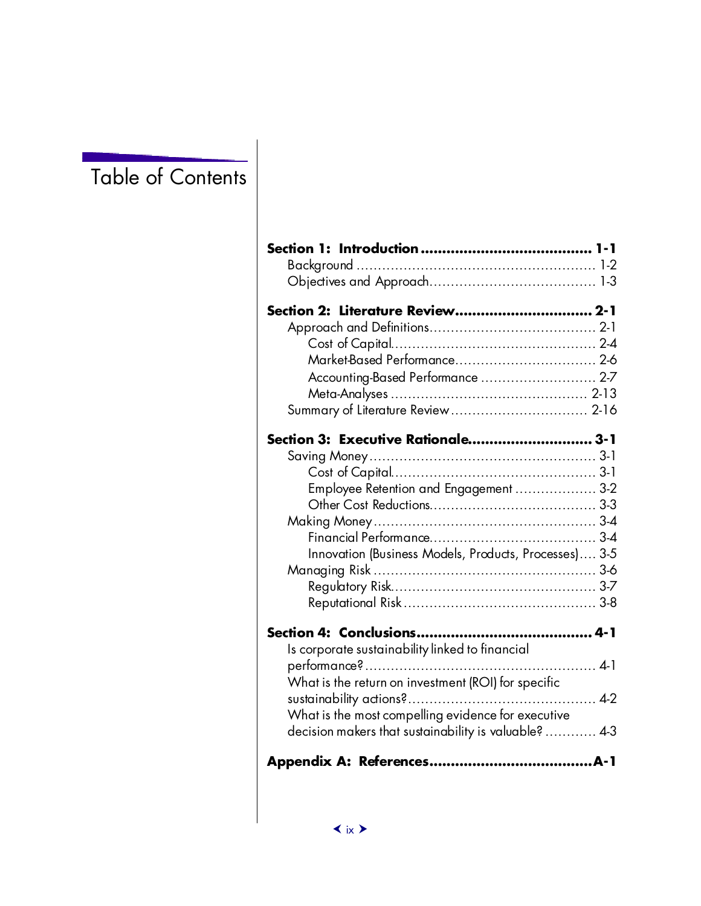# Table of Contents

**Section 1: Introduction ........................................ 1-1**
- Background ........................................................ 1-2
- Objectives and Approach...................................... 1-3

**Section 2: Literature Review................................ 2-1**
- Approach and Definitions...................................... 2-1
  - Cost of Capital................................................ 2-4
  - Market-Based Performance................................. 2-6
  - Accounting-Based Performance ........................... 2-7
  - Meta-Analyses ............................................. 2-13
- Summary of Literature Review ................................ 2-16

**Section 3: Executive Rationale............................. 3-1**
- Saving Money ..................................................... 3-1
  - Cost of Capital................................................ 3-1
  - Employee Retention and Engagement .................. 3-2
  - Other Cost Reductions...................................... 3-3
- Making Money .................................................... 3-4
  - Financial Performance...................................... 3-4
  - Innovation (Business Models, Products, Processes).... 3-5
- Managing Risk .................................................... 3-6
  - Regulatory Risk............................................... 3-7
  - Reputational Risk ............................................ 3-8

**Section 4: Conclusions......................................... 4-1**
- Is corporate sustainability linked to financial performance?...................................................... 4-1
- What is the return on investment (ROI) for specific sustainability actions?............................................ 4-2
- What is the most compelling evidence for executive decision makers that sustainability is valuable? ............ 4-3

**Appendix A: References......................................A-1**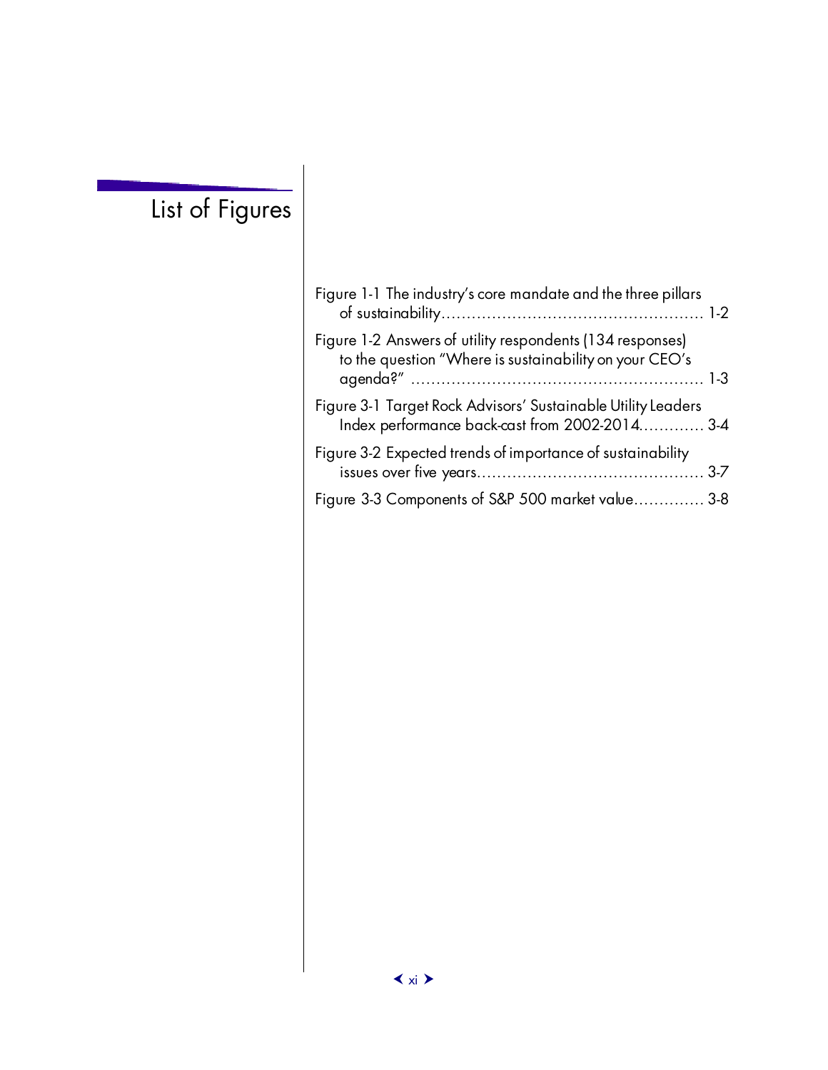# List of Figures

Figure 1-1 The industry's core mandate and the three pillars of sustainability .................................................. 1-2

Figure 1-2 Answers of utility respondents (134 responses) to the question "Where is sustainability on your CEO's agenda?" .................................................. 1-3

Figure 3-1 Target Rock Advisors' Sustainable Utility Leaders Index performance back-cast from 2002-2014 ............ 3-4

Figure 3-2 Expected trends of importance of sustainability issues over five years ............................................ 3-7

Figure 3-3 Components of S&P 500 market value ............. 3-8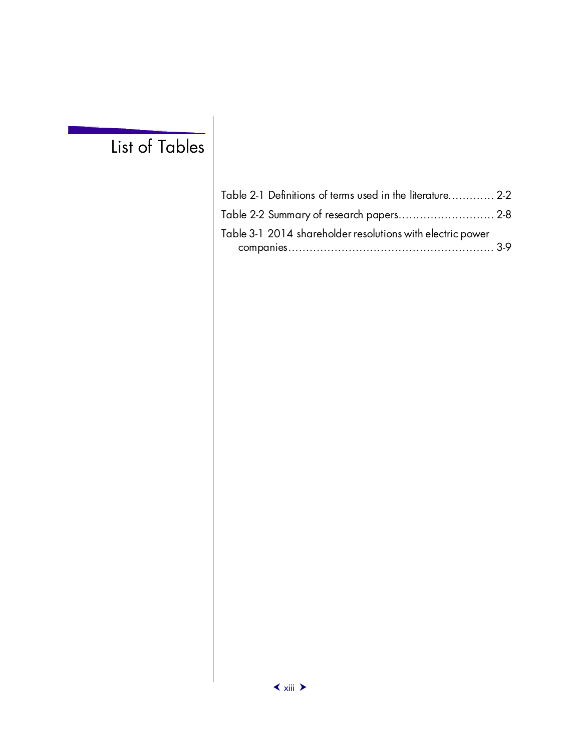# List of Tables

Table 2-1 Definitions of terms used in the literature............. 2-2

Table 2-2 Summary of research papers........................... 2-8

Table 3-1 2014 shareholder resolutions with electric power companies.......................................................... 3-9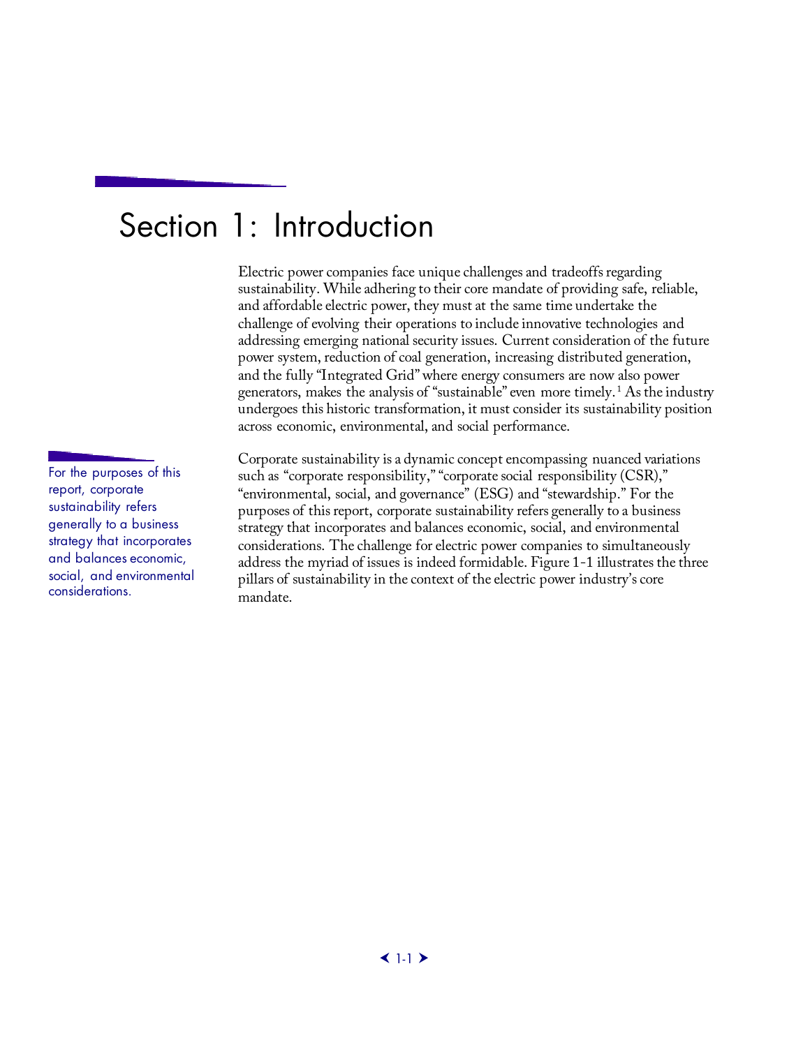# Section 1: Introduction

Electric power companies face unique challenges and tradeoffs regarding sustainability. While adhering to their core mandate of providing safe, reliable, and affordable electric power, they must at the same time undertake the challenge of evolving their operations to include innovative technologies and addressing emerging national security issues. Current consideration of the future power system, reduction of coal generation, increasing distributed generation, and the fully "Integrated Grid" where energy consumers are now also power generators, makes the analysis of "sustainable" even more timely.[1] As the industry undergoes this historic transformation, it must consider its sustainability position across economic, environmental, and social performance.

For the purposes of this report, corporate sustainability refers generally to a business strategy that incorporates and balances economic, social, and environmental considerations.

Corporate sustainability is a dynamic concept encompassing nuanced variations such as "corporate responsibility," "corporate social responsibility (CSR)," "environmental, social, and governance" (ESG) and "stewardship." For the purposes of this report, corporate sustainability refers generally to a business strategy that incorporates and balances economic, social, and environmental considerations. The challenge for electric power companies to simultaneously address the myriad of issues is indeed formidable. Figure 1-1 illustrates the three pillars of sustainability in the context of the electric power industry's core mandate.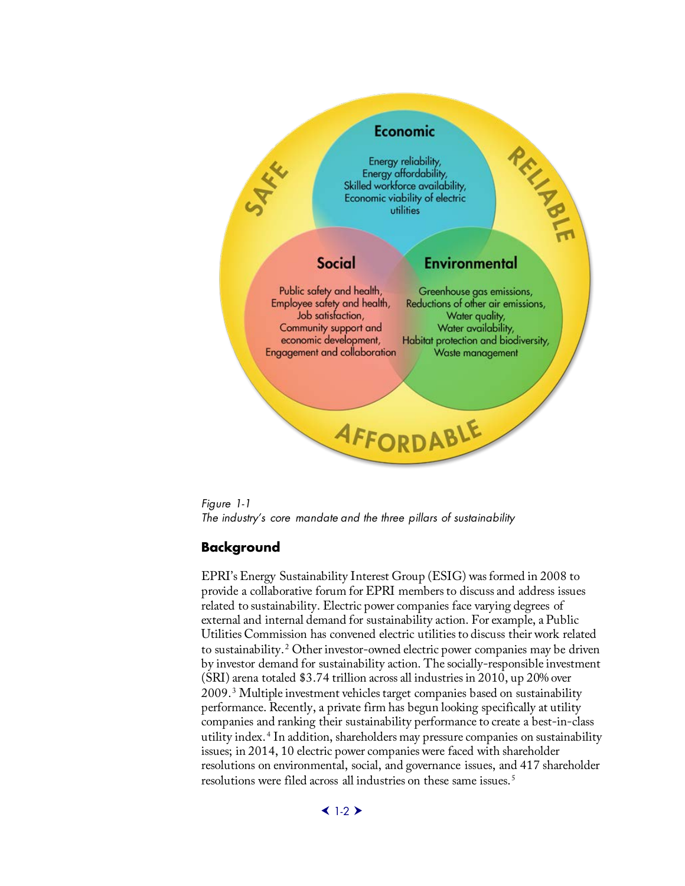Economic

Energy reliability,
Energy affordability,
Skilled workforce availability,
Economic viability of electric utilities

Social

Public safety and health,
Employee safety and health,
Job satisfaction,
Community support and economic development,
Engagement and collaboration

Environmental

Greenhouse gas emissions,
Reductions of other air emissions,
Water quality,
Water availability,
Habitat protection and biodiversity,
Waste management

SAFE — RELIABLE — AFFORDABLE

*Figure 1-1*
*The industry's core mandate and the three pillars of sustainability*

## Background

EPRI's Energy Sustainability Interest Group (ESIG) was formed in 2008 to provide a collaborative forum for EPRI members to discuss and address issues related to sustainability. Electric power companies face varying degrees of external and internal demand for sustainability action. For example, a Public Utilities Commission has convened electric utilities to discuss their work related to sustainability.[2] Other investor-owned electric power companies may be driven by investor demand for sustainability action. The socially-responsible investment (SRI) arena totaled $3.74 trillion across all industries in 2010, up 20% over 2009.[3] Multiple investment vehicles target companies based on sustainability performance. Recently, a private firm has begun looking specifically at utility companies and ranking their sustainability performance to create a best-in-class utility index.[4] In addition, shareholders may pressure companies on sustainability issues; in 2014, 10 electric power companies were faced with shareholder resolutions on environmental, social, and governance issues, and 417 shareholder resolutions were filed across all industries on these same issues.[5]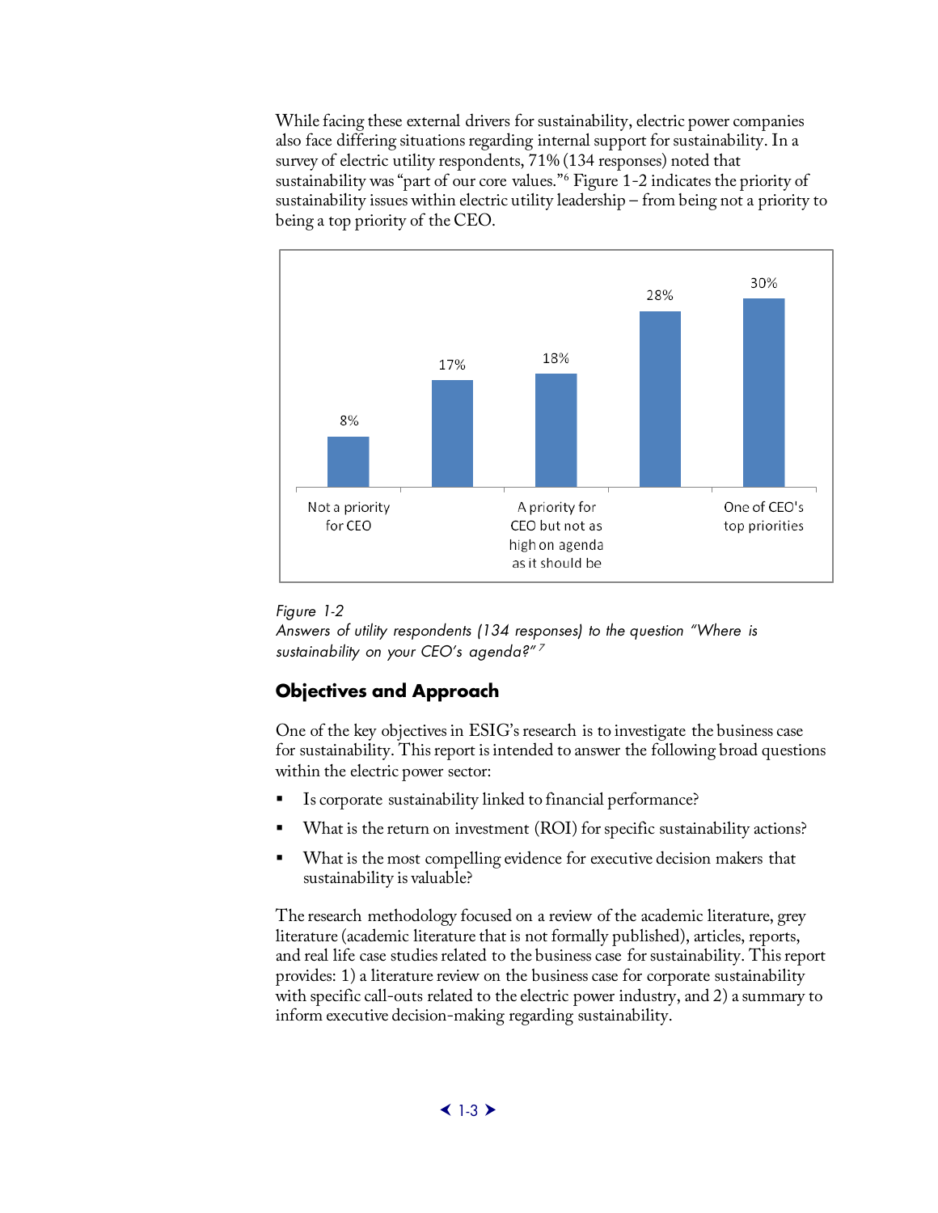While facing these external drivers for sustainability, electric power companies also face differing situations regarding internal support for sustainability. In a survey of electric utility respondents, 71% (134 responses) noted that sustainability was "part of our core values."[6] Figure 1-2 indicates the priority of sustainability issues within electric utility leadership – from being not a priority to being a top priority of the CEO.

| Not a priority for CEO | | A priority for CEO but not as high on agenda as it should be | | One of CEO's top priorities |
|---|---|---|---|---|
| 8% | 17% | 18% | 28% | 30% |

*Figure 1-2*
*Answers of utility respondents (134 responses) to the question "Where is sustainability on your CEO's agenda?"*[7]

## Objectives and Approach

One of the key objectives in ESIG's research is to investigate the business case for sustainability. This report is intended to answer the following broad questions within the electric power sector:

- Is corporate sustainability linked to financial performance?
- What is the return on investment (ROI) for specific sustainability actions?
- What is the most compelling evidence for executive decision makers that sustainability is valuable?

The research methodology focused on a review of the academic literature, grey literature (academic literature that is not formally published), articles, reports, and real life case studies related to the business case for sustainability. This report provides: 1) a literature review on the business case for corporate sustainability with specific call-outs related to the electric power industry, and 2) a summary to inform executive decision-making regarding sustainability.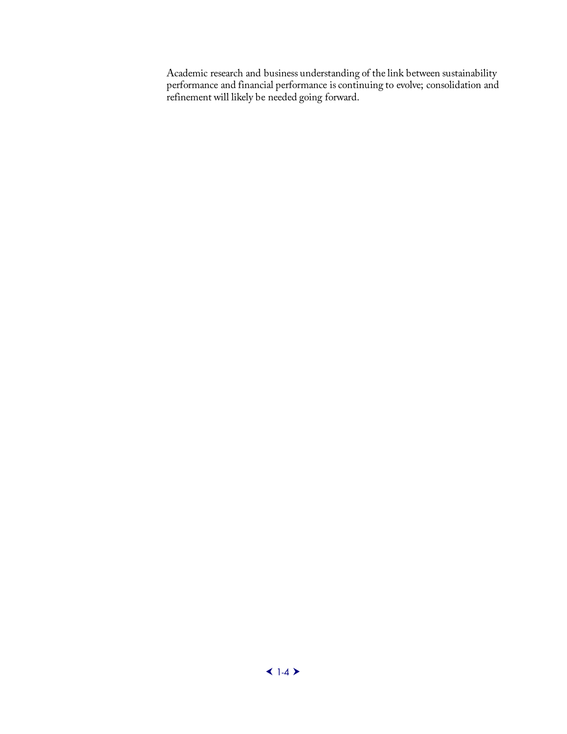Academic research and business understanding of the link between sustainability performance and financial performance is continuing to evolve; consolidation and refinement will likely be needed going forward.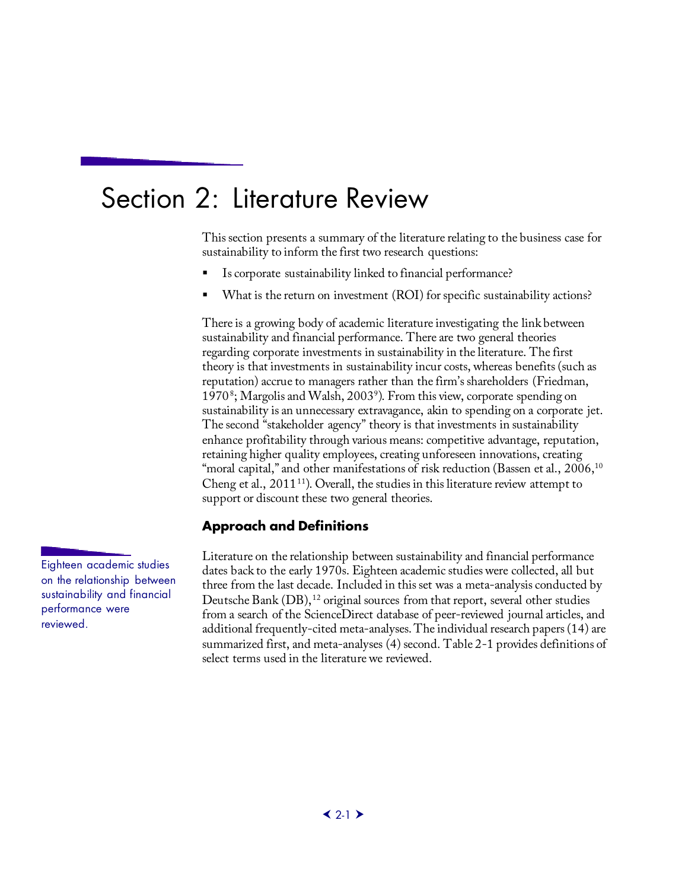# Section 2: Literature Review

This section presents a summary of the literature relating to the business case for sustainability to inform the first two research questions:

- Is corporate sustainability linked to financial performance?
- What is the return on investment (ROI) for specific sustainability actions?

There is a growing body of academic literature investigating the link between sustainability and financial performance. There are two general theories regarding corporate investments in sustainability in the literature. The first theory is that investments in sustainability incur costs, whereas benefits (such as reputation) accrue to managers rather than the firm's shareholders (Friedman, 1970[8]; Margolis and Walsh, 2003[9]). From this view, corporate spending on sustainability is an unnecessary extravagance, akin to spending on a corporate jet. The second "stakeholder agency" theory is that investments in sustainability enhance profitability through various means: competitive advantage, reputation, retaining higher quality employees, creating unforeseen innovations, creating "moral capital," and other manifestations of risk reduction (Bassen et al., 2006,[10] Cheng et al., 2011[11]). Overall, the studies in this literature review attempt to support or discount these two general theories.

## Approach and Definitions

Eighteen academic studies on the relationship between sustainability and financial performance were reviewed.

Literature on the relationship between sustainability and financial performance dates back to the early 1970s. Eighteen academic studies were collected, all but three from the last decade. Included in this set was a meta-analysis conducted by Deutsche Bank (DB),[12] original sources from that report, several other studies from a search of the ScienceDirect database of peer-reviewed journal articles, and additional frequently-cited meta-analyses. The individual research papers (14) are summarized first, and meta-analyses (4) second. Table 2-1 provides definitions of select terms used in the literature we reviewed.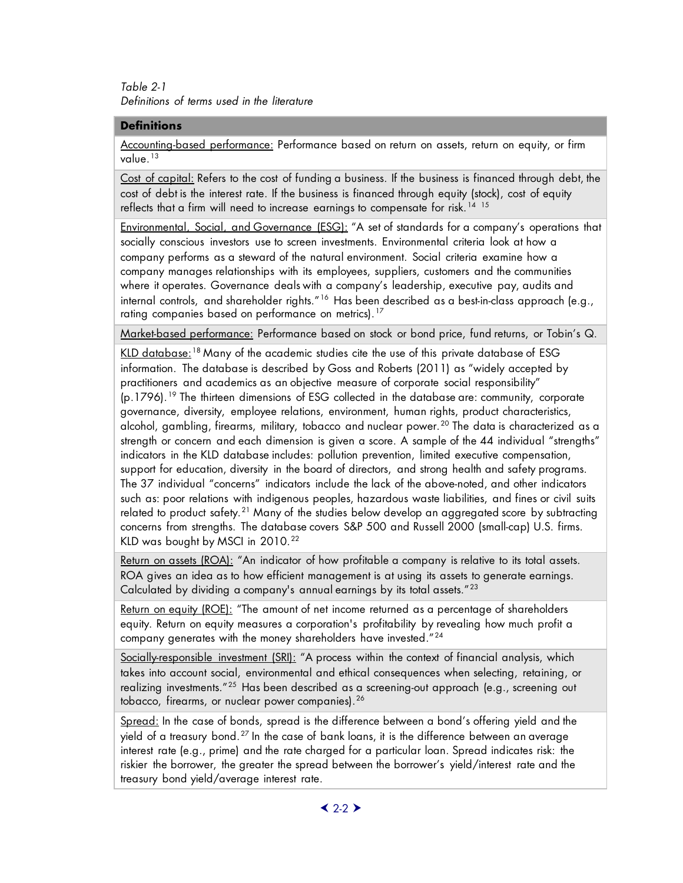*Table 2-1*
*Definitions of terms used in the literature*

| **Definitions** |
|---|
| Accounting-based performance: Performance based on return on assets, return on equity, or firm value.[13] |
| Cost of capital: Refers to the cost of funding a business. If the business is financed through debt, the cost of debt is the interest rate. If the business is financed through equity (stock), cost of equity reflects that a firm will need to increase earnings to compensate for risk.[14] [15] |
| Environmental, Social, and Governance (ESG): "A set of standards for a company's operations that socially conscious investors use to screen investments. Environmental criteria look at how a company performs as a steward of the natural environment. Social criteria examine how a company manages relationships with its employees, suppliers, customers and the communities where it operates. Governance deals with a company's leadership, executive pay, audits and internal controls, and shareholder rights."[16] Has been described as a best-in-class approach (e.g., rating companies based on performance on metrics).[17] |
| Market-based performance: Performance based on stock or bond price, fund returns, or Tobin's Q. |
| KLD database:[18] Many of the academic studies cite the use of this private database of ESG information. The database is described by Goss and Roberts (2011) as "widely accepted by practitioners and academics as an objective measure of corporate social responsibility" (p.1796).[19] The thirteen dimensions of ESG collected in the database are: community, corporate governance, diversity, employee relations, environment, human rights, product characteristics, alcohol, gambling, firearms, military, tobacco and nuclear power.[20] The data is characterized as a strength or concern and each dimension is given a score. A sample of the 44 individual "strengths" indicators in the KLD database includes: pollution prevention, limited executive compensation, support for education, diversity in the board of directors, and strong health and safety programs. The 37 individual "concerns" indicators include the lack of the above-noted, and other indicators such as: poor relations with indigenous peoples, hazardous waste liabilities, and fines or civil suits related to product safety.[21] Many of the studies below develop an aggregated score by subtracting concerns from strengths. The database covers S&P 500 and Russell 2000 (small-cap) U.S. firms. KLD was bought by MSCI in 2010.[22] |
| Return on assets (ROA): "An indicator of how profitable a company is relative to its total assets. ROA gives an idea as to how efficient management is at using its assets to generate earnings. Calculated by dividing a company's annual earnings by its total assets."[23] |
| Return on equity (ROE): "The amount of net income returned as a percentage of shareholders equity. Return on equity measures a corporation's profitability by revealing how much profit a company generates with the money shareholders have invested."[24] |
| Socially-responsible investment (SRI): "A process within the context of financial analysis, which takes into account social, environmental and ethical consequences when selecting, retaining, or realizing investments."[25] Has been described as a screening-out approach (e.g., screening out tobacco, firearms, or nuclear power companies).[26] |
| Spread: In the case of bonds, spread is the difference between a bond's offering yield and the yield of a treasury bond.[27] In the case of bank loans, it is the difference between an average interest rate (e.g., prime) and the rate charged for a particular loan. Spread indicates risk: the riskier the borrower, the greater the spread between the borrower's yield/interest rate and the treasury bond yield/average interest rate. |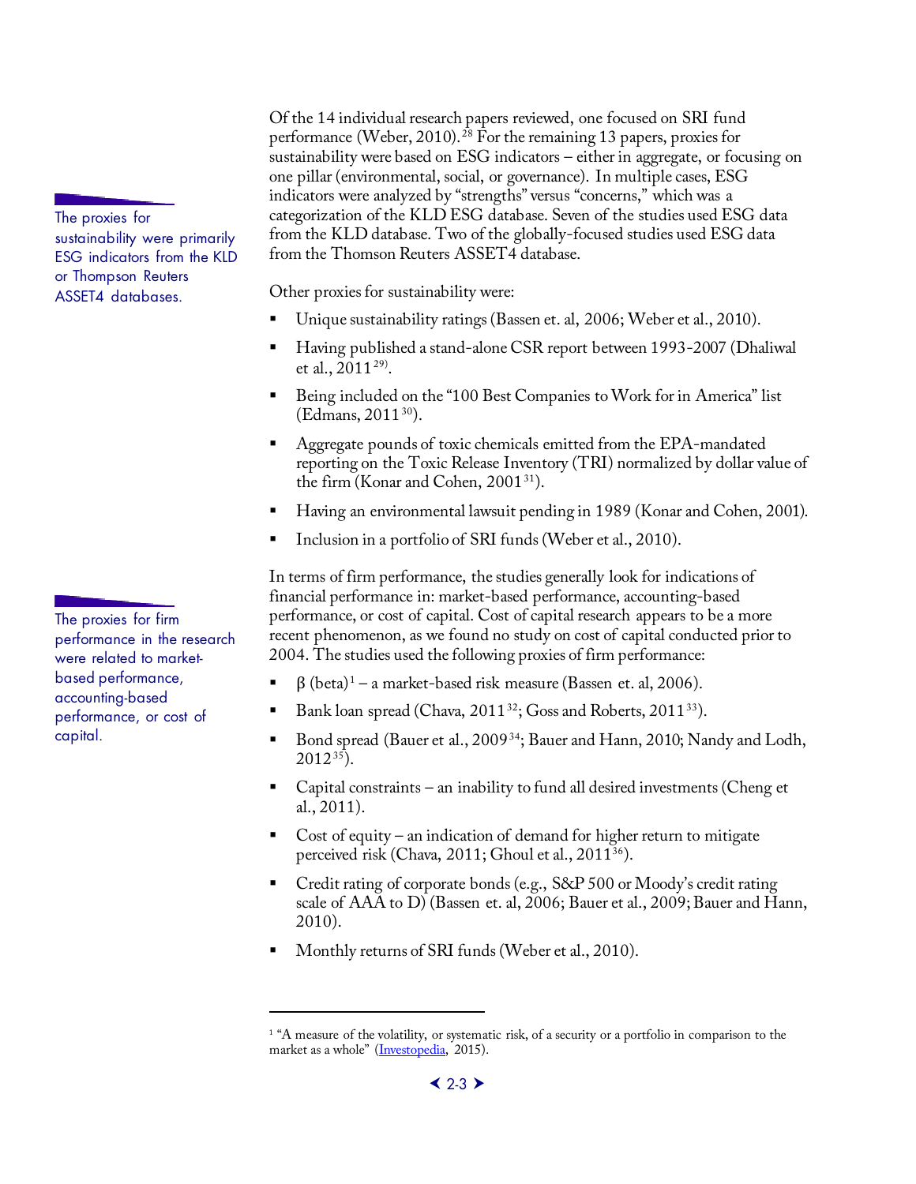The proxies for sustainability were primarily ESG indicators from the KLD or Thompson Reuters ASSET4 databases.

Of the 14 individual research papers reviewed, one focused on SRI fund performance (Weber, 2010).[28] For the remaining 13 papers, proxies for sustainability were based on ESG indicators – either in aggregate, or focusing on one pillar (environmental, social, or governance). In multiple cases, ESG indicators were analyzed by "strengths" versus "concerns," which was a categorization of the KLD ESG database. Seven of the studies used ESG data from the KLD database. Two of the globally-focused studies used ESG data from the Thomson Reuters ASSET4 database.

Other proxies for sustainability were:

- Unique sustainability ratings (Bassen et. al, 2006; Weber et al., 2010).
- Having published a stand-alone CSR report between 1993-2007 (Dhaliwal et al., 2011[29]).
- Being included on the "100 Best Companies to Work for in America" list (Edmans, 2011[30]).
- Aggregate pounds of toxic chemicals emitted from the EPA-mandated reporting on the Toxic Release Inventory (TRI) normalized by dollar value of the firm (Konar and Cohen, 2001[31]).
- Having an environmental lawsuit pending in 1989 (Konar and Cohen, 2001).
- Inclusion in a portfolio of SRI funds (Weber et al., 2010).

The proxies for firm performance in the research were related to market-based performance, accounting-based performance, or cost of capital.

In terms of firm performance, the studies generally look for indications of financial performance in: market-based performance, accounting-based performance, or cost of capital. Cost of capital research appears to be a more recent phenomenon, as we found no study on cost of capital conducted prior to 2004. The studies used the following proxies of firm performance:

- β (beta)[1] – a market-based risk measure (Bassen et. al, 2006).
- Bank loan spread (Chava, 2011[32]; Goss and Roberts, 2011[33]).
- Bond spread (Bauer et al., 2009[34]; Bauer and Hann, 2010; Nandy and Lodh, 2012[35]).
- Capital constraints – an inability to fund all desired investments (Cheng et al., 2011).
- Cost of equity – an indication of demand for higher return to mitigate perceived risk (Chava, 2011; Ghoul et al., 2011[36]).
- Credit rating of corporate bonds (e.g., S&P 500 or Moody's credit rating scale of AAA to D) (Bassen et. al, 2006; Bauer et al., 2009; Bauer and Hann, 2010).
- Monthly returns of SRI funds (Weber et al., 2010).

---

[1] "A measure of the volatility, or systematic risk, of a security or a portfolio in comparison to the market as a whole" (Investopedia, 2015).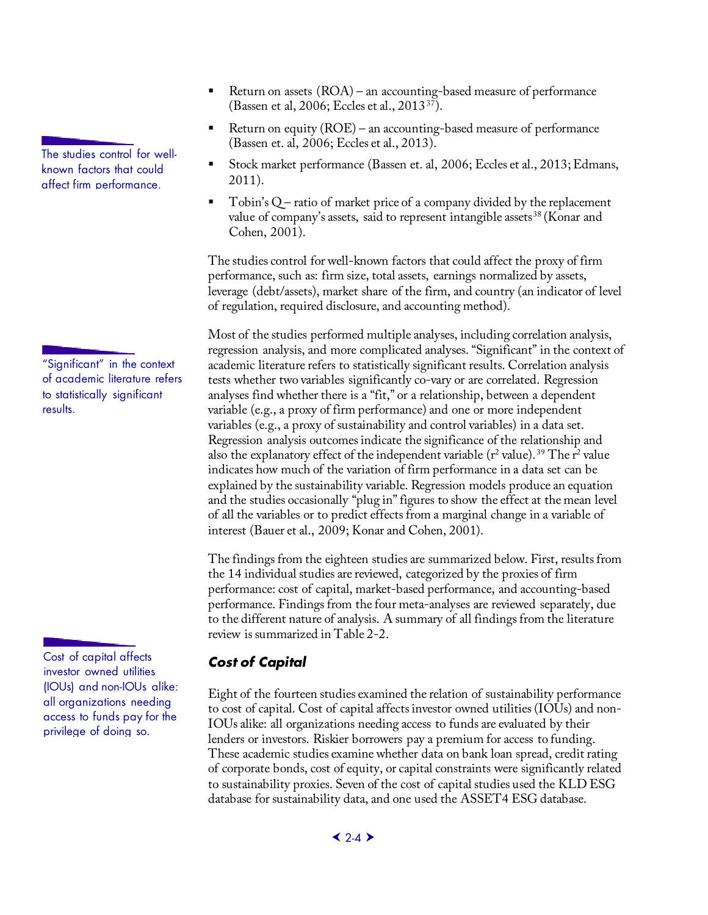- Return on assets (ROA) – an accounting-based measure of performance (Bassen et al, 2006; Eccles et al., 2013[37]).
- Return on equity (ROE) – an accounting-based measure of performance (Bassen et. al, 2006; Eccles et al., 2013).
- Stock market performance (Bassen et. al, 2006; Eccles et al., 2013; Edmans, 2011).
- Tobin's Q – ratio of market price of a company divided by the replacement value of company's assets, said to represent intangible assets[38] (Konar and Cohen, 2001).

The studies control for well-known factors that could affect firm performance.

The studies control for well-known factors that could affect the proxy of firm performance, such as: firm size, total assets, earnings normalized by assets, leverage (debt/assets), market share of the firm, and country (an indicator of level of regulation, required disclosure, and accounting method).

"Significant" in the context of academic literature refers to statistically significant results.

Most of the studies performed multiple analyses, including correlation analysis, regression analysis, and more complicated analyses. "Significant" in the context of academic literature refers to statistically significant results. Correlation analysis tests whether two variables significantly co-vary or are correlated. Regression analyses find whether there is a "fit," or a relationship, between a dependent variable (e.g., a proxy of firm performance) and one or more independent variables (e.g., a proxy of sustainability and control variables) in a data set. Regression analysis outcomes indicate the significance of the relationship and also the explanatory effect of the independent variable ($r^2$ value).[39] The $r^2$ value indicates how much of the variation of firm performance in a data set can be explained by the sustainability variable. Regression models produce an equation and the studies occasionally "plug in" figures to show the effect at the mean level of all the variables or to predict effects from a marginal change in a variable of interest (Bauer et al., 2009; Konar and Cohen, 2001).

The findings from the eighteen studies are summarized below. First, results from the 14 individual studies are reviewed, categorized by the proxies of firm performance: cost of capital, market-based performance, and accounting-based performance. Findings from the four meta-analyses are reviewed separately, due to the different nature of analysis. A summary of all findings from the literature review is summarized in Table 2-2.

Cost of capital affects investor owned utilities (IOUs) and non-IOUs alike: all organizations needing access to funds pay for the privilege of doing so.

### *Cost of Capital*

Eight of the fourteen studies examined the relation of sustainability performance to cost of capital. Cost of capital affects investor owned utilities (IOUs) and non-IOUs alike: all organizations needing access to funds are evaluated by their lenders or investors. Riskier borrowers pay a premium for access to funding. These academic studies examine whether data on bank loan spread, credit rating of corporate bonds, cost of equity, or capital constraints were significantly related to sustainability proxies. Seven of the cost of capital studies used the KLD ESG database for sustainability data, and one used the ASSET4 ESG database.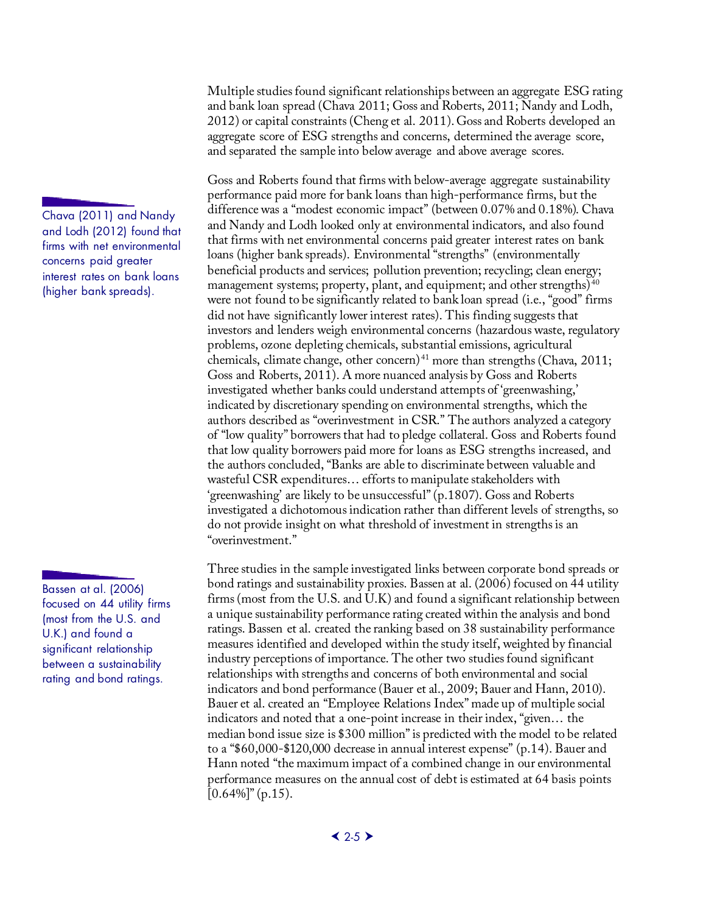Multiple studies found significant relationships between an aggregate ESG rating and bank loan spread (Chava 2011; Goss and Roberts, 2011; Nandy and Lodh, 2012) or capital constraints (Cheng et al. 2011). Goss and Roberts developed an aggregate score of ESG strengths and concerns, determined the average score, and separated the sample into below average and above average scores.

> Chava (2011) and Nandy and Lodh (2012) found that firms with net environmental concerns paid greater interest rates on bank loans (higher bank spreads).

Goss and Roberts found that firms with below-average aggregate sustainability performance paid more for bank loans than high-performance firms, but the difference was a "modest economic impact" (between 0.07% and 0.18%). Chava and Nandy and Lodh looked only at environmental indicators, and also found that firms with net environmental concerns paid greater interest rates on bank loans (higher bank spreads). Environmental "strengths" (environmentally beneficial products and services; pollution prevention; recycling; clean energy; management systems; property, plant, and equipment; and other strengths)[40] were not found to be significantly related to bank loan spread (i.e., "good" firms did not have significantly lower interest rates). This finding suggests that investors and lenders weigh environmental concerns (hazardous waste, regulatory problems, ozone depleting chemicals, substantial emissions, agricultural chemicals, climate change, other concern)[41] more than strengths (Chava, 2011; Goss and Roberts, 2011). A more nuanced analysis by Goss and Roberts investigated whether banks could understand attempts of 'greenwashing,' indicated by discretionary spending on environmental strengths, which the authors described as "overinvestment in CSR." The authors analyzed a category of "low quality" borrowers that had to pledge collateral. Goss and Roberts found that low quality borrowers paid more for loans as ESG strengths increased, and the authors concluded, "Banks are able to discriminate between valuable and wasteful CSR expenditures… efforts to manipulate stakeholders with 'greenwashing' are likely to be unsuccessful" (p.1807). Goss and Roberts investigated a dichotomous indication rather than different levels of strengths, so do not provide insight on what threshold of investment in strengths is an "overinvestment."

> Bassen at al. (2006) focused on 44 utility firms (most from the U.S. and U.K.) and found a significant relationship between a sustainability rating and bond ratings.

Three studies in the sample investigated links between corporate bond spreads or bond ratings and sustainability proxies. Bassen at al. (2006) focused on 44 utility firms (most from the U.S. and U.K) and found a significant relationship between a unique sustainability performance rating created within the analysis and bond ratings. Bassen et al. created the ranking based on 38 sustainability performance measures identified and developed within the study itself, weighted by financial industry perceptions of importance. The other two studies found significant relationships with strengths and concerns of both environmental and social indicators and bond performance (Bauer et al., 2009; Bauer and Hann, 2010). Bauer et al. created an "Employee Relations Index" made up of multiple social indicators and noted that a one-point increase in their index, "given… the median bond issue size is $300 million" is predicted with the model to be related to a "$60,000-$120,000 decrease in annual interest expense" (p.14). Bauer and Hann noted "the maximum impact of a combined change in our environmental performance measures on the annual cost of debt is estimated at 64 basis points [0.64%]" (p.15).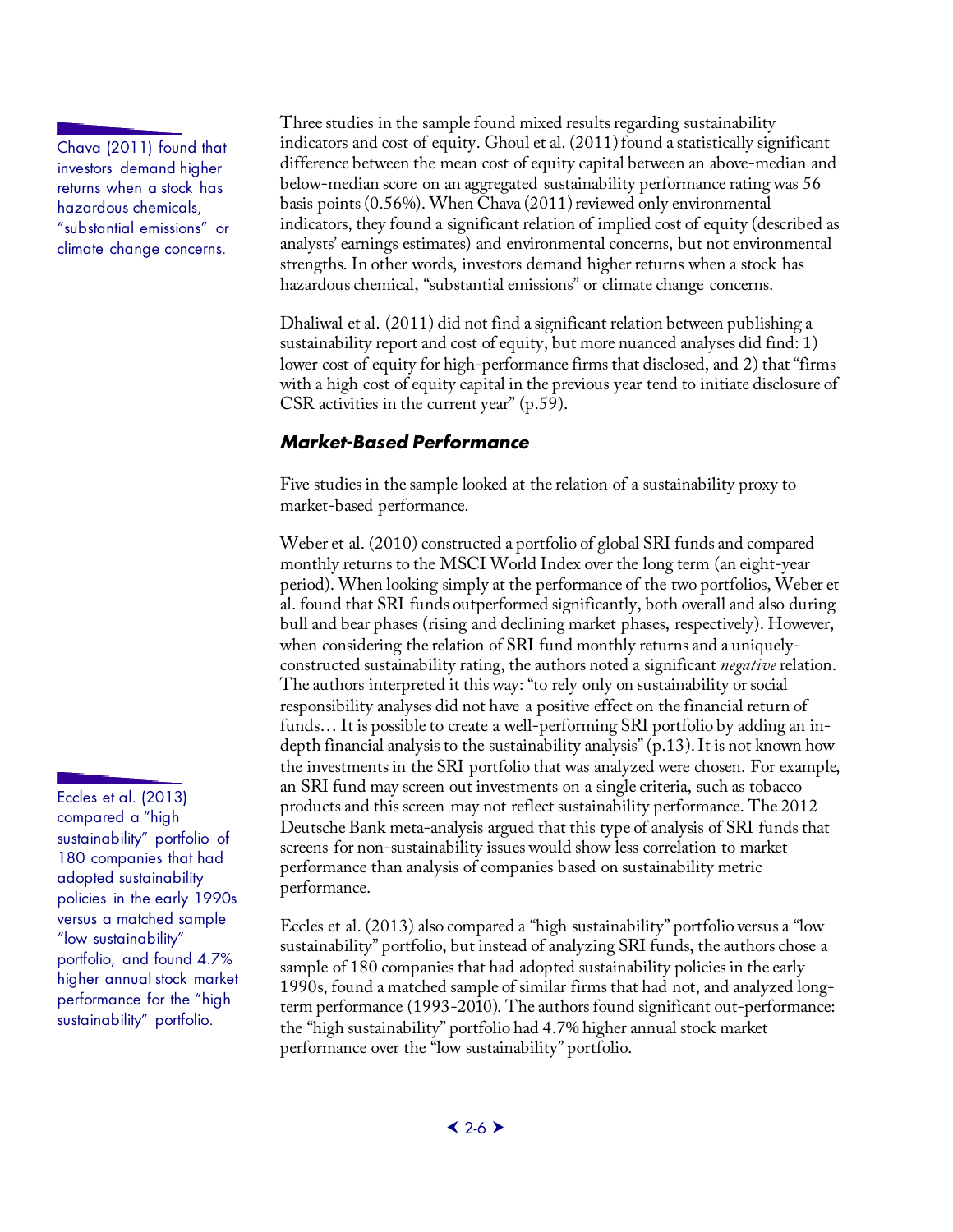Chava (2011) found that investors demand higher returns when a stock has hazardous chemicals, "substantial emissions" or climate change concerns.

Three studies in the sample found mixed results regarding sustainability indicators and cost of equity. Ghoul et al. (2011) found a statistically significant difference between the mean cost of equity capital between an above-median and below-median score on an aggregated sustainability performance rating was 56 basis points (0.56%). When Chava (2011) reviewed only environmental indicators, they found a significant relation of implied cost of equity (described as analysts' earnings estimates) and environmental concerns, but not environmental strengths. In other words, investors demand higher returns when a stock has hazardous chemical, "substantial emissions" or climate change concerns.

Dhaliwal et al. (2011) did not find a significant relation between publishing a sustainability report and cost of equity, but more nuanced analyses did find: 1) lower cost of equity for high-performance firms that disclosed, and 2) that "firms with a high cost of equity capital in the previous year tend to initiate disclosure of CSR activities in the current year" (p.59).

### Market-Based Performance

Five studies in the sample looked at the relation of a sustainability proxy to market-based performance.

Weber et al. (2010) constructed a portfolio of global SRI funds and compared monthly returns to the MSCI World Index over the long term (an eight-year period). When looking simply at the performance of the two portfolios, Weber et al. found that SRI funds outperformed significantly, both overall and also during bull and bear phases (rising and declining market phases, respectively). However, when considering the relation of SRI fund monthly returns and a uniquely-constructed sustainability rating, the authors noted a significant *negative* relation. The authors interpreted it this way: "to rely only on sustainability or social responsibility analyses did not have a positive effect on the financial return of funds… It is possible to create a well-performing SRI portfolio by adding an in-depth financial analysis to the sustainability analysis" (p.13). It is not known how the investments in the SRI portfolio that was analyzed were chosen. For example, an SRI fund may screen out investments on a single criteria, such as tobacco products and this screen may not reflect sustainability performance. The 2012 Deutsche Bank meta-analysis argued that this type of analysis of SRI funds that screens for non-sustainability issues would show less correlation to market performance than analysis of companies based on sustainability metric performance.

Eccles et al. (2013) compared a "high sustainability" portfolio of 180 companies that had adopted sustainability policies in the early 1990s versus a matched sample "low sustainability" portfolio, and found 4.7% higher annual stock market performance for the "high sustainability" portfolio.

Eccles et al. (2013) also compared a "high sustainability" portfolio versus a "low sustainability" portfolio, but instead of analyzing SRI funds, the authors chose a sample of 180 companies that had adopted sustainability policies in the early 1990s, found a matched sample of similar firms that had not, and analyzed long-term performance (1993-2010). The authors found significant out-performance: the "high sustainability" portfolio had 4.7% higher annual stock market performance over the "low sustainability" portfolio.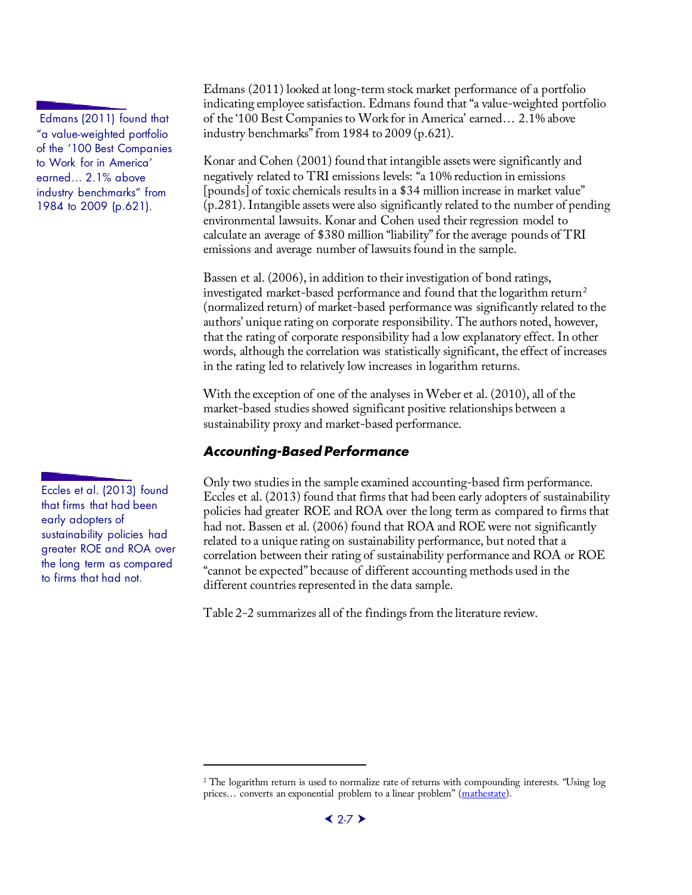> Edmans (2011) found that "a value-weighted portfolio of the '100 Best Companies to Work for in America' earned… 2.1% above industry benchmarks" from 1984 to 2009 (p.621).

Edmans (2011) looked at long-term stock market performance of a portfolio indicating employee satisfaction. Edmans found that "a value-weighted portfolio of the '100 Best Companies to Work for in America' earned… 2.1% above industry benchmarks" from 1984 to 2009 (p.621).

Konar and Cohen (2001) found that intangible assets were significantly and negatively related to TRI emissions levels: "a 10% reduction in emissions [pounds] of toxic chemicals results in a $34 million increase in market value" (p.281). Intangible assets were also significantly related to the number of pending environmental lawsuits. Konar and Cohen used their regression model to calculate an average of $380 million "liability" for the average pounds of TRI emissions and average number of lawsuits found in the sample.

Bassen et al. (2006), in addition to their investigation of bond ratings, investigated market-based performance and found that the logarithm return[2] (normalized return) of market-based performance was significantly related to the authors' unique rating on corporate responsibility. The authors noted, however, that the rating of corporate responsibility had a low explanatory effect. In other words, although the correlation was statistically significant, the effect of increases in the rating led to relatively low increases in logarithm returns.

With the exception of one of the analyses in Weber et al. (2010), all of the market-based studies showed significant positive relationships between a sustainability proxy and market-based performance.

### *Accounting-Based Performance*

> Eccles et al. (2013) found that firms that had been early adopters of sustainability policies had greater ROE and ROA over the long term as compared to firms that had not.

Only two studies in the sample examined accounting-based firm performance. Eccles et al. (2013) found that firms that had been early adopters of sustainability policies had greater ROE and ROA over the long term as compared to firms that had not. Bassen et al. (2006) found that ROA and ROE were not significantly related to a unique rating on sustainability performance, but noted that a correlation between their rating of sustainability performance and ROA or ROE "cannot be expected" because of different accounting methods used in the different countries represented in the data sample.

Table 2-2 summarizes all of the findings from the literature review.

---

[2] The logarithm return is used to normalize rate of returns with compounding interests. "Using log prices… converts an exponential problem to a linear problem" (mathestate).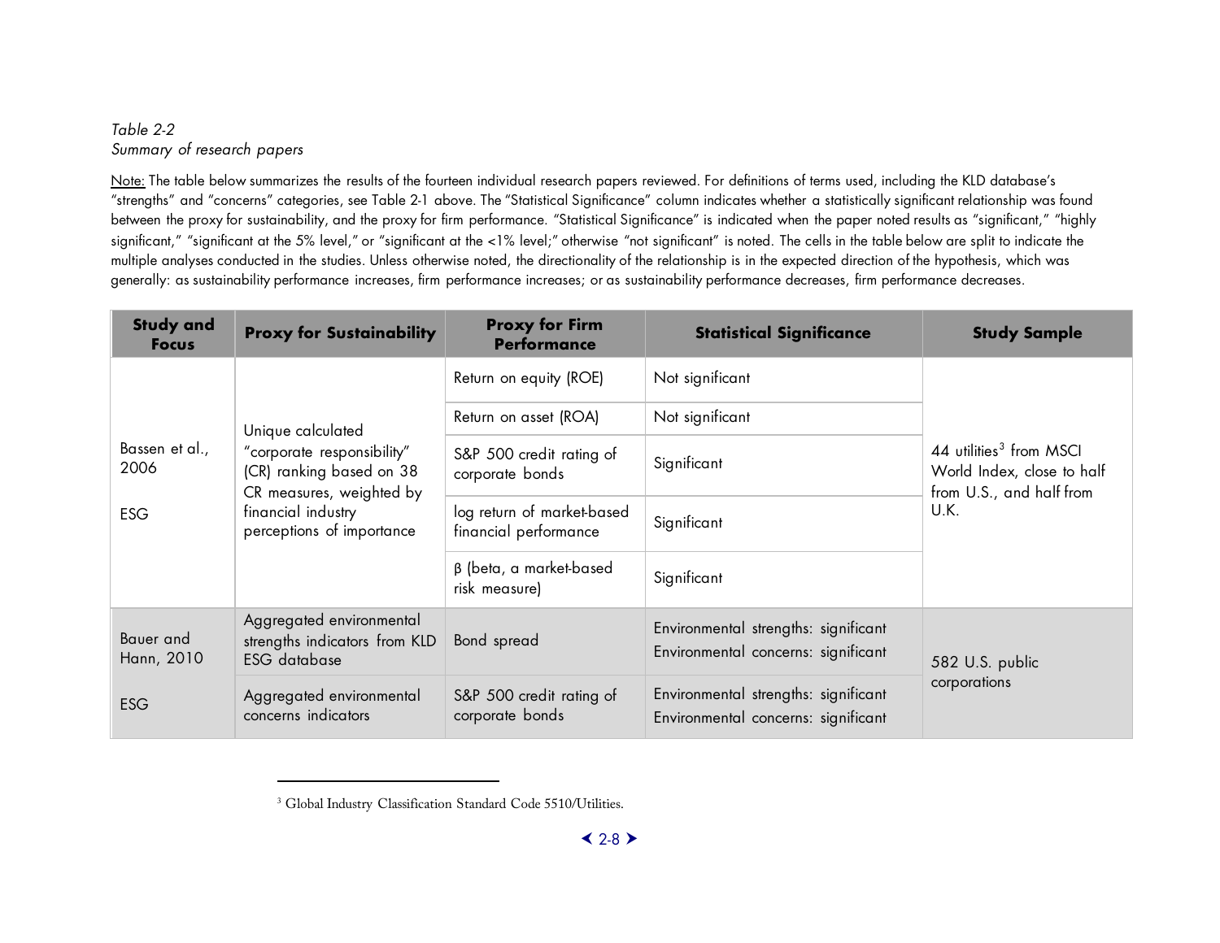*Table 2-2*
*Summary of research papers*

Note: The table below summarizes the results of the fourteen individual research papers reviewed. For definitions of terms used, including the KLD database's "strengths" and "concerns" categories, see Table 2-1 above. The "Statistical Significance" column indicates whether a statistically significant relationship was found between the proxy for sustainability, and the proxy for firm performance. "Statistical Significance" is indicated when the paper noted results as "significant," "highly significant," "significant at the 5% level," or "significant at the <1% level;" otherwise "not significant" is noted. The cells in the table below are split to indicate the multiple analyses conducted in the studies. Unless otherwise noted, the directionality of the relationship is in the expected direction of the hypothesis, which was generally: as sustainability performance increases, firm performance increases; or as sustainability performance decreases, firm performance decreases.

| Study and Focus | Proxy for Sustainability | Proxy for Firm Performance | Statistical Significance | Study Sample |
|---|---|---|---|---|
| Bassen et al., 2006<br><br>ESG | Unique calculated "corporate responsibility" (CR) ranking based on 38 CR measures, weighted by financial industry perceptions of importance | Return on equity (ROE) | Not significant | 44 utilities[3] from MSCI World Index, close to half from U.S., and half from U.K. |
| | | Return on asset (ROA) | Not significant | |
| | | S&P 500 credit rating of corporate bonds | Significant | |
| | | log return of market-based financial performance | Significant | |
| | | β (beta, a market-based risk measure) | Significant | |
| Bauer and Hann, 2010<br><br>ESG | Aggregated environmental strengths indicators from KLD ESG database | Bond spread | Environmental strengths: significant<br>Environmental concerns: significant | 582 U.S. public corporations |
| | Aggregated environmental concerns indicators | S&P 500 credit rating of corporate bonds | Environmental strengths: significant<br>Environmental concerns: significant | |

[3] Global Industry Classification Standard Code 5510/Utilities.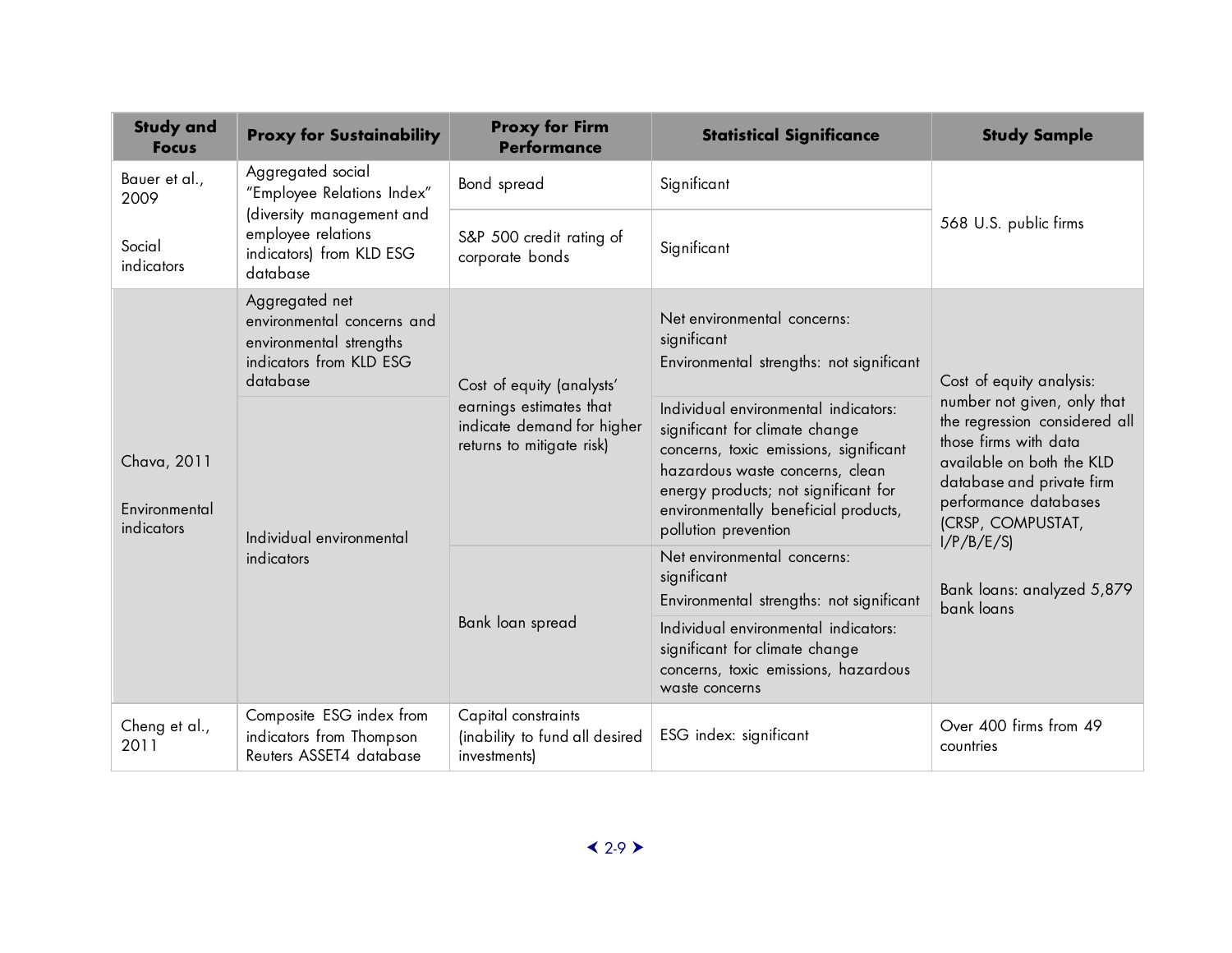| Study and Focus | Proxy for Sustainability | Proxy for Firm Performance | Statistical Significance | Study Sample |
|---|---|---|---|---|
| Bauer et al., 2009<br><br>Social indicators | Aggregated social "Employee Relations Index" (diversity management and employee relations indicators) from KLD ESG database | Bond spread | Significant | 568 U.S. public firms |
| | | S&P 500 credit rating of corporate bonds | Significant | |
| Chava, 2011<br><br>Environmental indicators | Aggregated net environmental concerns and environmental strengths indicators from KLD ESG database | Cost of equity (analysts' earnings estimates that indicate demand for higher returns to mitigate risk) | Net environmental concerns: significant<br>Environmental strengths: not significant | Cost of equity analysis: number not given, only that the regression considered all those firms with data available on both the KLD database and private firm performance databases (CRSP, COMPUSTAT, I/P/B/E/S)<br><br>Bank loans: analyzed 5,879 bank loans |
| | Individual environmental indicators | | Individual environmental indicators: significant for climate change concerns, toxic emissions, significant hazardous waste concerns, clean energy products; not significant for environmentally beneficial products, pollution prevention | |
| | | Bank loan spread | Net environmental concerns: significant<br>Environmental strengths: not significant | |
| | | | Individual environmental indicators: significant for climate change concerns, toxic emissions, hazardous waste concerns | |
| Cheng et al., 2011 | Composite ESG index from indicators from Thompson Reuters ASSET4 database | Capital constraints (inability to fund all desired investments) | ESG index: significant | Over 400 firms from 49 countries |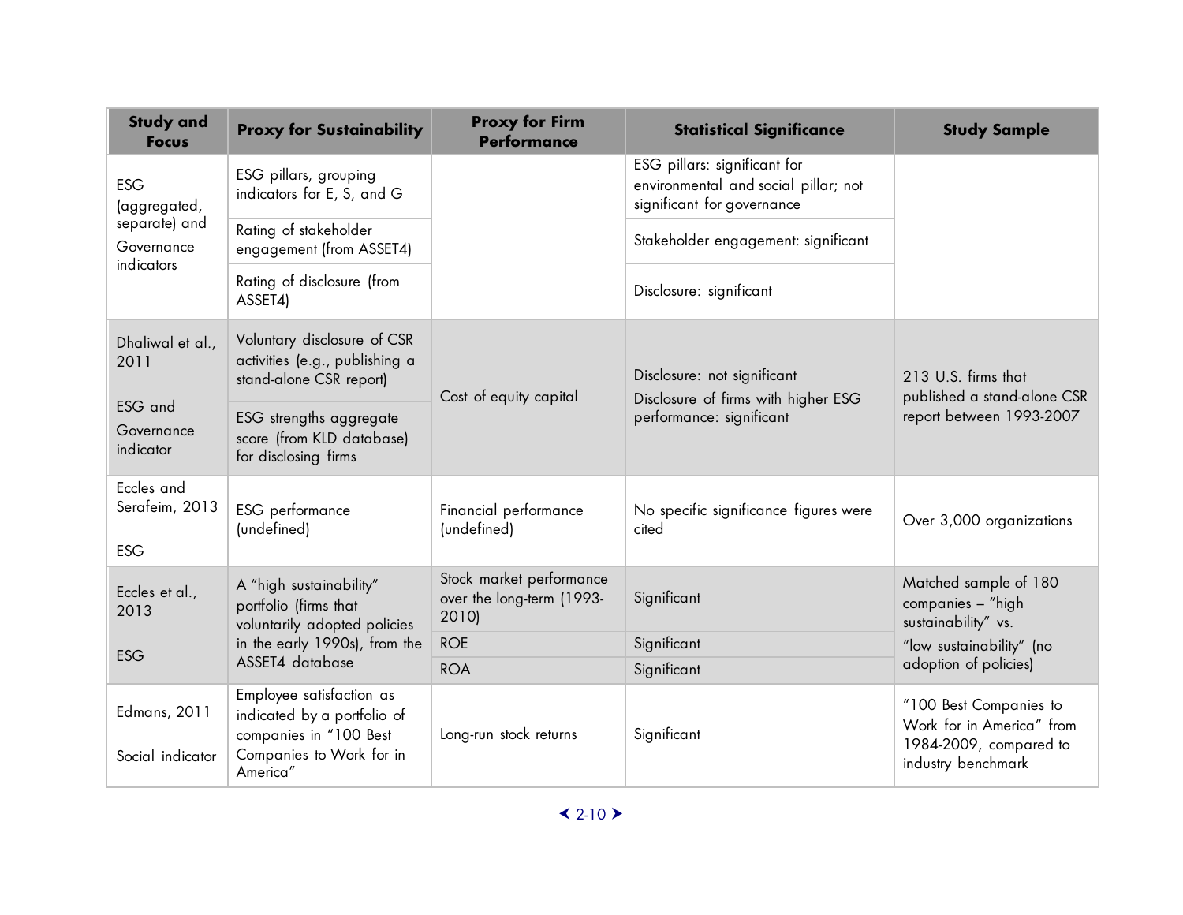| Study and Focus | Proxy for Sustainability | Proxy for Firm Performance | Statistical Significance | Study Sample |
|---|---|---|---|---|
| ESG (aggregated, separate) and Governance indicators | ESG pillars, grouping indicators for E, S, and G | | ESG pillars: significant for environmental and social pillar; not significant for governance | |
| | Rating of stakeholder engagement (from ASSET4) | | Stakeholder engagement: significant | |
| | Rating of disclosure (from ASSET4) | | Disclosure: significant | |
| Dhaliwal et al., 2011<br><br>ESG and Governance indicator | Voluntary disclosure of CSR activities (e.g., publishing a stand-alone CSR report) | Cost of equity capital | Disclosure: not significant<br>Disclosure of firms with higher ESG performance: significant | 213 U.S. firms that published a stand-alone CSR report between 1993-2007 |
| | ESG strengths aggregate score (from KLD database) for disclosing firms | | | |
| Eccles and Serafeim, 2013<br><br>ESG | ESG performance (undefined) | Financial performance (undefined) | No specific significance figures were cited | Over 3,000 organizations |
| Eccles et al., 2013<br><br>ESG | A "high sustainability" portfolio (firms that voluntarily adopted policies in the early 1990s), from the ASSET4 database | Stock market performance over the long-term (1993-2010) | Significant | Matched sample of 180 companies – "high sustainability" vs. "low sustainability" (no adoption of policies) |
| | | ROE | Significant | |
| | | ROA | Significant | |
| Edmans, 2011<br><br>Social indicator | Employee satisfaction as indicated by a portfolio of companies in "100 Best Companies to Work for in America" | Long-run stock returns | Significant | "100 Best Companies to Work for in America" from 1984-2009, compared to industry benchmark |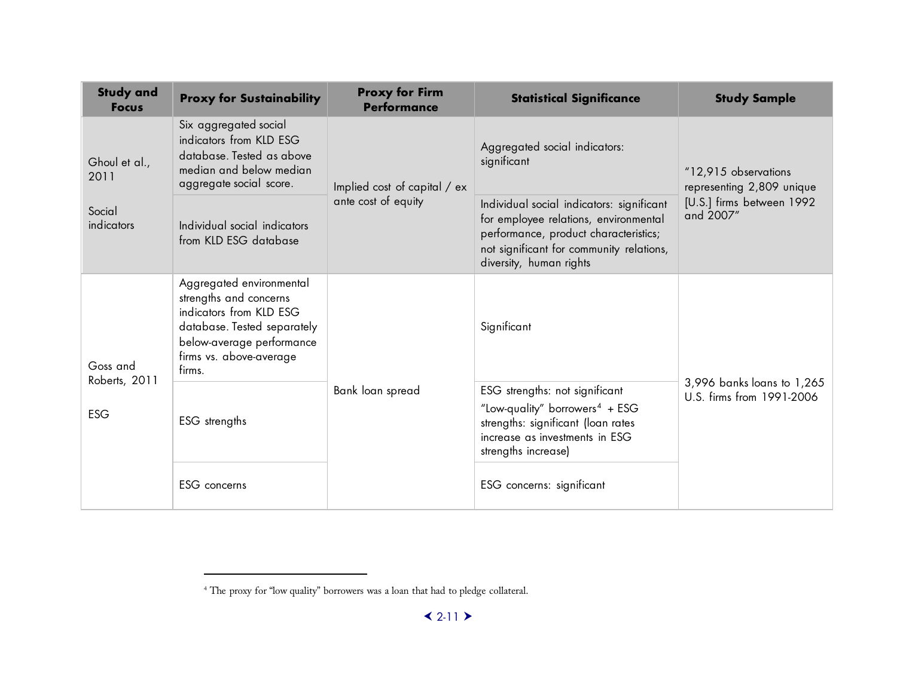| Study and Focus | Proxy for Sustainability | Proxy for Firm Performance | Statistical Significance | Study Sample |
|---|---|---|---|---|
| Ghoul et al., 2011<br><br>Social indicators | Six aggregated social indicators from KLD ESG database. Tested as above median and below median aggregate social score. | Implied cost of capital / ex ante cost of equity | Aggregated social indicators: significant | "12,915 observations representing 2,809 unique [U.S.] firms between 1992 and 2007" |
| | Individual social indicators from KLD ESG database | | Individual social indicators: significant for employee relations, environmental performance, product characteristics; not significant for community relations, diversity, human rights | |
| Goss and Roberts, 2011<br><br>ESG | Aggregated environmental strengths and concerns indicators from KLD ESG database. Tested separately below-average performance firms vs. above-average firms. | Bank loan spread | Significant | 3,996 banks loans to 1,265 U.S. firms from 1991-2006 |
| | ESG strengths | | ESG strengths: not significant<br>"Low-quality" borrowers[4] + ESG strengths: significant (loan rates increase as investments in ESG strengths increase) | |
| | ESG concerns | | ESG concerns: significant | |

[4] The proxy for "low quality" borrowers was a loan that had to pledge collateral.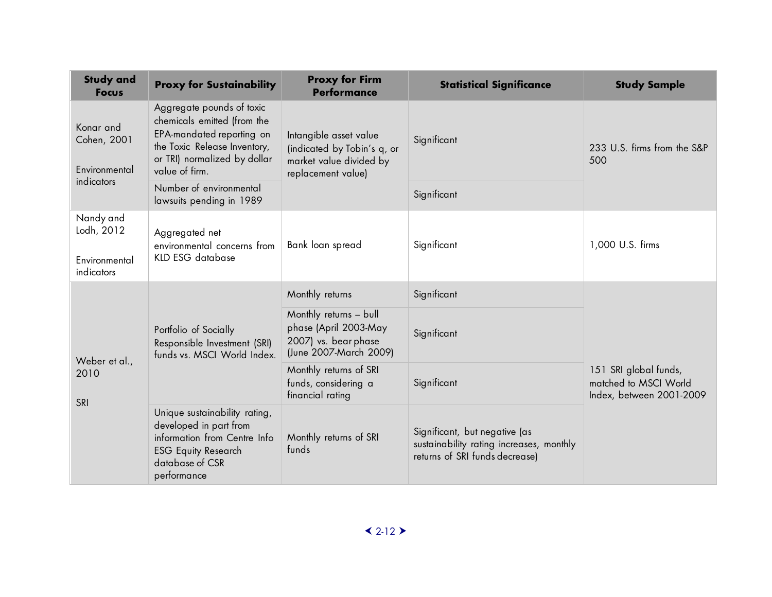| Study and Focus | Proxy for Sustainability | Proxy for Firm Performance | Statistical Significance | Study Sample |
|---|---|---|---|---|
| Konar and Cohen, 2001<br><br>Environmental indicators | Aggregate pounds of toxic chemicals emitted (from the EPA-mandated reporting on the Toxic Release Inventory, or TRI) normalized by dollar value of firm. | Intangible asset value (indicated by Tobin's q, or market value divided by replacement value) | Significant | 233 U.S. firms from the S&P 500 |
| | Number of environmental lawsuits pending in 1989 | | Significant | |
| Nandy and Lodh, 2012<br><br>Environmental indicators | Aggregated net environmental concerns from KLD ESG database | Bank loan spread | Significant | 1,000 U.S. firms |
| Weber et al., 2010<br><br>SRI | Portfolio of Socially Responsible Investment (SRI) funds vs. MSCI World Index. | Monthly returns | Significant | 151 SRI global funds, matched to MSCI World Index, between 2001-2009 |
| | | Monthly returns – bull phase (April 2003-May 2007) vs. bear phase (June 2007-March 2009) | Significant | |
| | | Monthly returns of SRI funds, considering a financial rating | Significant | |
| | Unique sustainability rating, developed in part from information from Centre Info ESG Equity Research database of CSR performance | Monthly returns of SRI funds | Significant, but negative (as sustainability rating increases, monthly returns of SRI funds decrease) | |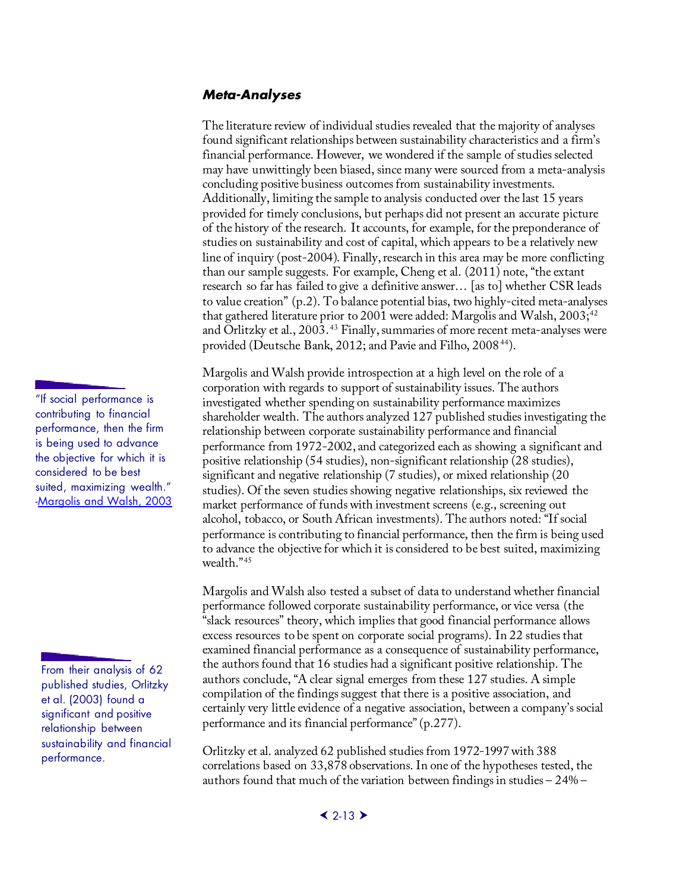### *Meta-Analyses*

The literature review of individual studies revealed that the majority of analyses found significant relationships between sustainability characteristics and a firm's financial performance. However, we wondered if the sample of studies selected may have unwittingly been biased, since many were sourced from a meta-analysis concluding positive business outcomes from sustainability investments. Additionally, limiting the sample to analysis conducted over the last 15 years provided for timely conclusions, but perhaps did not present an accurate picture of the history of the research. It accounts, for example, for the preponderance of studies on sustainability and cost of capital, which appears to be a relatively new line of inquiry (post-2004). Finally, research in this area may be more conflicting than our sample suggests. For example, Cheng et al. (2011) note, "the extant research so far has failed to give a definitive answer… [as to] whether CSR leads to value creation" (p.2). To balance potential bias, two highly-cited meta-analyses that gathered literature prior to 2001 were added: Margolis and Walsh, 2003;[42] and Orlitzky et al., 2003.[43] Finally, summaries of more recent meta-analyses were provided (Deutsche Bank, 2012; and Pavie and Filho, 2008[44]).

> "If social performance is contributing to financial performance, then the firm is being used to advance the objective for which it is considered to be best suited, maximizing wealth." -Margolis and Walsh, 2003

Margolis and Walsh provide introspection at a high level on the role of a corporation with regards to support of sustainability issues. The authors investigated whether spending on sustainability performance maximizes shareholder wealth. The authors analyzed 127 published studies investigating the relationship between corporate sustainability performance and financial performance from 1972-2002, and categorized each as showing a significant and positive relationship (54 studies), non-significant relationship (28 studies), significant and negative relationship (7 studies), or mixed relationship (20 studies). Of the seven studies showing negative relationships, six reviewed the market performance of funds with investment screens (e.g., screening out alcohol, tobacco, or South African investments). The authors noted: "If social performance is contributing to financial performance, then the firm is being used to advance the objective for which it is considered to be best suited, maximizing wealth."[45]

Margolis and Walsh also tested a subset of data to understand whether financial performance followed corporate sustainability performance, or vice versa (the "slack resources" theory, which implies that good financial performance allows excess resources to be spent on corporate social programs). In 22 studies that examined financial performance as a consequence of sustainability performance, the authors found that 16 studies had a significant positive relationship. The authors conclude, "A clear signal emerges from these 127 studies. A simple compilation of the findings suggest that there is a positive association, and certainly very little evidence of a negative association, between a company's social performance and its financial performance" (p.277).

> From their analysis of 62 published studies, Orlitzky et al. (2003) found a significant and positive relationship between sustainability and financial performance.

Orlitzky et al. analyzed 62 published studies from 1972-1997 with 388 correlations based on 33,878 observations. In one of the hypotheses tested, the authors found that much of the variation between findings in studies – 24% –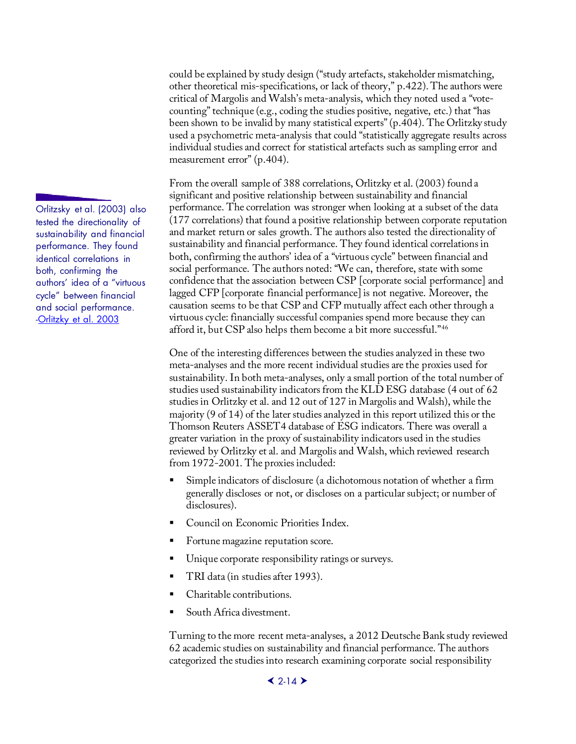could be explained by study design ("study artefacts, stakeholder mismatching, other theoretical mis-specifications, or lack of theory," p.422). The authors were critical of Margolis and Walsh's meta-analysis, which they noted used a "vote-counting" technique (e.g., coding the studies positive, negative, etc.) that "has been shown to be invalid by many statistical experts" (p.404). The Orlitzky study used a psychometric meta-analysis that could "statistically aggregate results across individual studies and correct for statistical artefacts such as sampling error and measurement error" (p.404).

> Orlitzsky et al. (2003) also tested the directionality of sustainability and financial performance. They found identical correlations in both, confirming the authors' idea of a "virtuous cycle" between financial and social performance.
> -Orlitzky et al. 2003

From the overall sample of 388 correlations, Orlitzky et al. (2003) found a significant and positive relationship between sustainability and financial performance. The correlation was stronger when looking at a subset of the data (177 correlations) that found a positive relationship between corporate reputation and market return or sales growth. The authors also tested the directionality of sustainability and financial performance. They found identical correlations in both, confirming the authors' idea of a "virtuous cycle" between financial and social performance. The authors noted: "We can, therefore, state with some confidence that the association between CSP [corporate social performance] and lagged CFP [corporate financial performance] is not negative. Moreover, the causation seems to be that CSP and CFP mutually affect each other through a virtuous cycle: financially successful companies spend more because they can afford it, but CSP also helps them become a bit more successful."[46]

One of the interesting differences between the studies analyzed in these two meta-analyses and the more recent individual studies are the proxies used for sustainability. In both meta-analyses, only a small portion of the total number of studies used sustainability indicators from the KLD ESG database (4 out of 62 studies in Orlitzky et al. and 12 out of 127 in Margolis and Walsh), while the majority (9 of 14) of the later studies analyzed in this report utilized this or the Thomson Reuters ASSET4 database of ESG indicators. There was overall a greater variation in the proxy of sustainability indicators used in the studies reviewed by Orlitzky et al. and Margolis and Walsh, which reviewed research from 1972-2001. The proxies included:

- Simple indicators of disclosure (a dichotomous notation of whether a firm generally discloses or not, or discloses on a particular subject; or number of disclosures).
- Council on Economic Priorities Index.
- Fortune magazine reputation score.
- Unique corporate responsibility ratings or surveys.
- TRI data (in studies after 1993).
- Charitable contributions.
- South Africa divestment.

Turning to the more recent meta-analyses, a 2012 Deutsche Bank study reviewed 62 academic studies on sustainability and financial performance. The authors categorized the studies into research examining corporate social responsibility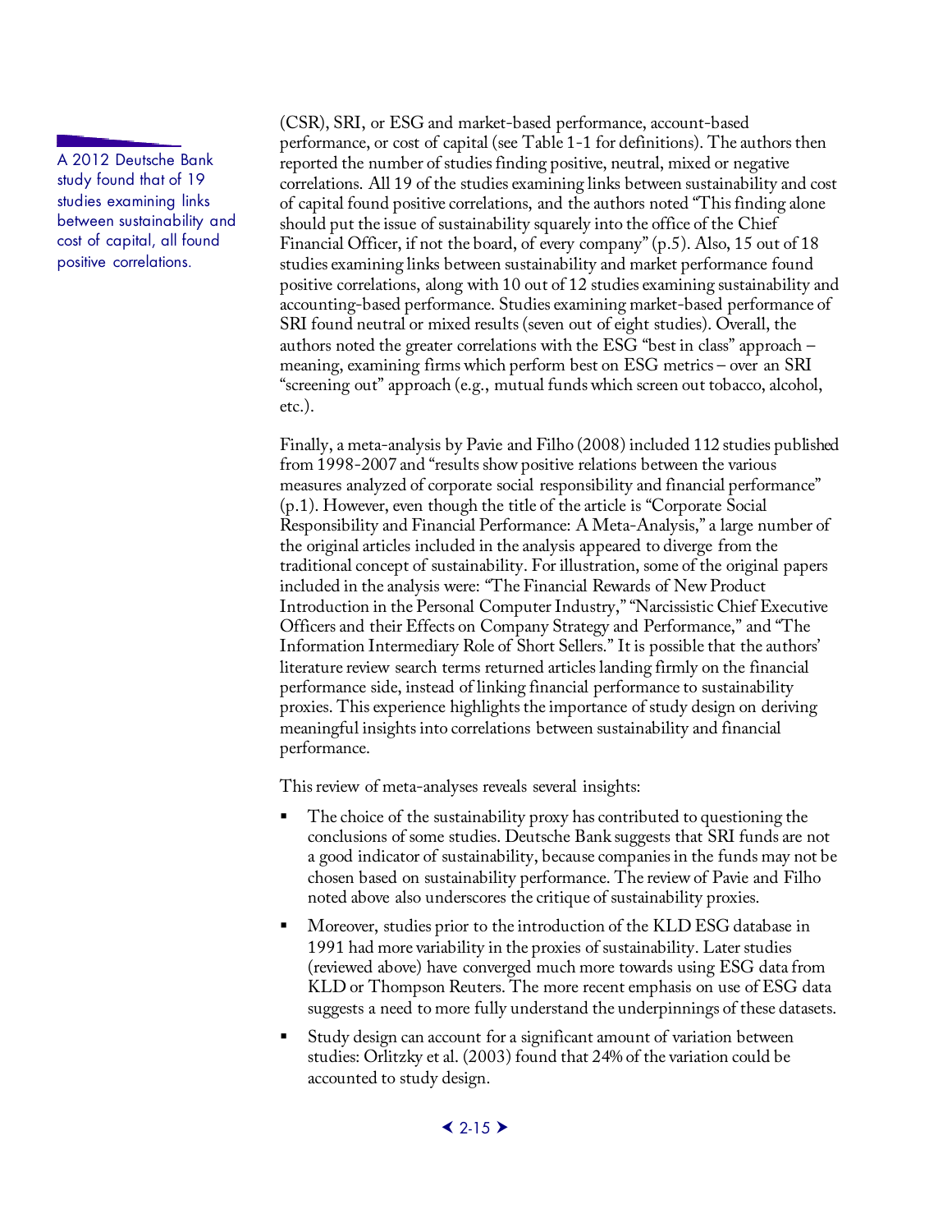> A 2012 Deutsche Bank study found that of 19 studies examining links between sustainability and cost of capital, all found positive correlations.

(CSR), SRI, or ESG and market-based performance, account-based performance, or cost of capital (see Table 1-1 for definitions). The authors then reported the number of studies finding positive, neutral, mixed or negative correlations. All 19 of the studies examining links between sustainability and cost of capital found positive correlations, and the authors noted "This finding alone should put the issue of sustainability squarely into the office of the Chief Financial Officer, if not the board, of every company" (p.5). Also, 15 out of 18 studies examining links between sustainability and market performance found positive correlations, along with 10 out of 12 studies examining sustainability and accounting-based performance. Studies examining market-based performance of SRI found neutral or mixed results (seven out of eight studies). Overall, the authors noted the greater correlations with the ESG "best in class" approach – meaning, examining firms which perform best on ESG metrics – over an SRI "screening out" approach (e.g., mutual funds which screen out tobacco, alcohol, etc.).

Finally, a meta-analysis by Pavie and Filho (2008) included 112 studies published from 1998-2007 and "results show positive relations between the various measures analyzed of corporate social responsibility and financial performance" (p.1). However, even though the title of the article is "Corporate Social Responsibility and Financial Performance: A Meta-Analysis," a large number of the original articles included in the analysis appeared to diverge from the traditional concept of sustainability. For illustration, some of the original papers included in the analysis were: "The Financial Rewards of New Product Introduction in the Personal Computer Industry," "Narcissistic Chief Executive Officers and their Effects on Company Strategy and Performance," and "The Information Intermediary Role of Short Sellers." It is possible that the authors' literature review search terms returned articles landing firmly on the financial performance side, instead of linking financial performance to sustainability proxies. This experience highlights the importance of study design on deriving meaningful insights into correlations between sustainability and financial performance.

This review of meta-analyses reveals several insights:

- The choice of the sustainability proxy has contributed to questioning the conclusions of some studies. Deutsche Bank suggests that SRI funds are not a good indicator of sustainability, because companies in the funds may not be chosen based on sustainability performance. The review of Pavie and Filho noted above also underscores the critique of sustainability proxies.
- Moreover, studies prior to the introduction of the KLD ESG database in 1991 had more variability in the proxies of sustainability. Later studies (reviewed above) have converged much more towards using ESG data from KLD or Thompson Reuters. The more recent emphasis on use of ESG data suggests a need to more fully understand the underpinnings of these datasets.
- Study design can account for a significant amount of variation between studies: Orlitzky et al. (2003) found that 24% of the variation could be accounted to study design.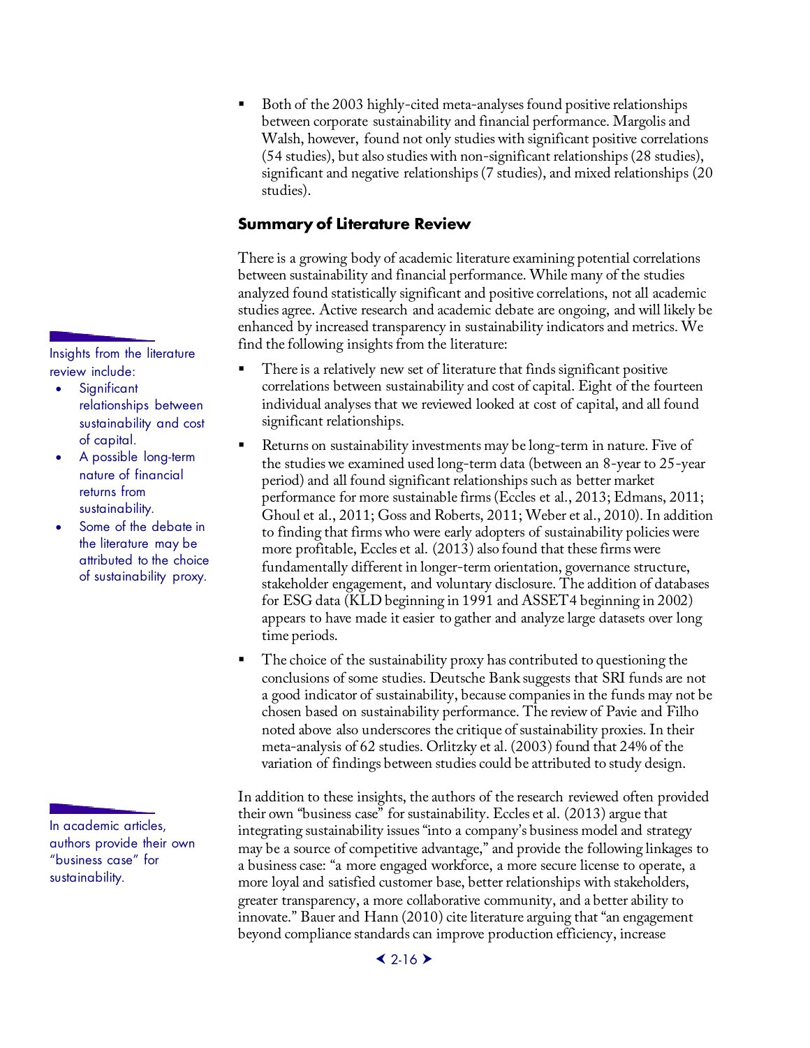- Both of the 2003 highly-cited meta-analyses found positive relationships between corporate sustainability and financial performance. Margolis and Walsh, however, found not only studies with significant positive correlations (54 studies), but also studies with non-significant relationships (28 studies), significant and negative relationships (7 studies), and mixed relationships (20 studies).

### Summary of Literature Review

There is a growing body of academic literature examining potential correlations between sustainability and financial performance. While many of the studies analyzed found statistically significant and positive correlations, not all academic studies agree. Active research and academic debate are ongoing, and will likely be enhanced by increased transparency in sustainability indicators and metrics. We find the following insights from the literature:

Insights from the literature review include:

- Significant relationships between sustainability and cost of capital.
- A possible long-term nature of financial returns from sustainability.
- Some of the debate in the literature may be attributed to the choice of sustainability proxy.

- There is a relatively new set of literature that finds significant positive correlations between sustainability and cost of capital. Eight of the fourteen individual analyses that we reviewed looked at cost of capital, and all found significant relationships.
- Returns on sustainability investments may be long-term in nature. Five of the studies we examined used long-term data (between an 8-year to 25-year period) and all found significant relationships such as better market performance for more sustainable firms (Eccles et al., 2013; Edmans, 2011; Ghoul et al., 2011; Goss and Roberts, 2011; Weber et al., 2010). In addition to finding that firms who were early adopters of sustainability policies were more profitable, Eccles et al. (2013) also found that these firms were fundamentally different in longer-term orientation, governance structure, stakeholder engagement, and voluntary disclosure. The addition of databases for ESG data (KLD beginning in 1991 and ASSET4 beginning in 2002) appears to have made it easier to gather and analyze large datasets over long time periods.
- The choice of the sustainability proxy has contributed to questioning the conclusions of some studies. Deutsche Bank suggests that SRI funds are not a good indicator of sustainability, because companies in the funds may not be chosen based on sustainability performance. The review of Pavie and Filho noted above also underscores the critique of sustainability proxies. In their meta-analysis of 62 studies. Orlitzky et al. (2003) found that 24% of the variation of findings between studies could be attributed to study design.

In academic articles, authors provide their own "business case" for sustainability.

In addition to these insights, the authors of the research reviewed often provided their own "business case" for sustainability. Eccles et al. (2013) argue that integrating sustainability issues "into a company's business model and strategy may be a source of competitive advantage," and provide the following linkages to a business case: "a more engaged workforce, a more secure license to operate, a more loyal and satisfied customer base, better relationships with stakeholders, greater transparency, a more collaborative community, and a better ability to innovate." Bauer and Hann (2010) cite literature arguing that "an engagement beyond compliance standards can improve production efficiency, increase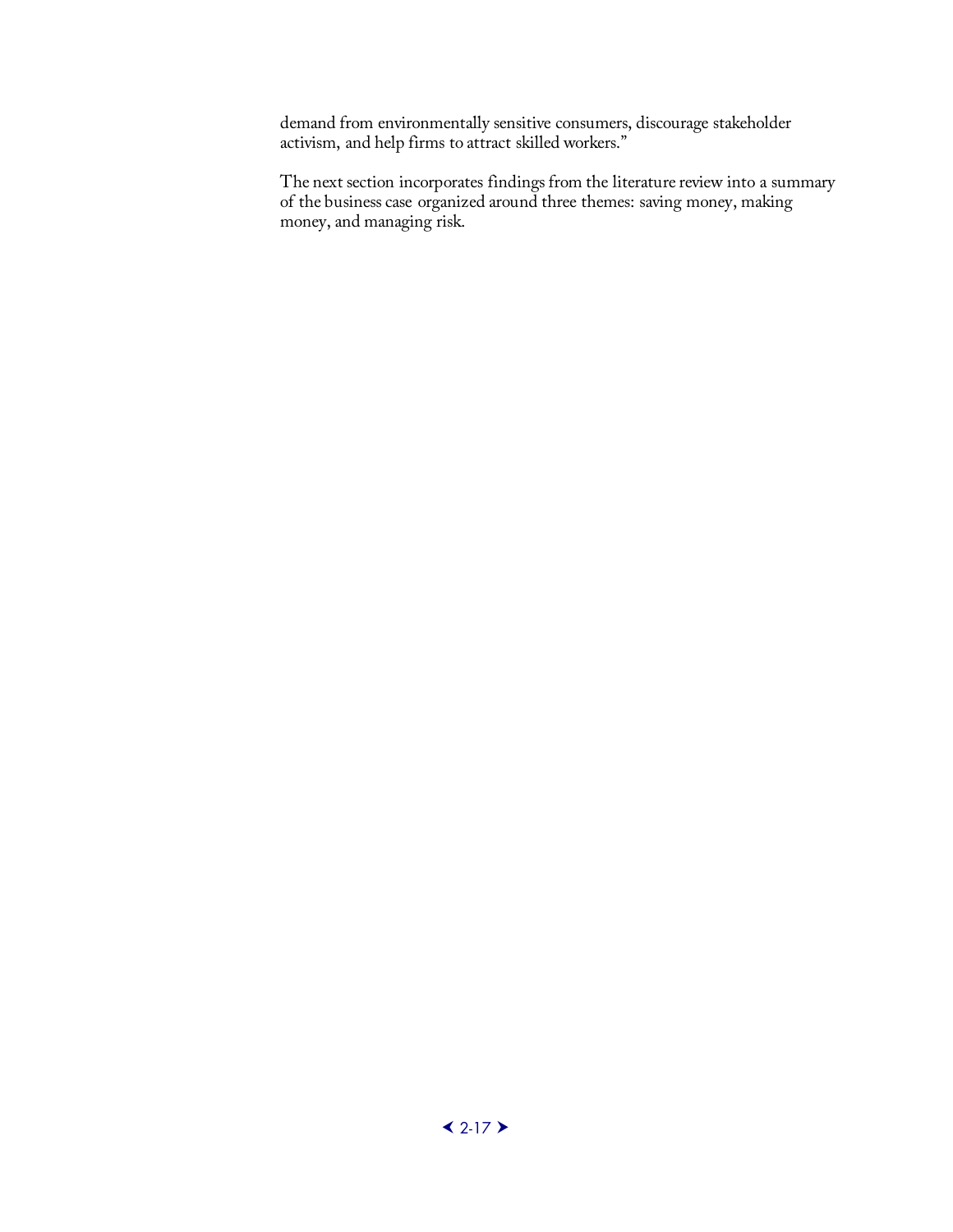demand from environmentally sensitive consumers, discourage stakeholder activism, and help firms to attract skilled workers."

The next section incorporates findings from the literature review into a summary of the business case organized around three themes: saving money, making money, and managing risk.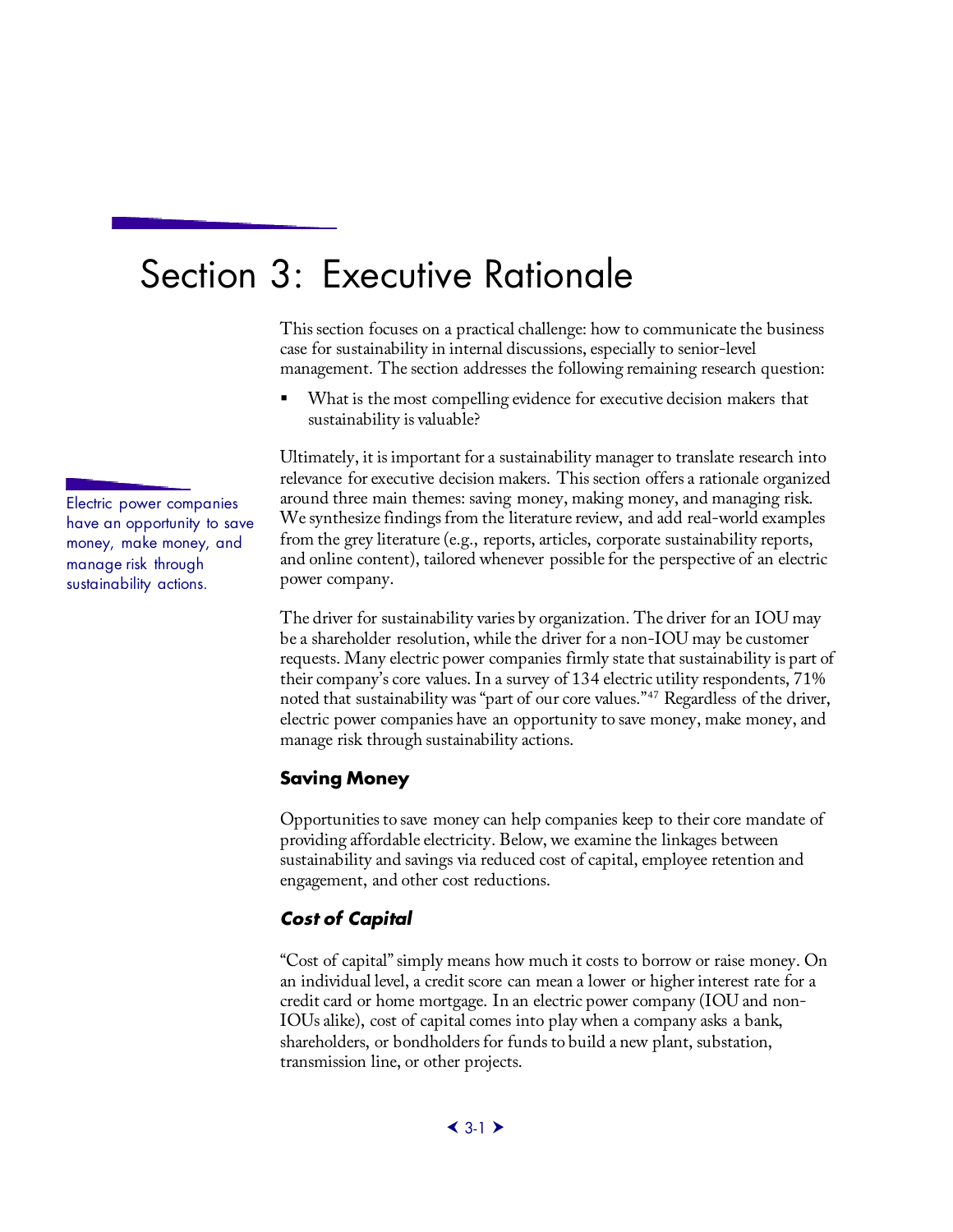# Section 3: Executive Rationale

This section focuses on a practical challenge: how to communicate the business case for sustainability in internal discussions, especially to senior-level management. The section addresses the following remaining research question:

- What is the most compelling evidence for executive decision makers that sustainability is valuable?

Electric power companies have an opportunity to save money, make money, and manage risk through sustainability actions.

Ultimately, it is important for a sustainability manager to translate research into relevance for executive decision makers. This section offers a rationale organized around three main themes: saving money, making money, and managing risk. We synthesize findings from the literature review, and add real-world examples from the grey literature (e.g., reports, articles, corporate sustainability reports, and online content), tailored whenever possible for the perspective of an electric power company.

The driver for sustainability varies by organization. The driver for an IOU may be a shareholder resolution, while the driver for a non-IOU may be customer requests. Many electric power companies firmly state that sustainability is part of their company's core values. In a survey of 134 electric utility respondents, 71% noted that sustainability was "part of our core values."[47] Regardless of the driver, electric power companies have an opportunity to save money, make money, and manage risk through sustainability actions.

## Saving Money

Opportunities to save money can help companies keep to their core mandate of providing affordable electricity. Below, we examine the linkages between sustainability and savings via reduced cost of capital, employee retention and engagement, and other cost reductions.

### *Cost of Capital*

"Cost of capital" simply means how much it costs to borrow or raise money. On an individual level, a credit score can mean a lower or higher interest rate for a credit card or home mortgage. In an electric power company (IOU and non-IOUs alike), cost of capital comes into play when a company asks a bank, shareholders, or bondholders for funds to build a new plant, substation, transmission line, or other projects.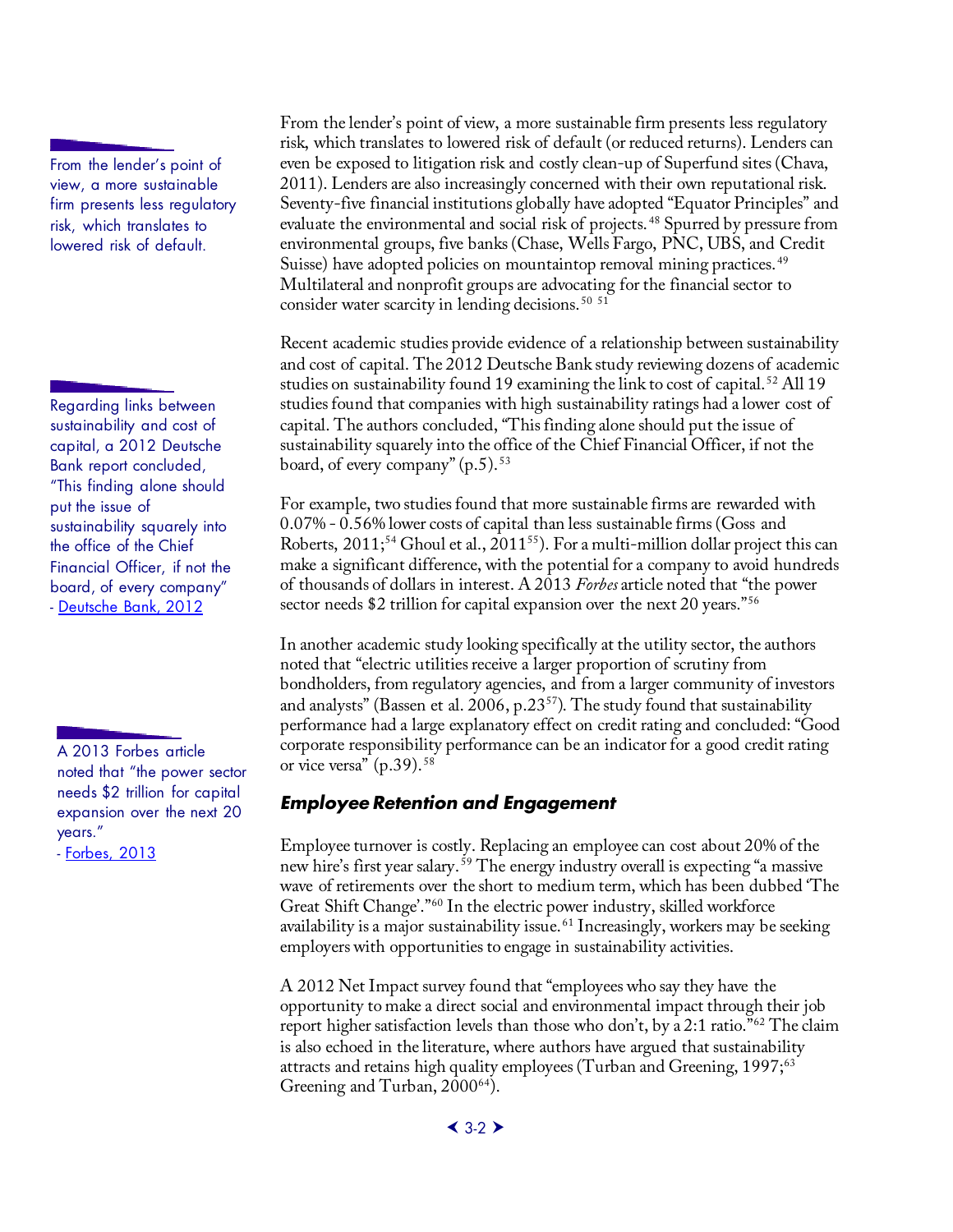> From the lender's point of view, a more sustainable firm presents less regulatory risk, which translates to lowered risk of default.

From the lender's point of view, a more sustainable firm presents less regulatory risk, which translates to lowered risk of default (or reduced returns). Lenders can even be exposed to litigation risk and costly clean-up of Superfund sites (Chava, 2011). Lenders are also increasingly concerned with their own reputational risk. Seventy-five financial institutions globally have adopted "Equator Principles" and evaluate the environmental and social risk of projects.[48] Spurred by pressure from environmental groups, five banks (Chase, Wells Fargo, PNC, UBS, and Credit Suisse) have adopted policies on mountaintop removal mining practices.[49] Multilateral and nonprofit groups are advocating for the financial sector to consider water scarcity in lending decisions.[50] [51]

> Regarding links between sustainability and cost of capital, a 2012 Deutsche Bank report concluded, "This finding alone should put the issue of sustainability squarely into the office of the Chief Financial Officer, if not the board, of every company"
> - Deutsche Bank, 2012

Recent academic studies provide evidence of a relationship between sustainability and cost of capital. The 2012 Deutsche Bank study reviewing dozens of academic studies on sustainability found 19 examining the link to cost of capital.[52] All 19 studies found that companies with high sustainability ratings had a lower cost of capital. The authors concluded, "This finding alone should put the issue of sustainability squarely into the office of the Chief Financial Officer, if not the board, of every company" (p.5).[53]

For example, two studies found that more sustainable firms are rewarded with 0.07% - 0.56% lower costs of capital than less sustainable firms (Goss and Roberts, 2011;[54] Ghoul et al., 2011[55]). For a multi-million dollar project this can make a significant difference, with the potential for a company to avoid hundreds of thousands of dollars in interest. A 2013 *Forbes* article noted that "the power sector needs $2 trillion for capital expansion over the next 20 years."[56]

> A 2013 Forbes article noted that "the power sector needs $2 trillion for capital expansion over the next 20 years."
> - Forbes, 2013

In another academic study looking specifically at the utility sector, the authors noted that "electric utilities receive a larger proportion of scrutiny from bondholders, from regulatory agencies, and from a larger community of investors and analysts" (Bassen et al. 2006, p.23[57]). The study found that sustainability performance had a large explanatory effect on credit rating and concluded: "Good corporate responsibility performance can be an indicator for a good credit rating or vice versa" (p.39).[58]

### Employee Retention and Engagement

Employee turnover is costly. Replacing an employee can cost about 20% of the new hire's first year salary.[59] The energy industry overall is expecting "a massive wave of retirements over the short to medium term, which has been dubbed 'The Great Shift Change'."[60] In the electric power industry, skilled workforce availability is a major sustainability issue.[61] Increasingly, workers may be seeking employers with opportunities to engage in sustainability activities.

A 2012 Net Impact survey found that "employees who say they have the opportunity to make a direct social and environmental impact through their job report higher satisfaction levels than those who don't, by a 2:1 ratio."[62] The claim is also echoed in the literature, where authors have argued that sustainability attracts and retains high quality employees (Turban and Greening, 1997;[63] Greening and Turban, 2000[64]).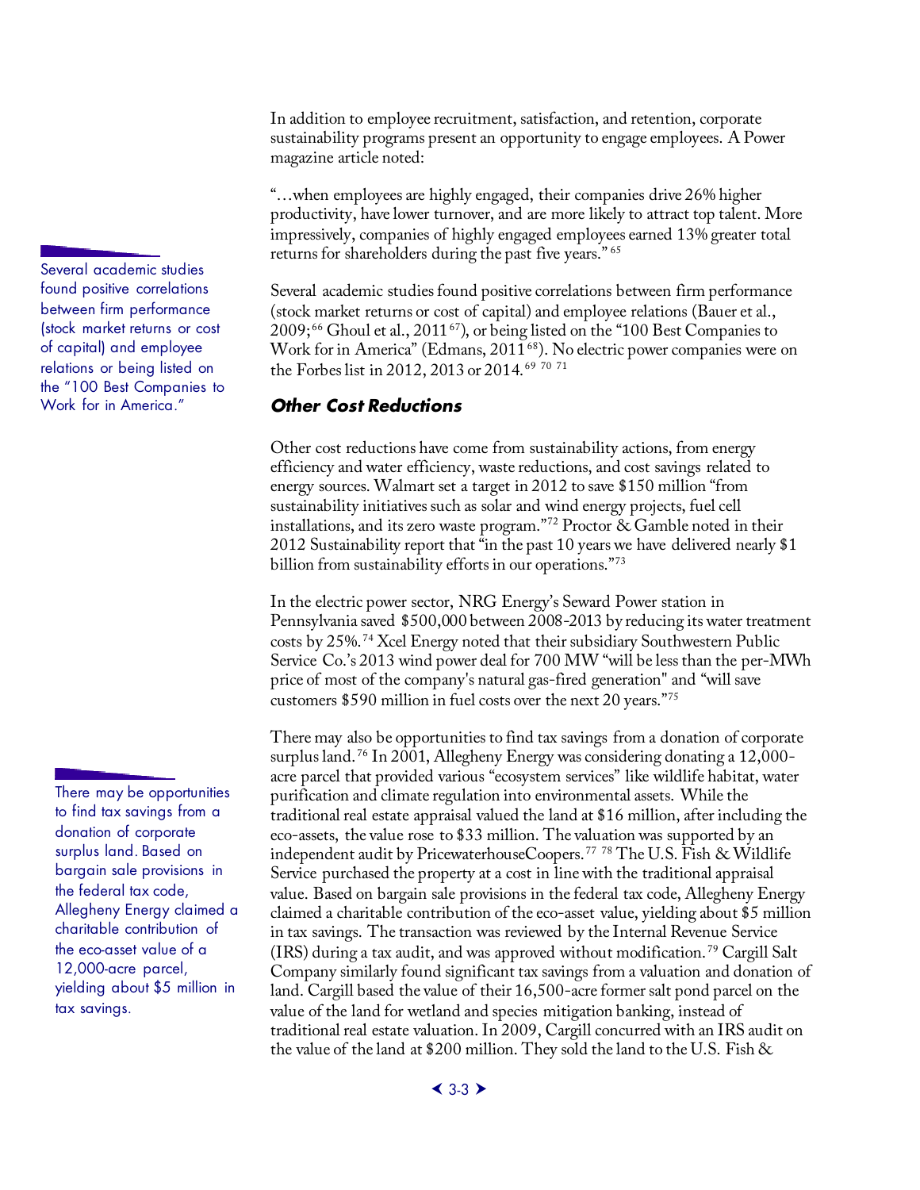In addition to employee recruitment, satisfaction, and retention, corporate sustainability programs present an opportunity to engage employees. A Power magazine article noted:

"…when employees are highly engaged, their companies drive 26% higher productivity, have lower turnover, and are more likely to attract top talent. More impressively, companies of highly engaged employees earned 13% greater total returns for shareholders during the past five years."[65]

Several academic studies found positive correlations between firm performance (stock market returns or cost of capital) and employee relations (Bauer et al., 2009;[66] Ghoul et al., 2011[67]), or being listed on the "100 Best Companies to Work for in America" (Edmans, 2011[68]). No electric power companies were on the Forbes list in 2012, 2013 or 2014.[69] [70] [71]

> Several academic studies found positive correlations between firm performance (stock market returns or cost of capital) and employee relations or being listed on the "100 Best Companies to Work for in America."

### *Other Cost Reductions*

Other cost reductions have come from sustainability actions, from energy efficiency and water efficiency, waste reductions, and cost savings related to energy sources. Walmart set a target in 2012 to save $150 million "from sustainability initiatives such as solar and wind energy projects, fuel cell installations, and its zero waste program."[72] Proctor & Gamble noted in their 2012 Sustainability report that "in the past 10 years we have delivered nearly $1 billion from sustainability efforts in our operations."[73]

In the electric power sector, NRG Energy's Seward Power station in Pennsylvania saved $500,000 between 2008-2013 by reducing its water treatment costs by 25%.[74] Xcel Energy noted that their subsidiary Southwestern Public Service Co.'s 2013 wind power deal for 700 MW "will be less than the per-MWh price of most of the company's natural gas-fired generation" and "will save customers $590 million in fuel costs over the next 20 years."[75]

There may also be opportunities to find tax savings from a donation of corporate surplus land.[76] In 2001, Allegheny Energy was considering donating a 12,000-acre parcel that provided various "ecosystem services" like wildlife habitat, water purification and climate regulation into environmental assets. While the traditional real estate appraisal valued the land at $16 million, after including the eco-assets, the value rose to $33 million. The valuation was supported by an independent audit by PricewaterhouseCoopers.[77] [78] The U.S. Fish & Wildlife Service purchased the property at a cost in line with the traditional appraisal value. Based on bargain sale provisions in the federal tax code, Allegheny Energy claimed a charitable contribution of the eco-asset value, yielding about $5 million in tax savings. The transaction was reviewed by the Internal Revenue Service (IRS) during a tax audit, and was approved without modification.[79] Cargill Salt Company similarly found significant tax savings from a valuation and donation of land. Cargill based the value of their 16,500-acre former salt pond parcel on the value of the land for wetland and species mitigation banking, instead of traditional real estate valuation. In 2009, Cargill concurred with an IRS audit on the value of the land at $200 million. They sold the land to the U.S. Fish &

> There may be opportunities to find tax savings from a donation of corporate surplus land. Based on bargain sale provisions in the federal tax code, Allegheny Energy claimed a charitable contribution of the eco-asset value of a 12,000-acre parcel, yielding about $5 million in tax savings.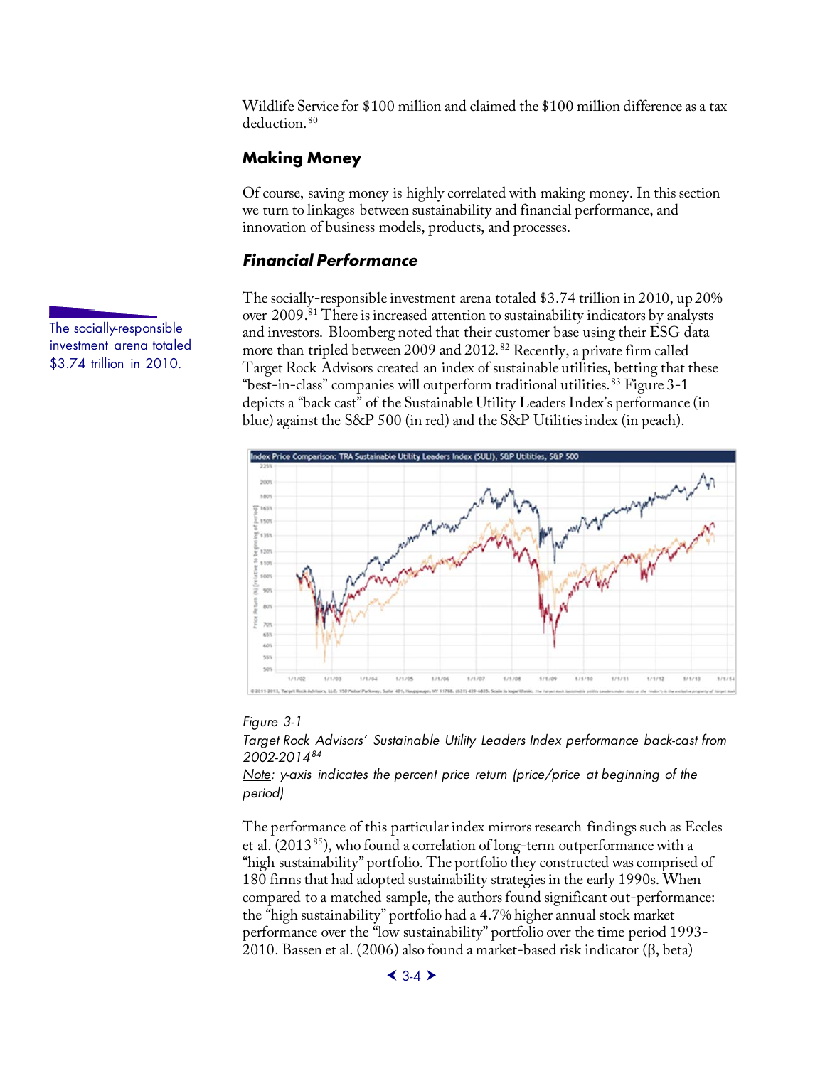Wildlife Service for $100 million and claimed the $100 million difference as a tax deduction.[80]

## Making Money

Of course, saving money is highly correlated with making money. In this section we turn to linkages between sustainability and financial performance, and innovation of business models, products, and processes.

### *Financial Performance*

The socially-responsible investment arena totaled $3.74 trillion in 2010.

The socially-responsible investment arena totaled $3.74 trillion in 2010, up 20% over 2009.[81] There is increased attention to sustainability indicators by analysts and investors. Bloomberg noted that their customer base using their ESG data more than tripled between 2009 and 2012.[82] Recently, a private firm called Target Rock Advisors created an index of sustainable utilities, betting that these "best-in-class" companies will outperform traditional utilities.[83] Figure 3-1 depicts a "back cast" of the Sustainable Utility Leaders Index's performance (in blue) against the S&P 500 (in red) and the S&P Utilities index (in peach).

*Figure 3-1*
*Target Rock Advisors' Sustainable Utility Leaders Index performance back-cast from 2002-2014*[84]
*Note: y-axis indicates the percent price return (price/price at beginning of the period)*

The performance of this particular index mirrors research findings such as Eccles et al. (2013[85]), who found a correlation of long-term outperformance with a "high sustainability" portfolio. The portfolio they constructed was comprised of 180 firms that had adopted sustainability strategies in the early 1990s. When compared to a matched sample, the authors found significant out-performance: the "high sustainability" portfolio had a 4.7% higher annual stock market performance over the "low sustainability" portfolio over the time period 1993-2010. Bassen et al. (2006) also found a market-based risk indicator (β, beta)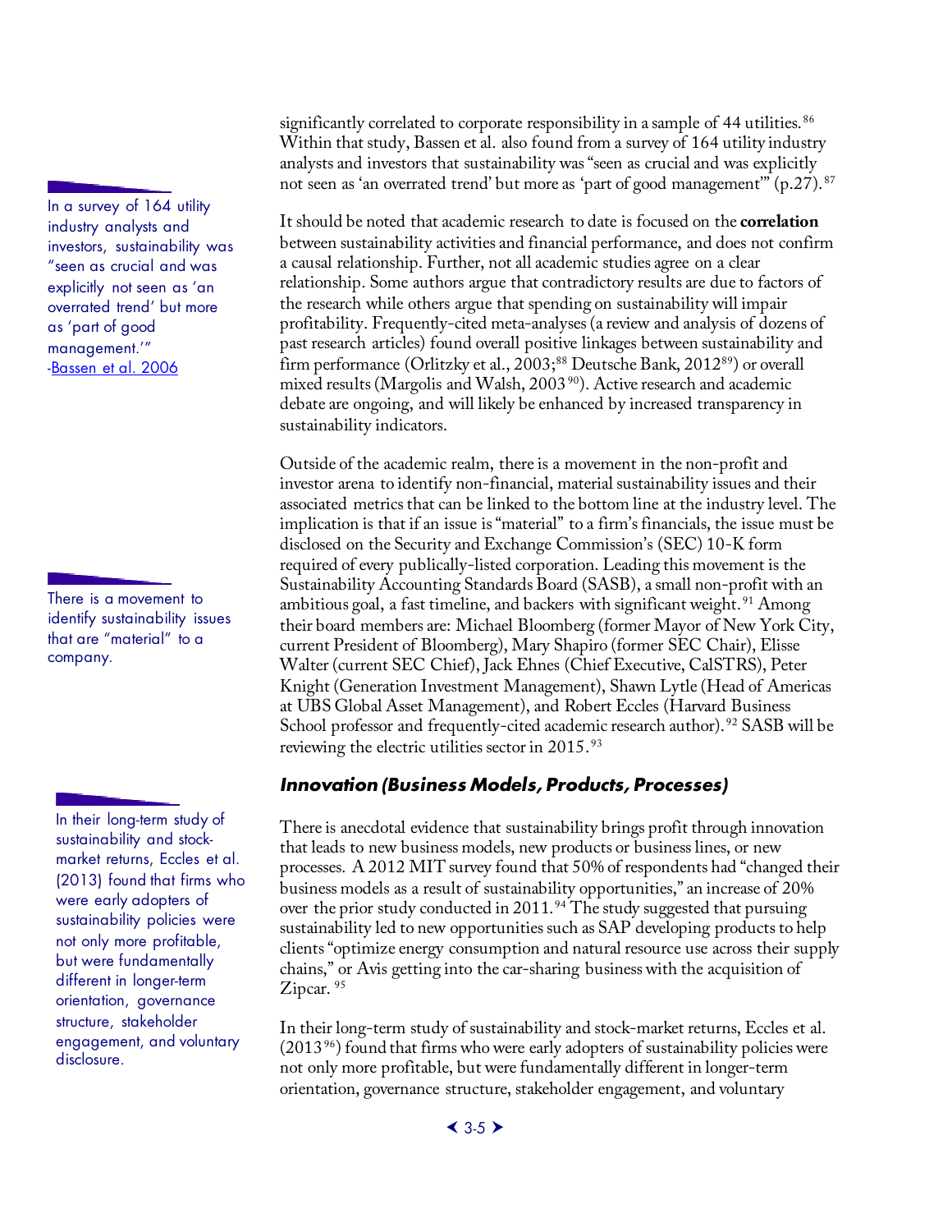significantly correlated to corporate responsibility in a sample of 44 utilities.[86] Within that study, Bassen et al. also found from a survey of 164 utility industry analysts and investors that sustainability was "seen as crucial and was explicitly not seen as 'an overrated trend' but more as 'part of good management'" (p.27).[87]

> In a survey of 164 utility industry analysts and investors, sustainability was "seen as crucial and was explicitly not seen as 'an overrated trend' but more as 'part of good management.'" -Bassen et al. 2006

It should be noted that academic research to date is focused on the **correlation** between sustainability activities and financial performance, and does not confirm a causal relationship. Further, not all academic studies agree on a clear relationship. Some authors argue that contradictory results are due to factors of the research while others argue that spending on sustainability will impair profitability. Frequently-cited meta-analyses (a review and analysis of dozens of past research articles) found overall positive linkages between sustainability and firm performance (Orlitzky et al., 2003;[88] Deutsche Bank, 2012[89]) or overall mixed results (Margolis and Walsh, 2003[90]). Active research and academic debate are ongoing, and will likely be enhanced by increased transparency in sustainability indicators.

> There is a movement to identify sustainability issues that are "material" to a company.

Outside of the academic realm, there is a movement in the non-profit and investor arena to identify non-financial, material sustainability issues and their associated metrics that can be linked to the bottom line at the industry level. The implication is that if an issue is "material" to a firm's financials, the issue must be disclosed on the Security and Exchange Commission's (SEC) 10-K form required of every publically-listed corporation. Leading this movement is the Sustainability Accounting Standards Board (SASB), a small non-profit with an ambitious goal, a fast timeline, and backers with significant weight.[91] Among their board members are: Michael Bloomberg (former Mayor of New York City, current President of Bloomberg), Mary Shapiro (former SEC Chair), Elisse Walter (current SEC Chief), Jack Ehnes (Chief Executive, CalSTRS), Peter Knight (Generation Investment Management), Shawn Lytle (Head of Americas at UBS Global Asset Management), and Robert Eccles (Harvard Business School professor and frequently-cited academic research author).[92] SASB will be reviewing the electric utilities sector in 2015.[93]

### *Innovation (Business Models, Products, Processes)*

There is anecdotal evidence that sustainability brings profit through innovation that leads to new business models, new products or business lines, or new processes. A 2012 MIT survey found that 50% of respondents had "changed their business models as a result of sustainability opportunities," an increase of 20% over the prior study conducted in 2011.[94] The study suggested that pursuing sustainability led to new opportunities such as SAP developing products to help clients "optimize energy consumption and natural resource use across their supply chains," or Avis getting into the car-sharing business with the acquisition of Zipcar.[95]

> In their long-term study of sustainability and stock-market returns, Eccles et al. (2013) found that firms who were early adopters of sustainability policies were not only more profitable, but were fundamentally different in longer-term orientation, governance structure, stakeholder engagement, and voluntary disclosure.

In their long-term study of sustainability and stock-market returns, Eccles et al. (2013[96]) found that firms who were early adopters of sustainability policies were not only more profitable, but were fundamentally different in longer-term orientation, governance structure, stakeholder engagement, and voluntary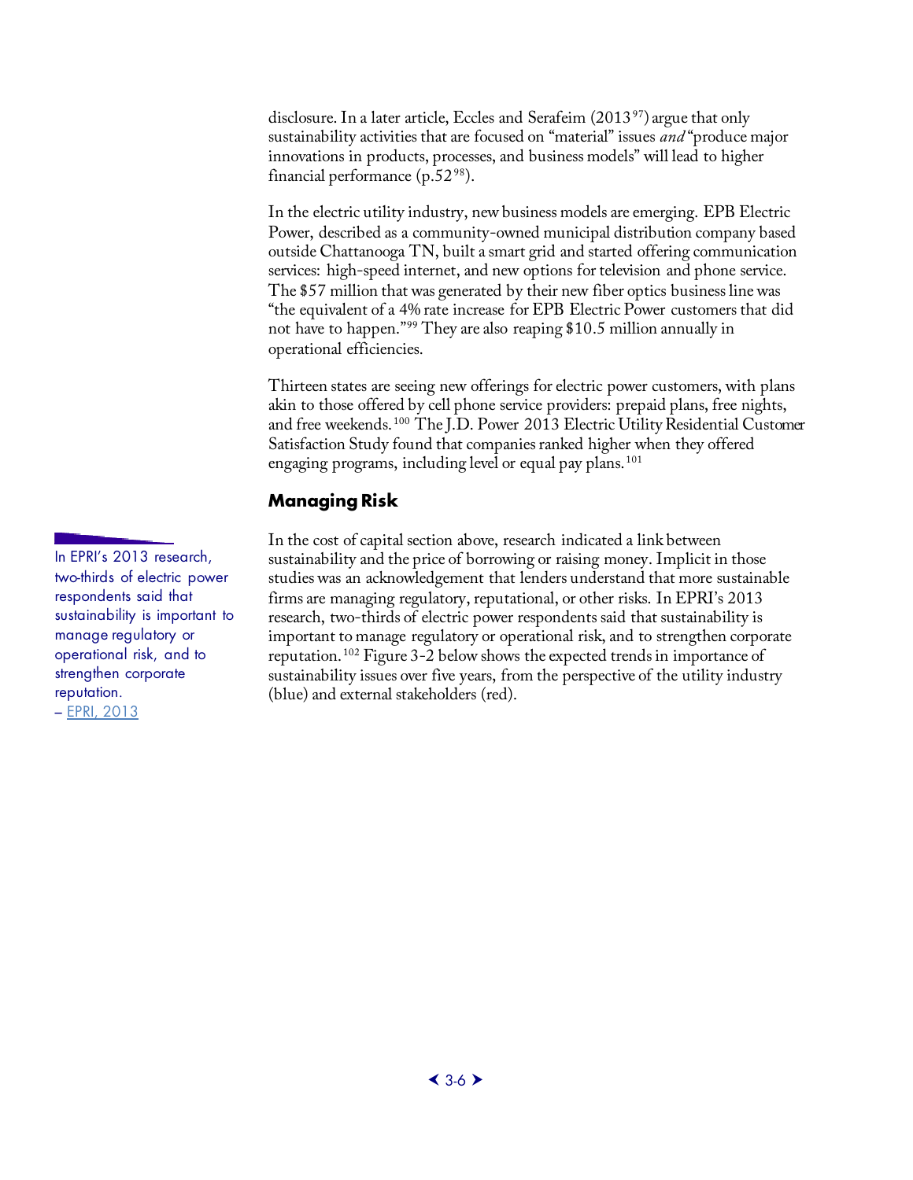disclosure. In a later article, Eccles and Serafeim (2013[97]) argue that only sustainability activities that are focused on "material" issues *and* "produce major innovations in products, processes, and business models" will lead to higher financial performance (p.52[98]).

In the electric utility industry, new business models are emerging. EPB Electric Power, described as a community-owned municipal distribution company based outside Chattanooga TN, built a smart grid and started offering communication services: high-speed internet, and new options for television and phone service. The $57 million that was generated by their new fiber optics business line was "the equivalent of a 4% rate increase for EPB Electric Power customers that did not have to happen."[99] They are also reaping $10.5 million annually in operational efficiencies.

Thirteen states are seeing new offerings for electric power customers, with plans akin to those offered by cell phone service providers: prepaid plans, free nights, and free weekends.[100] The J.D. Power 2013 Electric Utility Residential Customer Satisfaction Study found that companies ranked higher when they offered engaging programs, including level or equal pay plans.[101]

## Managing Risk

> In EPRI's 2013 research, two-thirds of electric power respondents said that sustainability is important to manage regulatory or operational risk, and to strengthen corporate reputation.
> – EPRI, 2013

In the cost of capital section above, research indicated a link between sustainability and the price of borrowing or raising money. Implicit in those studies was an acknowledgement that lenders understand that more sustainable firms are managing regulatory, reputational, or other risks. In EPRI's 2013 research, two-thirds of electric power respondents said that sustainability is important to manage regulatory or operational risk, and to strengthen corporate reputation.[102] Figure 3-2 below shows the expected trends in importance of sustainability issues over five years, from the perspective of the utility industry (blue) and external stakeholders (red).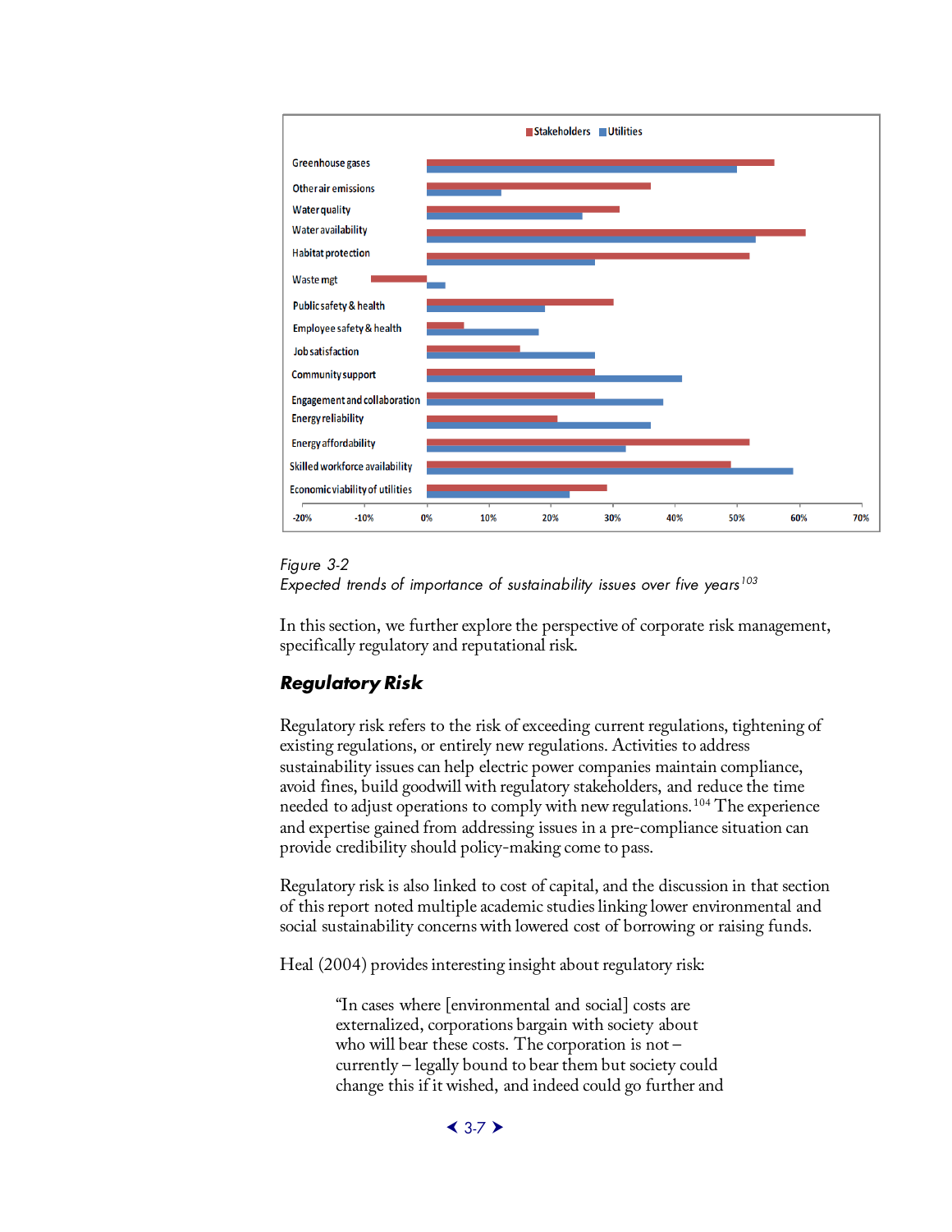*Figure 3-2*
*Expected trends of importance of sustainability issues over five years[103]*

In this section, we further explore the perspective of corporate risk management, specifically regulatory and reputational risk.

## Regulatory Risk

Regulatory risk refers to the risk of exceeding current regulations, tightening of existing regulations, or entirely new regulations. Activities to address sustainability issues can help electric power companies maintain compliance, avoid fines, build goodwill with regulatory stakeholders, and reduce the time needed to adjust operations to comply with new regulations.[104] The experience and expertise gained from addressing issues in a pre-compliance situation can provide credibility should policy-making come to pass.

Regulatory risk is also linked to cost of capital, and the discussion in that section of this report noted multiple academic studies linking lower environmental and social sustainability concerns with lowered cost of borrowing or raising funds.

Heal (2004) provides interesting insight about regulatory risk:

> "In cases where [environmental and social] costs are externalized, corporations bargain with society about who will bear these costs. The corporation is not – currently – legally bound to bear them but society could change this if it wished, and indeed could go further and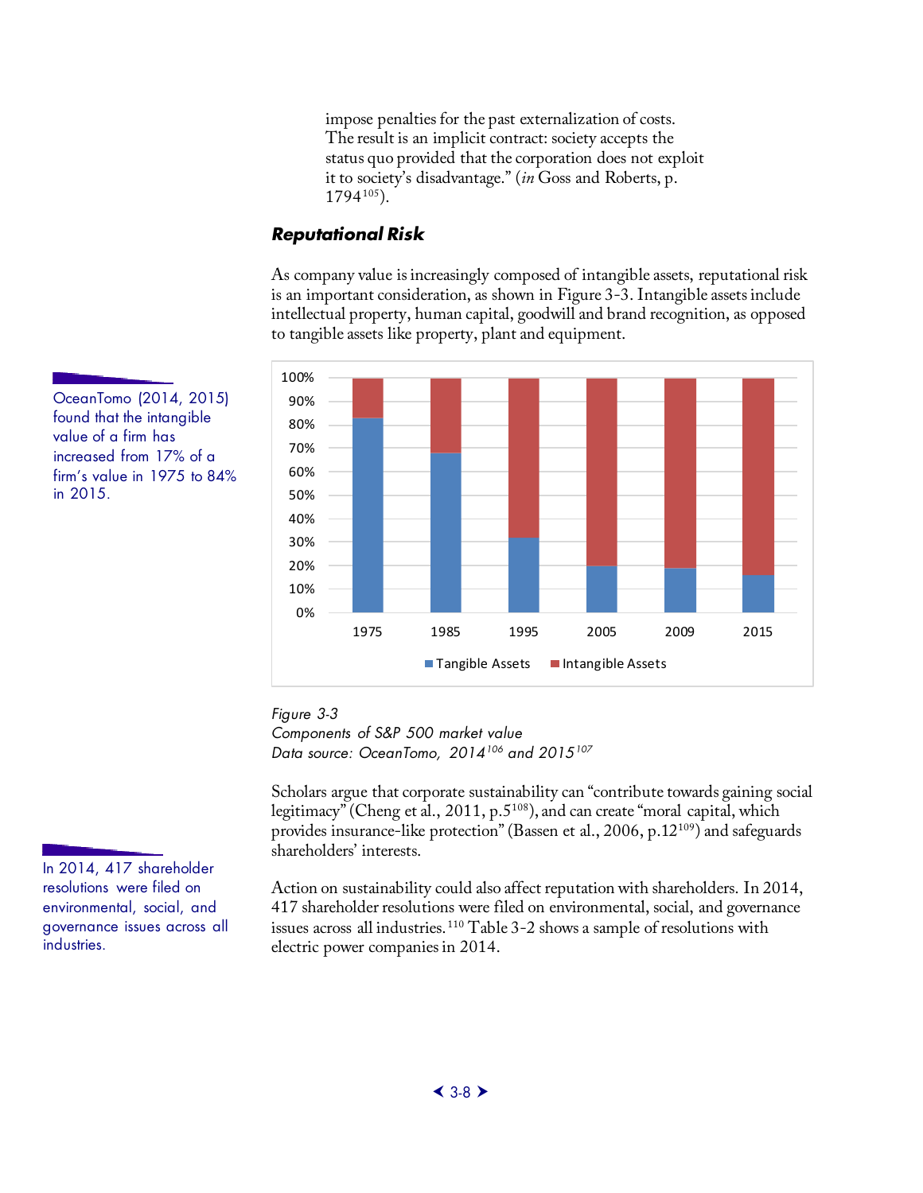impose penalties for the past externalization of costs. The result is an implicit contract: society accepts the status quo provided that the corporation does not exploit it to society's disadvantage." (*in* Goss and Roberts, p. 1794[105]).

### *Reputational Risk*

As company value is increasingly composed of intangible assets, reputational risk is an important consideration, as shown in Figure 3-3. Intangible assets include intellectual property, human capital, goodwill and brand recognition, as opposed to tangible assets like property, plant and equipment.

OceanTomo (2014, 2015) found that the intangible value of a firm has increased from 17% of a firm's value in 1975 to 84% in 2015.

*Figure 3-3*
*Components of S&P 500 market value*
*Data source: OceanTomo, 2014[106] and 2015[107]*

Scholars argue that corporate sustainability can "contribute towards gaining social legitimacy" (Cheng et al., 2011, p.5[108]), and can create "moral capital, which provides insurance-like protection" (Bassen et al., 2006, p.12[109]) and safeguards shareholders' interests.

In 2014, 417 shareholder resolutions were filed on environmental, social, and governance issues across all industries.

Action on sustainability could also affect reputation with shareholders. In 2014, 417 shareholder resolutions were filed on environmental, social, and governance issues across all industries.[110] Table 3-2 shows a sample of resolutions with electric power companies in 2014.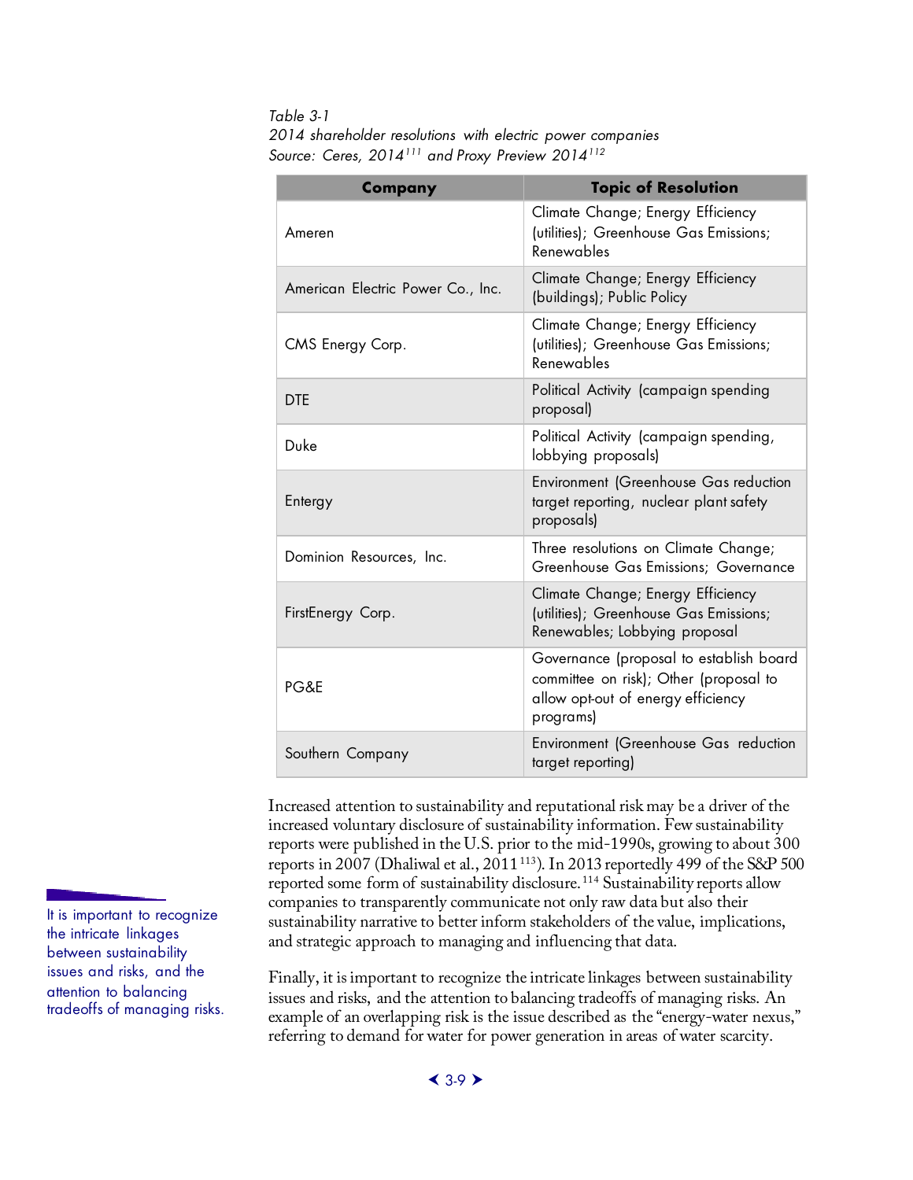*Table 3-1*
*2014 shareholder resolutions with electric power companies*
*Source: Ceres, 2014[111] and Proxy Preview 2014[112]*

| Company | Topic of Resolution |
|---|---|
| Ameren | Climate Change; Energy Efficiency (utilities); Greenhouse Gas Emissions; Renewables |
| American Electric Power Co., Inc. | Climate Change; Energy Efficiency (buildings); Public Policy |
| CMS Energy Corp. | Climate Change; Energy Efficiency (utilities); Greenhouse Gas Emissions; Renewables |
| DTE | Political Activity (campaign spending proposal) |
| Duke | Political Activity (campaign spending, lobbying proposals) |
| Entergy | Environment (Greenhouse Gas reduction target reporting, nuclear plant safety proposals) |
| Dominion Resources, Inc. | Three resolutions on Climate Change; Greenhouse Gas Emissions; Governance |
| FirstEnergy Corp. | Climate Change; Energy Efficiency (utilities); Greenhouse Gas Emissions; Renewables; Lobbying proposal |
| PG&E | Governance (proposal to establish board committee on risk); Other (proposal to allow opt-out of energy efficiency programs) |
| Southern Company | Environment (Greenhouse Gas reduction target reporting) |

Increased attention to sustainability and reputational risk may be a driver of the increased voluntary disclosure of sustainability information. Few sustainability reports were published in the U.S. prior to the mid-1990s, growing to about 300 reports in 2007 (Dhaliwal et al., 2011[113]). In 2013 reportedly 499 of the S&P 500 reported some form of sustainability disclosure.[114] Sustainability reports allow companies to transparently communicate not only raw data but also their sustainability narrative to better inform stakeholders of the value, implications, and strategic approach to managing and influencing that data.

It is important to recognize the intricate linkages between sustainability issues and risks, and the attention to balancing tradeoffs of managing risks.

Finally, it is important to recognize the intricate linkages between sustainability issues and risks, and the attention to balancing tradeoffs of managing risks. An example of an overlapping risk is the issue described as the "energy-water nexus," referring to demand for water for power generation in areas of water scarcity.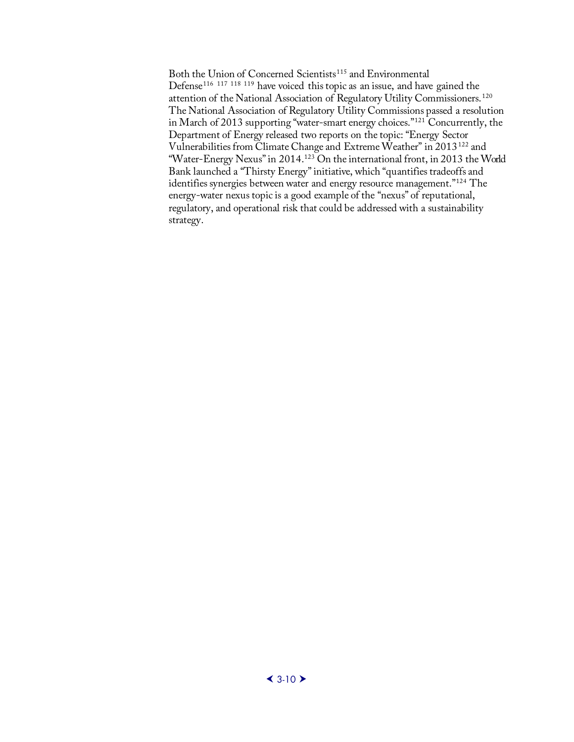Both the Union of Concerned Scientists[115] and Environmental Defense[116] [117] [118] [119] have voiced this topic as an issue, and have gained the attention of the National Association of Regulatory Utility Commissioners.[120] The National Association of Regulatory Utility Commissions passed a resolution in March of 2013 supporting "water-smart energy choices."[121] Concurrently, the Department of Energy released two reports on the topic: "Energy Sector Vulnerabilities from Climate Change and Extreme Weather" in 2013[122] and "Water-Energy Nexus" in 2014.[123] On the international front, in 2013 the World Bank launched a "Thirsty Energy" initiative, which "quantifies tradeoffs and identifies synergies between water and energy resource management."[124] The energy-water nexus topic is a good example of the "nexus" of reputational, regulatory, and operational risk that could be addressed with a sustainability strategy.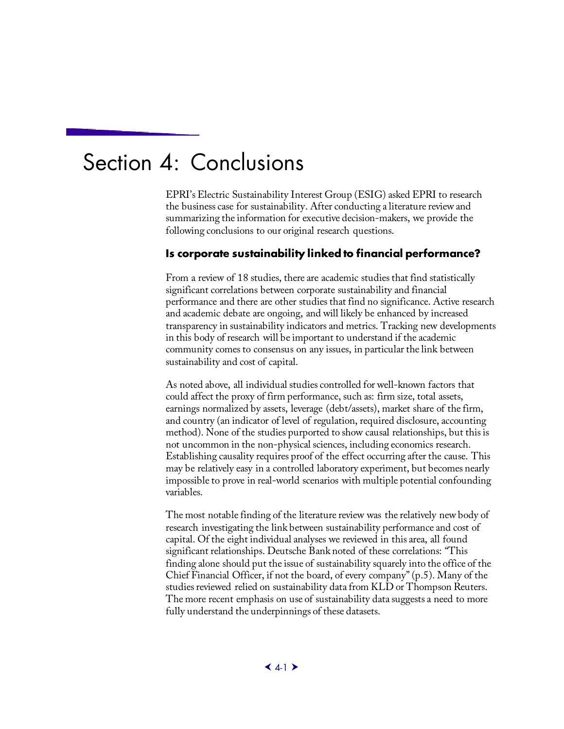# Section 4: Conclusions

EPRI's Electric Sustainability Interest Group (ESIG) asked EPRI to research the business case for sustainability. After conducting a literature review and summarizing the information for executive decision-makers, we provide the following conclusions to our original research questions.

### Is corporate sustainability linked to financial performance?

From a review of 18 studies, there are academic studies that find statistically significant correlations between corporate sustainability and financial performance and there are other studies that find no significance. Active research and academic debate are ongoing, and will likely be enhanced by increased transparency in sustainability indicators and metrics. Tracking new developments in this body of research will be important to understand if the academic community comes to consensus on any issues, in particular the link between sustainability and cost of capital.

As noted above, all individual studies controlled for well-known factors that could affect the proxy of firm performance, such as: firm size, total assets, earnings normalized by assets, leverage (debt/assets), market share of the firm, and country (an indicator of level of regulation, required disclosure, accounting method). None of the studies purported to show causal relationships, but this is not uncommon in the non-physical sciences, including economics research. Establishing causality requires proof of the effect occurring after the cause. This may be relatively easy in a controlled laboratory experiment, but becomes nearly impossible to prove in real-world scenarios with multiple potential confounding variables.

The most notable finding of the literature review was the relatively new body of research investigating the link between sustainability performance and cost of capital. Of the eight individual analyses we reviewed in this area, all found significant relationships. Deutsche Bank noted of these correlations: "This finding alone should put the issue of sustainability squarely into the office of the Chief Financial Officer, if not the board, of every company" (p.5). Many of the studies reviewed relied on sustainability data from KLD or Thompson Reuters. The more recent emphasis on use of sustainability data suggests a need to more fully understand the underpinnings of these datasets.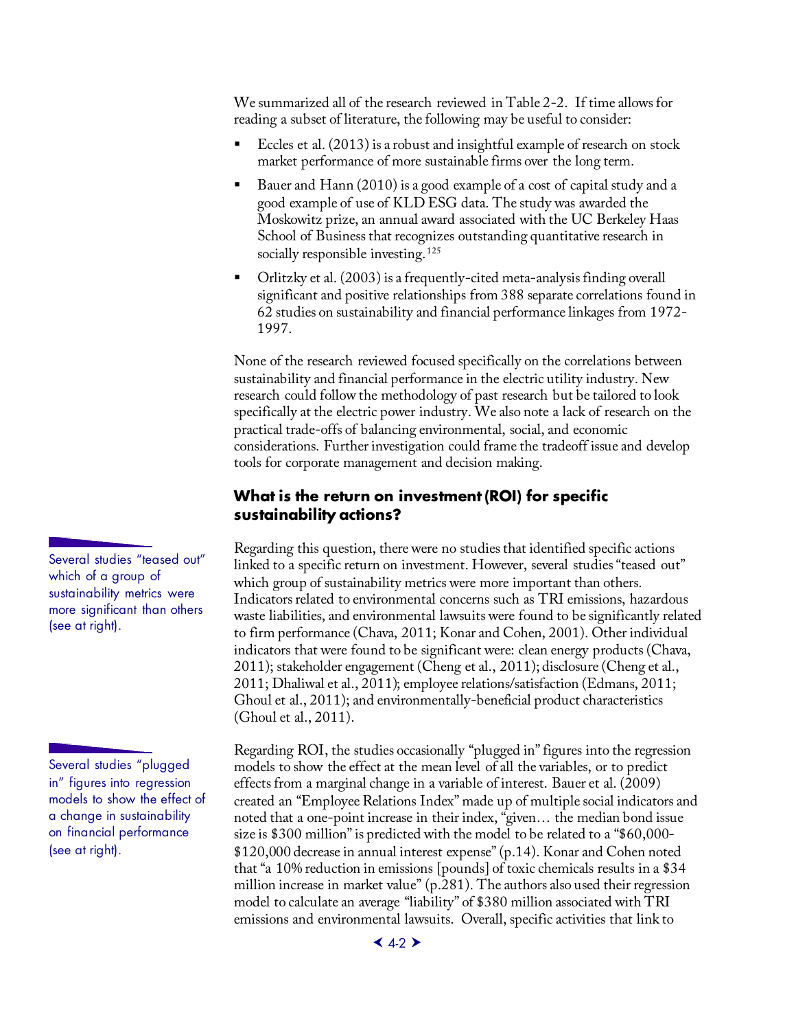We summarized all of the research reviewed in Table 2-2. If time allows for reading a subset of literature, the following may be useful to consider:

- Eccles et al. (2013) is a robust and insightful example of research on stock market performance of more sustainable firms over the long term.
- Bauer and Hann (2010) is a good example of a cost of capital study and a good example of use of KLD ESG data. The study was awarded the Moskowitz prize, an annual award associated with the UC Berkeley Haas School of Business that recognizes outstanding quantitative research in socially responsible investing.[125]
- Orlitzky et al. (2003) is a frequently-cited meta-analysis finding overall significant and positive relationships from 388 separate correlations found in 62 studies on sustainability and financial performance linkages from 1972-1997.

None of the research reviewed focused specifically on the correlations between sustainability and financial performance in the electric utility industry. New research could follow the methodology of past research but be tailored to look specifically at the electric power industry. We also note a lack of research on the practical trade-offs of balancing environmental, social, and economic considerations. Further investigation could frame the tradeoff issue and develop tools for corporate management and decision making.

### What is the return on investment (ROI) for specific sustainability actions?

Several studies "teased out" which of a group of sustainability metrics were more significant than others (see at right).

Regarding this question, there were no studies that identified specific actions linked to a specific return on investment. However, several studies "teased out" which group of sustainability metrics were more important than others. Indicators related to environmental concerns such as TRI emissions, hazardous waste liabilities, and environmental lawsuits were found to be significantly related to firm performance (Chava, 2011; Konar and Cohen, 2001). Other individual indicators that were found to be significant were: clean energy products (Chava, 2011); stakeholder engagement (Cheng et al., 2011); disclosure (Cheng et al., 2011; Dhaliwal et al., 2011); employee relations/satisfaction (Edmans, 2011; Ghoul et al., 2011); and environmentally-beneficial product characteristics (Ghoul et al., 2011).

Several studies "plugged in" figures into regression models to show the effect of a change in sustainability on financial performance (see at right).

Regarding ROI, the studies occasionally "plugged in" figures into the regression models to show the effect at the mean level of all the variables, or to predict effects from a marginal change in a variable of interest. Bauer et al. (2009) created an "Employee Relations Index" made up of multiple social indicators and noted that a one-point increase in their index, "given… the median bond issue size is $300 million" is predicted with the model to be related to a "$60,000-$120,000 decrease in annual interest expense" (p.14). Konar and Cohen noted that "a 10% reduction in emissions [pounds] of toxic chemicals results in a $34 million increase in market value" (p.281). The authors also used their regression model to calculate an average "liability" of $380 million associated with TRI emissions and environmental lawsuits. Overall, specific activities that link to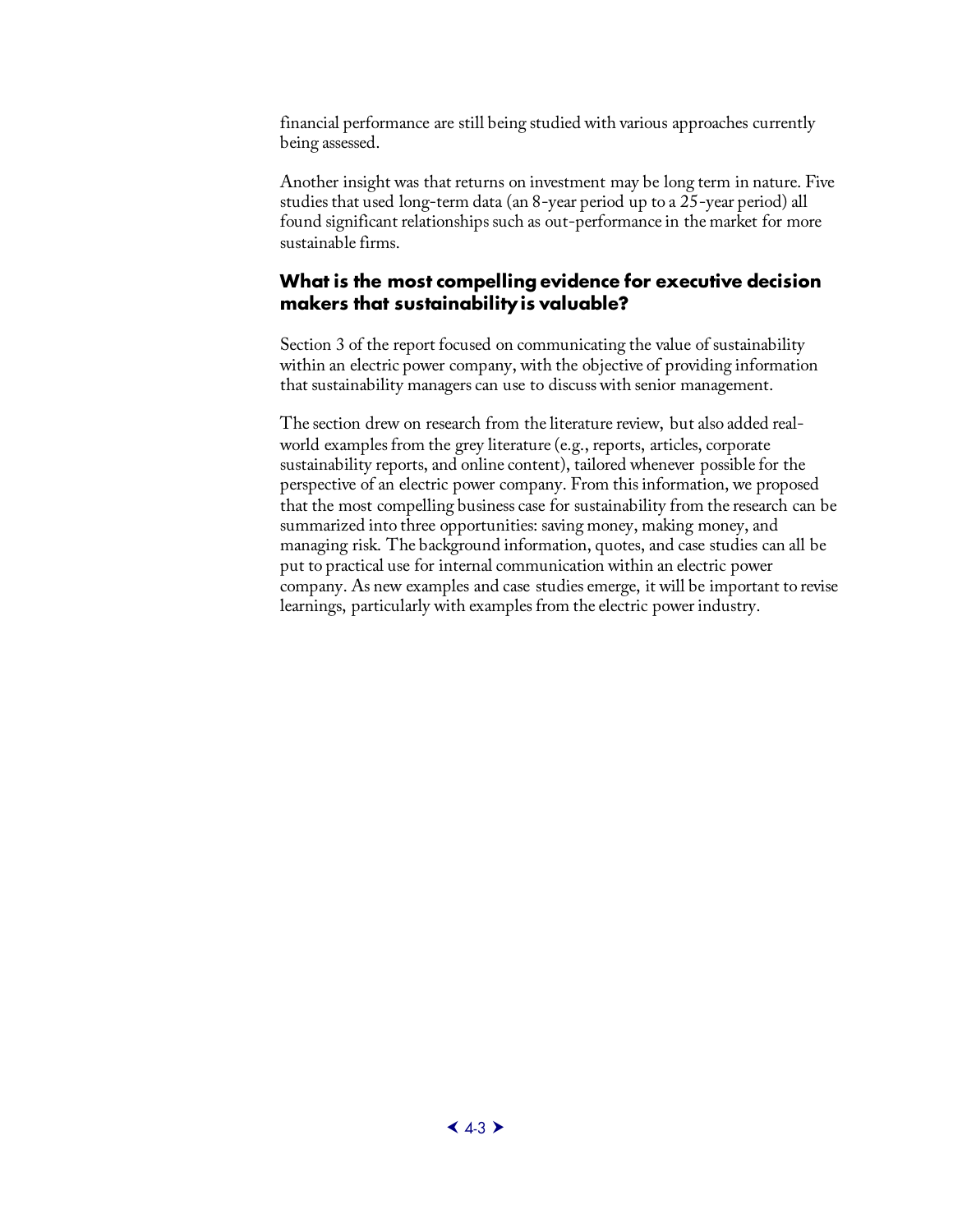financial performance are still being studied with various approaches currently being assessed.

Another insight was that returns on investment may be long term in nature. Five studies that used long-term data (an 8-year period up to a 25-year period) all found significant relationships such as out-performance in the market for more sustainable firms.

### What is the most compelling evidence for executive decision makers that sustainability is valuable?

Section 3 of the report focused on communicating the value of sustainability within an electric power company, with the objective of providing information that sustainability managers can use to discuss with senior management.

The section drew on research from the literature review, but also added real-world examples from the grey literature (e.g., reports, articles, corporate sustainability reports, and online content), tailored whenever possible for the perspective of an electric power company. From this information, we proposed that the most compelling business case for sustainability from the research can be summarized into three opportunities: saving money, making money, and managing risk. The background information, quotes, and case studies can all be put to practical use for internal communication within an electric power company. As new examples and case studies emerge, it will be important to revise learnings, particularly with examples from the electric power industry.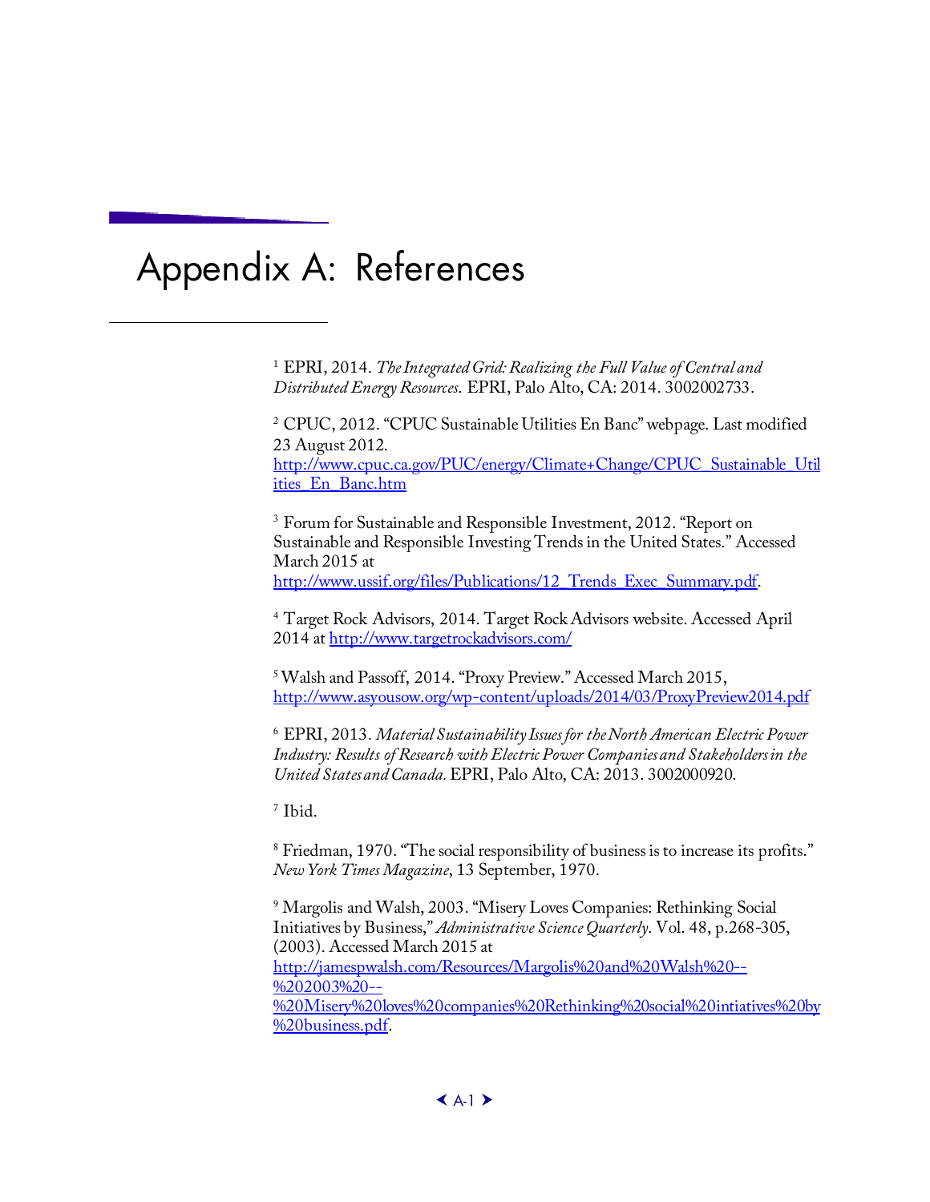# Appendix A: References

[1] EPRI, 2014. *The Integrated Grid: Realizing the Full Value of Central and Distributed Energy Resources.* EPRI, Palo Alto, CA: 2014. 3002002733.

[2] CPUC, 2012. "CPUC Sustainable Utilities En Banc" webpage. Last modified 23 August 2012. http://www.cpuc.ca.gov/PUC/energy/Climate+Change/CPUC_Sustainable_Utilities_En_Banc.htm

[3] Forum for Sustainable and Responsible Investment, 2012. "Report on Sustainable and Responsible Investing Trends in the United States." Accessed March 2015 at http://www.ussif.org/files/Publications/12_Trends_Exec_Summary.pdf.

[4] Target Rock Advisors, 2014. Target Rock Advisors website. Accessed April 2014 at http://www.targetrockadvisors.com/

[5] Walsh and Passoff, 2014. "Proxy Preview." Accessed March 2015, http://www.asyousow.org/wp-content/uploads/2014/03/ProxyPreview2014.pdf

[6] EPRI, 2013. *Material Sustainability Issues for the North American Electric Power Industry: Results of Research with Electric Power Companies and Stakeholders in the United States and Canada.* EPRI, Palo Alto, CA: 2013. 3002000920.

[7] Ibid.

[8] Friedman, 1970. "The social responsibility of business is to increase its profits." *New York Times Magazine*, 13 September, 1970.

[9] Margolis and Walsh, 2003. "Misery Loves Companies: Rethinking Social Initiatives by Business," *Administrative Science Quarterly.* Vol. 48, p.268-305, (2003). Accessed March 2015 at http://jamespwalsh.com/Resources/Margolis%20and%20Walsh%20--%202003%20--%20Misery%20loves%20companies%20Rethinking%20social%20intiatives%20by%20business.pdf.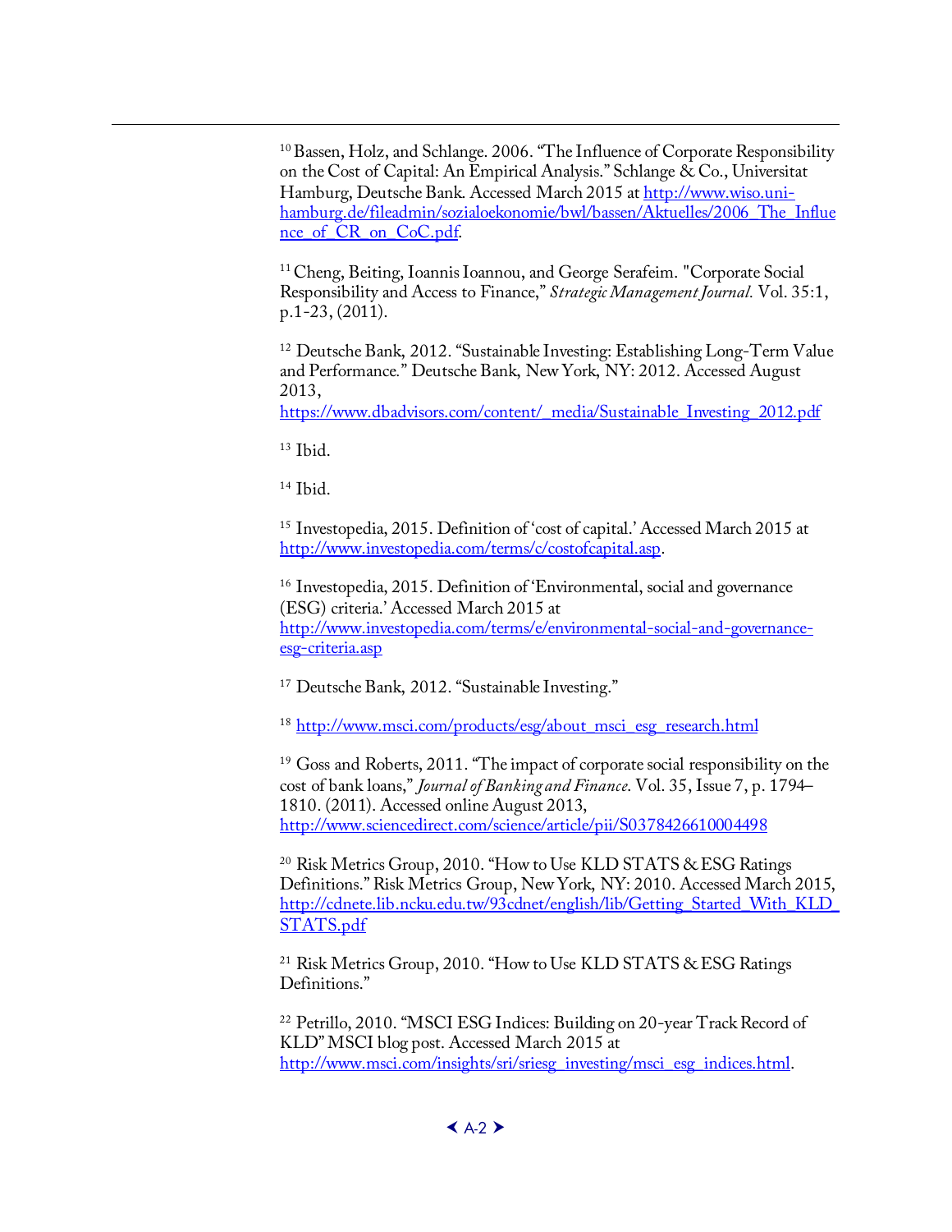[10] Bassen, Holz, and Schlange. 2006. "The Influence of Corporate Responsibility on the Cost of Capital: An Empirical Analysis." Schlange & Co., Universitat Hamburg, Deutsche Bank. Accessed March 2015 at http://www.wiso.uni-hamburg.de/fileadmin/sozialoekonomie/bwl/bassen/Aktuelles/2006_The_Influence_of_CR_on_CoC.pdf.

[11] Cheng, Beiting, Ioannis Ioannou, and George Serafeim. "Corporate Social Responsibility and Access to Finance," *Strategic Management Journal.* Vol. 35:1, p.1-23, (2011).

[12] Deutsche Bank, 2012. "Sustainable Investing: Establishing Long-Term Value and Performance." Deutsche Bank, New York, NY: 2012. Accessed August 2013, https://www.dbadvisors.com/content/_media/Sustainable_Investing_2012.pdf

[13] Ibid.

[14] Ibid.

[15] Investopedia, 2015. Definition of 'cost of capital.' Accessed March 2015 at http://www.investopedia.com/terms/c/costofcapital.asp.

[16] Investopedia, 2015. Definition of 'Environmental, social and governance (ESG) criteria.' Accessed March 2015 at http://www.investopedia.com/terms/e/environmental-social-and-governance-esg-criteria.asp

[17] Deutsche Bank, 2012. "Sustainable Investing."

[18] http://www.msci.com/products/esg/about_msci_esg_research.html

[19] Goss and Roberts, 2011. "The impact of corporate social responsibility on the cost of bank loans," *Journal of Banking and Finance*. Vol. 35, Issue 7, p. 1794–1810. (2011). Accessed online August 2013, http://www.sciencedirect.com/science/article/pii/S0378426610004498

[20] Risk Metrics Group, 2010. "How to Use KLD STATS & ESG Ratings Definitions." Risk Metrics Group, New York, NY: 2010. Accessed March 2015, http://cdnete.lib.ncku.edu.tw/93cdnet/english/lib/Getting_Started_With_KLD_STATS.pdf

[21] Risk Metrics Group, 2010. "How to Use KLD STATS & ESG Ratings Definitions."

[22] Petrillo, 2010. "MSCI ESG Indices: Building on 20-year Track Record of KLD" MSCI blog post. Accessed March 2015 at http://www.msci.com/insights/sri/sriesg_investing/msci_esg_indices.html.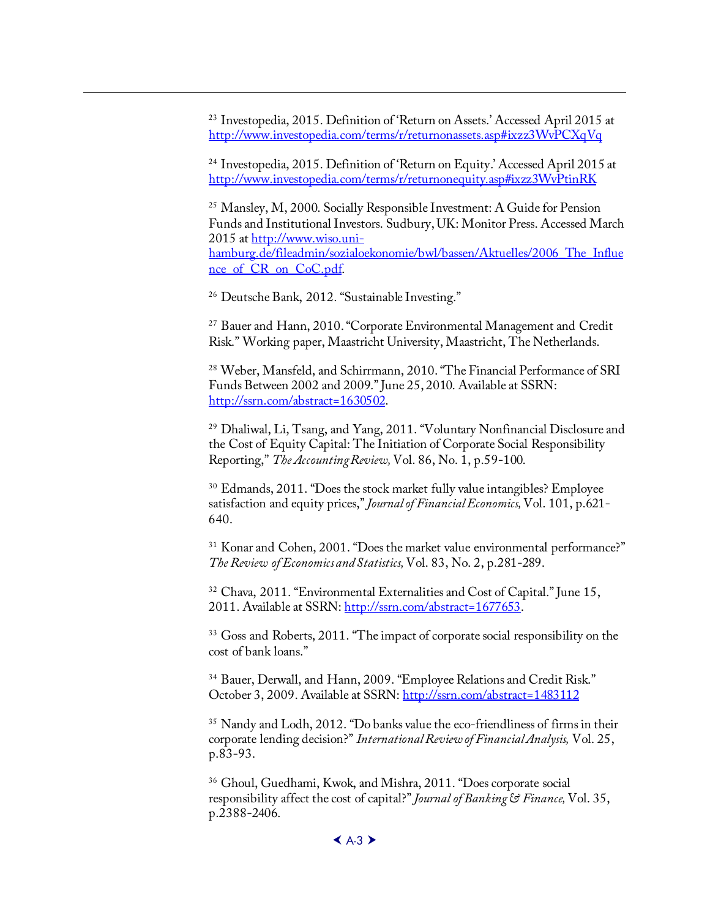[23] Investopedia, 2015. Definition of 'Return on Assets.' Accessed April 2015 at http://www.investopedia.com/terms/r/returnonassets.asp#ixzz3WvPCXqVq

[24] Investopedia, 2015. Definition of 'Return on Equity.' Accessed April 2015 at http://www.investopedia.com/terms/r/returnonequity.asp#ixzz3WvPtinRK

[25] Mansley, M, 2000. Socially Responsible Investment: A Guide for Pension Funds and Institutional Investors. Sudbury, UK: Monitor Press. Accessed March 2015 at http://www.wiso.uni-hamburg.de/fileadmin/sozialoekonomie/bwl/bassen/Aktuelles/2006_The_Influence_of_CR_on_CoC.pdf.

[26] Deutsche Bank, 2012. "Sustainable Investing."

[27] Bauer and Hann, 2010. "Corporate Environmental Management and Credit Risk." Working paper, Maastricht University, Maastricht, The Netherlands.

[28] Weber, Mansfeld, and Schirrmann, 2010. "The Financial Performance of SRI Funds Between 2002 and 2009." June 25, 2010. Available at SSRN: http://ssrn.com/abstract=1630502.

[29] Dhaliwal, Li, Tsang, and Yang, 2011. "Voluntary Nonfinancial Disclosure and the Cost of Equity Capital: The Initiation of Corporate Social Responsibility Reporting," *The Accounting Review,* Vol. 86, No. 1, p.59-100.

[30] Edmands, 2011. "Does the stock market fully value intangibles? Employee satisfaction and equity prices," *Journal of Financial Economics,* Vol. 101, p.621-640.

[31] Konar and Cohen, 2001. "Does the market value environmental performance?" *The Review of Economics and Statistics,* Vol. 83, No. 2, p.281-289.

[32] Chava, 2011. "Environmental Externalities and Cost of Capital." June 15, 2011. Available at SSRN: http://ssrn.com/abstract=1677653.

[33] Goss and Roberts, 2011. "The impact of corporate social responsibility on the cost of bank loans."

[34] Bauer, Derwall, and Hann, 2009. "Employee Relations and Credit Risk." October 3, 2009. Available at SSRN: http://ssrn.com/abstract=1483112

[35] Nandy and Lodh, 2012. "Do banks value the eco-friendliness of firms in their corporate lending decision?" *International Review of Financial Analysis,* Vol. 25, p.83-93.

[36] Ghoul, Guedhami, Kwok, and Mishra, 2011. "Does corporate social responsibility affect the cost of capital?" *Journal of Banking & Finance,* Vol. 35, p.2388-2406.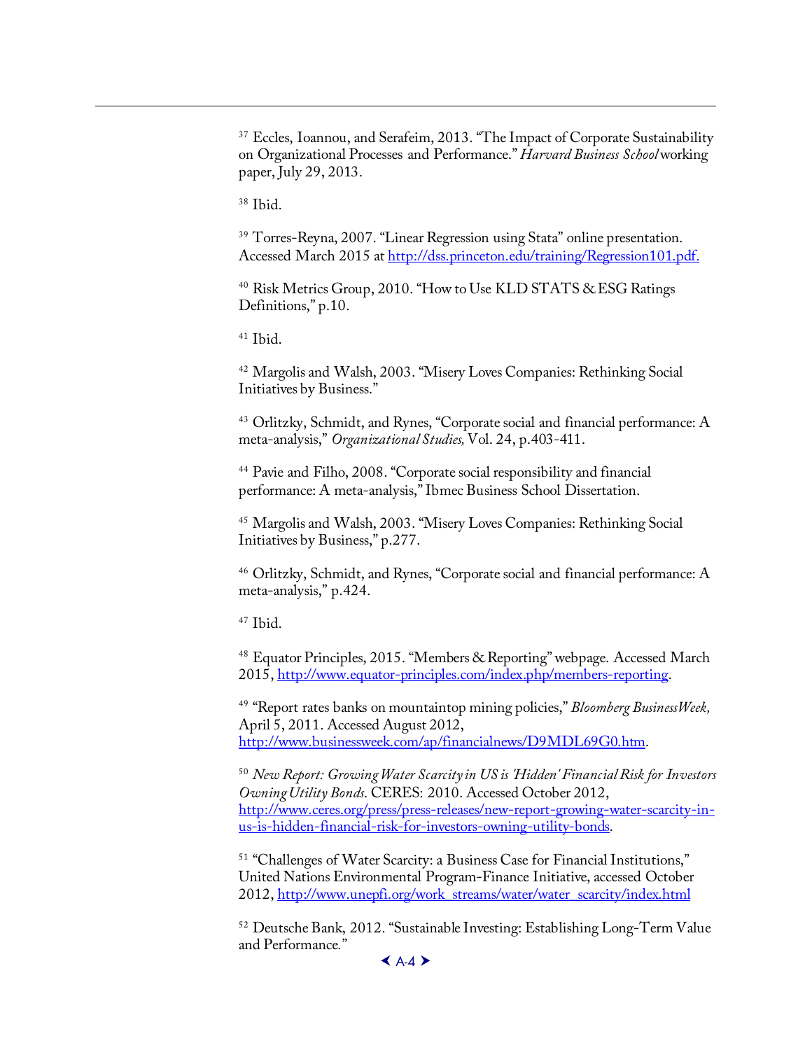[37] Eccles, Ioannou, and Serafeim, 2013. "The Impact of Corporate Sustainability on Organizational Processes and Performance." *Harvard Business School* working paper, July 29, 2013.

[38] Ibid.

[39] Torres-Reyna, 2007. "Linear Regression using Stata" online presentation. Accessed March 2015 at http://dss.princeton.edu/training/Regression101.pdf.

[40] Risk Metrics Group, 2010. "How to Use KLD STATS & ESG Ratings Definitions," p.10.

[41] Ibid.

[42] Margolis and Walsh, 2003. "Misery Loves Companies: Rethinking Social Initiatives by Business."

[43] Orlitzky, Schmidt, and Rynes, "Corporate social and financial performance: A meta-analysis," *Organizational Studies,* Vol. 24, p.403-411.

[44] Pavie and Filho, 2008. "Corporate social responsibility and financial performance: A meta-analysis," Ibmec Business School Dissertation.

[45] Margolis and Walsh, 2003. "Misery Loves Companies: Rethinking Social Initiatives by Business," p.277.

[46] Orlitzky, Schmidt, and Rynes, "Corporate social and financial performance: A meta-analysis," p.424.

[47] Ibid.

[48] Equator Principles, 2015. "Members & Reporting" webpage. Accessed March 2015, http://www.equator-principles.com/index.php/members-reporting.

[49] "Report rates banks on mountaintop mining policies," *Bloomberg BusinessWeek,* April 5, 2011. Accessed August 2012, http://www.businessweek.com/ap/financialnews/D9MDL69G0.htm.

[50] *New Report: Growing Water Scarcity in US is 'Hidden' Financial Risk for Investors Owning Utility Bonds.* CERES: 2010. Accessed October 2012, http://www.ceres.org/press/press-releases/new-report-growing-water-scarcity-in-us-is-hidden-financial-risk-for-investors-owning-utility-bonds.

[51] "Challenges of Water Scarcity: a Business Case for Financial Institutions," United Nations Environmental Program-Finance Initiative, accessed October 2012, http://www.unepfi.org/work_streams/water/water_scarcity/index.html

[52] Deutsche Bank, 2012. "Sustainable Investing: Establishing Long-Term Value and Performance."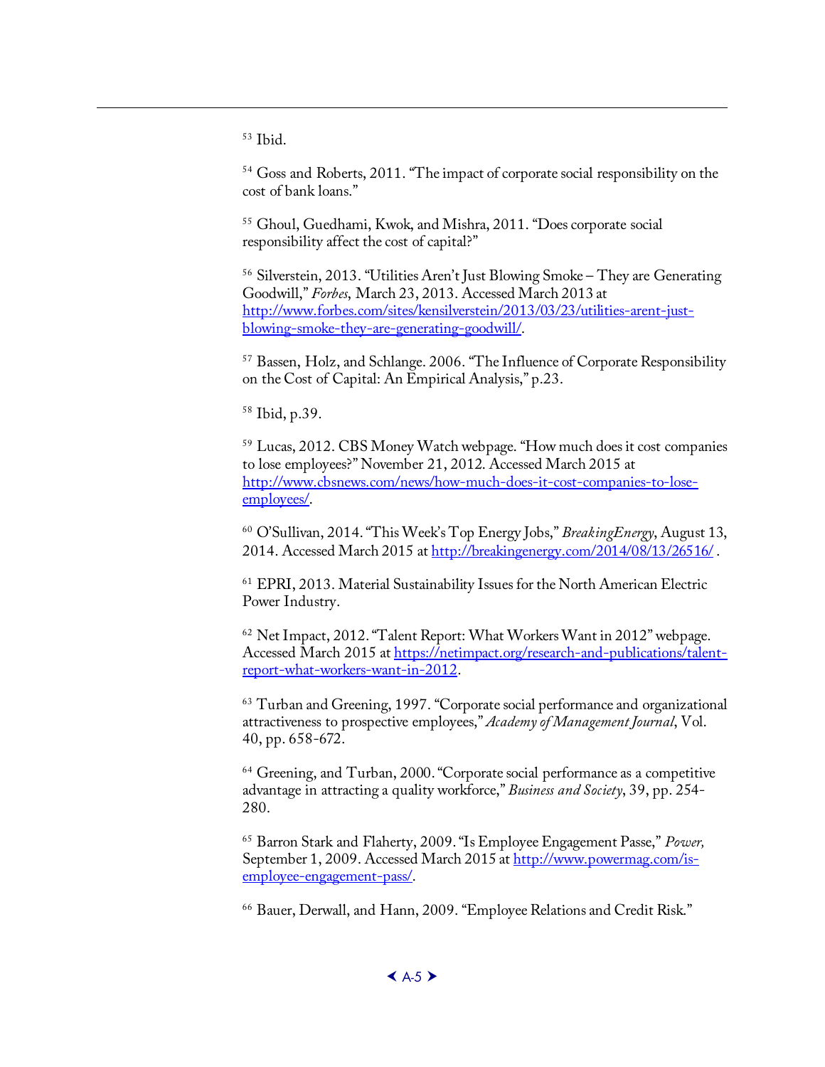[53] Ibid.

[54] Goss and Roberts, 2011. "The impact of corporate social responsibility on the cost of bank loans."

[55] Ghoul, Guedhami, Kwok, and Mishra, 2011. "Does corporate social responsibility affect the cost of capital?"

[56] Silverstein, 2013. "Utilities Aren't Just Blowing Smoke – They are Generating Goodwill," *Forbes,* March 23, 2013. Accessed March 2013 at http://www.forbes.com/sites/kensilverstein/2013/03/23/utilities-arent-just-blowing-smoke-they-are-generating-goodwill/.

[57] Bassen, Holz, and Schlange. 2006. "The Influence of Corporate Responsibility on the Cost of Capital: An Empirical Analysis," p.23.

[58] Ibid, p.39.

[59] Lucas, 2012. CBS Money Watch webpage. "How much does it cost companies to lose employees?" November 21, 2012. Accessed March 2015 at http://www.cbsnews.com/news/how-much-does-it-cost-companies-to-lose-employees/.

[60] O'Sullivan, 2014. "This Week's Top Energy Jobs," *BreakingEnergy*, August 13, 2014. Accessed March 2015 at http://breakingenergy.com/2014/08/13/26516/ .

[61] EPRI, 2013. Material Sustainability Issues for the North American Electric Power Industry.

[62] Net Impact, 2012. "Talent Report: What Workers Want in 2012" webpage. Accessed March 2015 at https://netimpact.org/research-and-publications/talent-report-what-workers-want-in-2012.

[63] Turban and Greening, 1997. "Corporate social performance and organizational attractiveness to prospective employees," *Academy of Management Journal*, Vol. 40, pp. 658-672.

[64] Greening, and Turban, 2000. "Corporate social performance as a competitive advantage in attracting a quality workforce," *Business and Society*, 39, pp. 254-280.

[65] Barron Stark and Flaherty, 2009. "Is Employee Engagement Passe," *Power,* September 1, 2009. Accessed March 2015 at http://www.powermag.com/is-employee-engagement-pass/.

[66] Bauer, Derwall, and Hann, 2009. "Employee Relations and Credit Risk."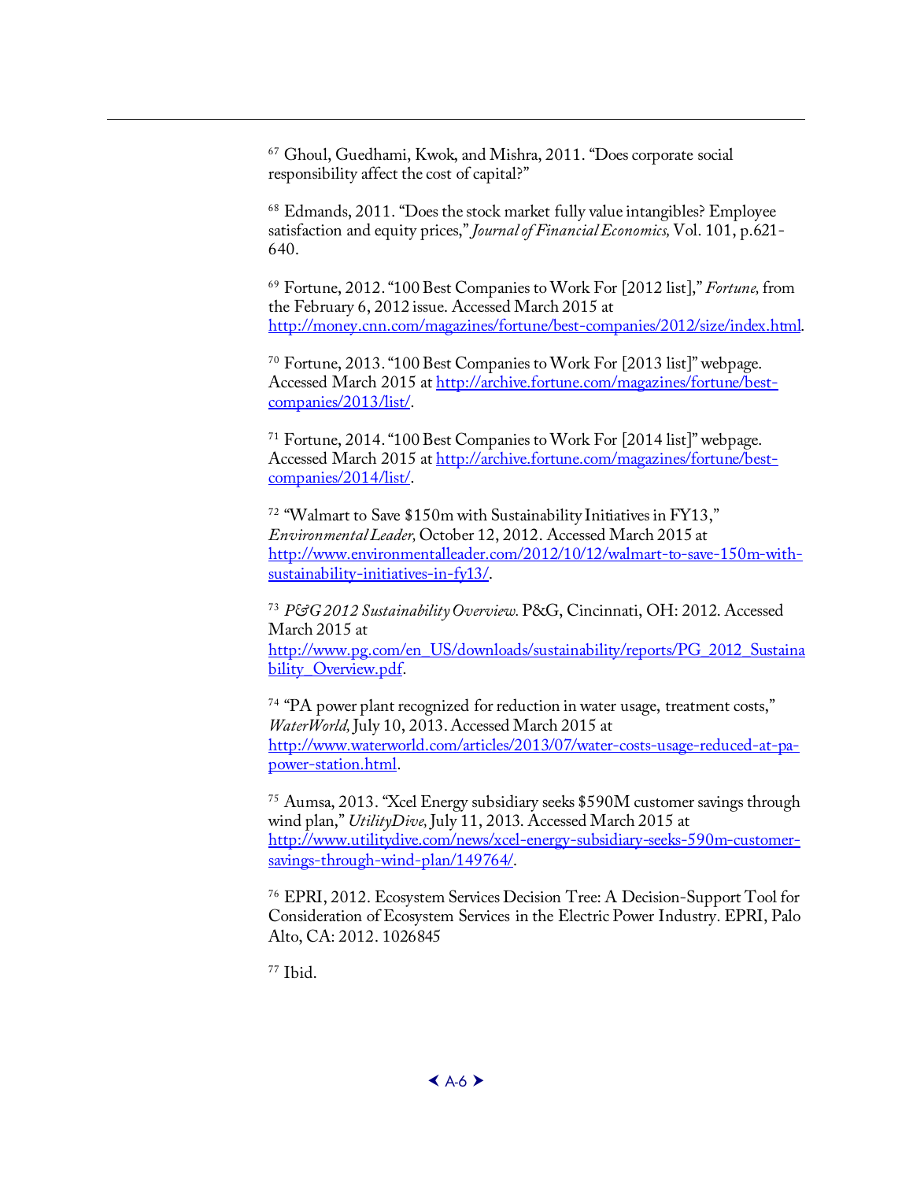[67] Ghoul, Guedhami, Kwok, and Mishra, 2011. "Does corporate social responsibility affect the cost of capital?"

[68] Edmands, 2011. "Does the stock market fully value intangibles? Employee satisfaction and equity prices," *Journal of Financial Economics,* Vol. 101, p.621-640.

[69] Fortune, 2012. "100 Best Companies to Work For [2012 list]," *Fortune,* from the February 6, 2012 issue. Accessed March 2015 at http://money.cnn.com/magazines/fortune/best-companies/2012/size/index.html.

[70] Fortune, 2013. "100 Best Companies to Work For [2013 list]" webpage. Accessed March 2015 at http://archive.fortune.com/magazines/fortune/best-companies/2013/list/.

[71] Fortune, 2014. "100 Best Companies to Work For [2014 list]" webpage. Accessed March 2015 at http://archive.fortune.com/magazines/fortune/best-companies/2014/list/.

[72] "Walmart to Save $150m with Sustainability Initiatives in FY13," *Environmental Leader,* October 12, 2012. Accessed March 2015 at http://www.environmentalleader.com/2012/10/12/walmart-to-save-150m-with-sustainability-initiatives-in-fy13/.

[73] *P&G 2012 Sustainability Overview.* P&G, Cincinnati, OH: 2012. Accessed March 2015 at http://www.pg.com/en_US/downloads/sustainability/reports/PG_2012_Sustainability_Overview.pdf.

[74] "PA power plant recognized for reduction in water usage, treatment costs," *WaterWorld,* July 10, 2013. Accessed March 2015 at http://www.waterworld.com/articles/2013/07/water-costs-usage-reduced-at-pa-power-station.html.

[75] Aumsa, 2013. "Xcel Energy subsidiary seeks $590M customer savings through wind plan," *UtilityDive,* July 11, 2013. Accessed March 2015 at http://www.utilitydive.com/news/xcel-energy-subsidiary-seeks-590m-customer-savings-through-wind-plan/149764/.

[76] EPRI, 2012. Ecosystem Services Decision Tree: A Decision-Support Tool for Consideration of Ecosystem Services in the Electric Power Industry. EPRI, Palo Alto, CA: 2012. 1026845

[77] Ibid.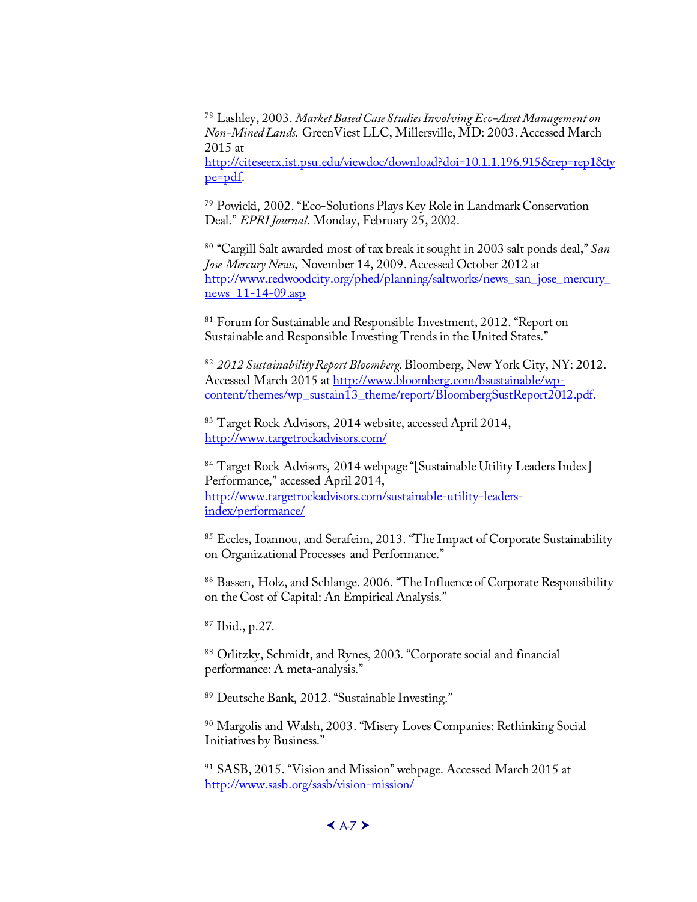[78] Lashley, 2003. *Market Based Case Studies Involving Eco-Asset Management on Non-Mined Lands.* GreenViest LLC, Millersville, MD: 2003. Accessed March 2015 at http://citeseerx.ist.psu.edu/viewdoc/download?doi=10.1.1.196.915&rep=rep1&type=pdf.

[79] Powicki, 2002. "Eco-Solutions Plays Key Role in Landmark Conservation Deal." *EPRI Journal*. Monday, February 25, 2002.

[80] "Cargill Salt awarded most of tax break it sought in 2003 salt ponds deal," *San Jose Mercury News*, November 14, 2009. Accessed October 2012 at http://www.redwoodcity.org/phed/planning/saltworks/news_san_jose_mercury_news_11-14-09.asp

[81] Forum for Sustainable and Responsible Investment, 2012. "Report on Sustainable and Responsible Investing Trends in the United States."

[82] *2012 Sustainability Report Bloomberg.* Bloomberg, New York City, NY: 2012. Accessed March 2015 at http://www.bloomberg.com/bsustainable/wp-content/themes/wp_sustain13_theme/report/BloombergSustReport2012.pdf.

[83] Target Rock Advisors, 2014 website, accessed April 2014, http://www.targetrockadvisors.com/

[84] Target Rock Advisors, 2014 webpage "[Sustainable Utility Leaders Index] Performance," accessed April 2014, http://www.targetrockadvisors.com/sustainable-utility-leaders-index/performance/

[85] Eccles, Ioannou, and Serafeim, 2013. "The Impact of Corporate Sustainability on Organizational Processes and Performance."

[86] Bassen, Holz, and Schlange. 2006. "The Influence of Corporate Responsibility on the Cost of Capital: An Empirical Analysis."

[87] Ibid., p.27.

[88] Orlitzky, Schmidt, and Rynes, 2003. "Corporate social and financial performance: A meta-analysis."

[89] Deutsche Bank, 2012. "Sustainable Investing."

[90] Margolis and Walsh, 2003. "Misery Loves Companies: Rethinking Social Initiatives by Business."

[91] SASB, 2015. "Vision and Mission" webpage. Accessed March 2015 at http://www.sasb.org/sasb/vision-mission/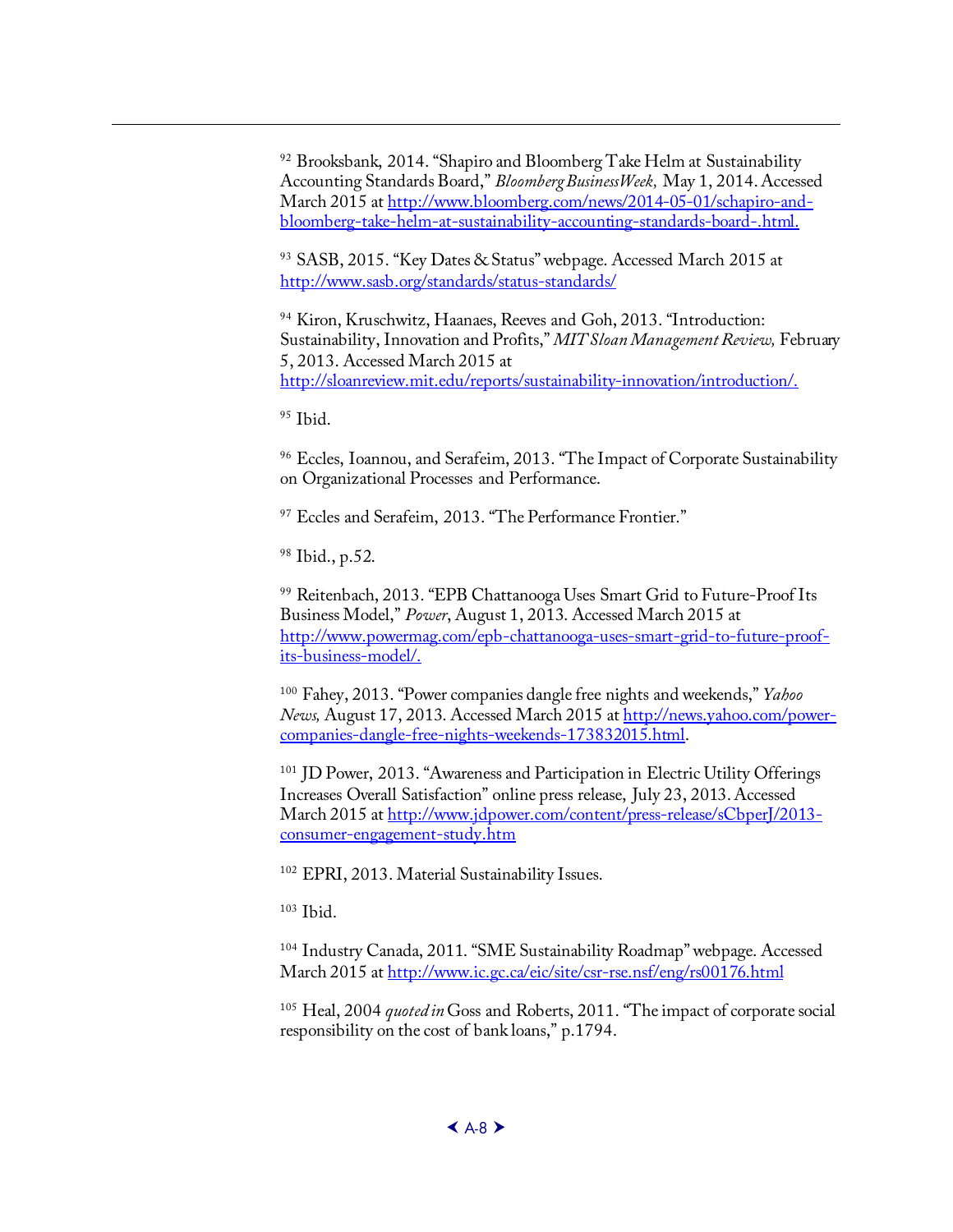[92] Brooksbank, 2014. "Shapiro and Bloomberg Take Helm at Sustainability Accounting Standards Board," *Bloomberg BusinessWeek,* May 1, 2014. Accessed March 2015 at http://www.bloomberg.com/news/2014-05-01/schapiro-and-bloomberg-take-helm-at-sustainability-accounting-standards-board-.html.

[93] SASB, 2015. "Key Dates & Status" webpage. Accessed March 2015 at http://www.sasb.org/standards/status-standards/

[94] Kiron, Kruschwitz, Haanaes, Reeves and Goh, 2013. "Introduction: Sustainability, Innovation and Profits," *MIT Sloan Management Review,* February 5, 2013. Accessed March 2015 at http://sloanreview.mit.edu/reports/sustainability-innovation/introduction/.

[95] Ibid.

[96] Eccles, Ioannou, and Serafeim, 2013. "The Impact of Corporate Sustainability on Organizational Processes and Performance.

[97] Eccles and Serafeim, 2013. "The Performance Frontier."

[98] Ibid., p.52.

[99] Reitenbach, 2013. "EPB Chattanooga Uses Smart Grid to Future-Proof Its Business Model," *Power*, August 1, 2013. Accessed March 2015 at http://www.powermag.com/epb-chattanooga-uses-smart-grid-to-future-proof-its-business-model/.

[100] Fahey, 2013. "Power companies dangle free nights and weekends," *Yahoo News,* August 17, 2013. Accessed March 2015 at http://news.yahoo.com/power-companies-dangle-free-nights-weekends-173832015.html.

[101] JD Power, 2013. "Awareness and Participation in Electric Utility Offerings Increases Overall Satisfaction" online press release, July 23, 2013. Accessed March 2015 at http://www.jdpower.com/content/press-release/sCbperJ/2013-consumer-engagement-study.htm

[102] EPRI, 2013. Material Sustainability Issues.

[103] Ibid.

[104] Industry Canada, 2011. "SME Sustainability Roadmap" webpage. Accessed March 2015 at http://www.ic.gc.ca/eic/site/csr-rse.nsf/eng/rs00176.html

[105] Heal, 2004 *quoted in* Goss and Roberts, 2011. "The impact of corporate social responsibility on the cost of bank loans," p.1794.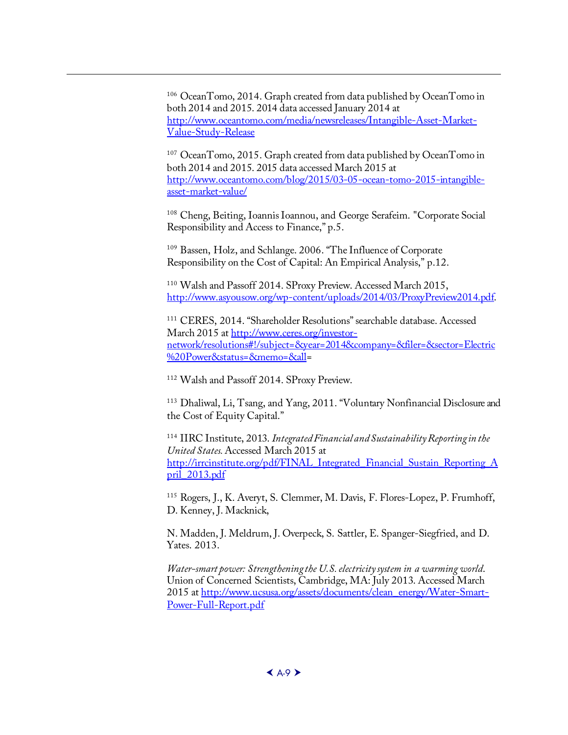[106] OceanTomo, 2014. Graph created from data published by OceanTomo in both 2014 and 2015. 2014 data accessed January 2014 at http://www.oceantomo.com/media/newsreleases/Intangible-Asset-Market-Value-Study-Release

[107] OceanTomo, 2015. Graph created from data published by OceanTomo in both 2014 and 2015. 2015 data accessed March 2015 at http://www.oceantomo.com/blog/2015/03-05-ocean-tomo-2015-intangible-asset-market-value/

[108] Cheng, Beiting, Ioannis Ioannou, and George Serafeim. "Corporate Social Responsibility and Access to Finance," p.5.

[109] Bassen, Holz, and Schlange. 2006. "The Influence of Corporate Responsibility on the Cost of Capital: An Empirical Analysis," p.12.

[110] Walsh and Passoff 2014. SProxy Preview. Accessed March 2015, http://www.asyousow.org/wp-content/uploads/2014/03/ProxyPreview2014.pdf.

[111] CERES, 2014. "Shareholder Resolutions" searchable database. Accessed March 2015 at http://www.ceres.org/investor-network/resolutions#!/subject=&year=2014&company=&filer=&sector=Electric%20Power&status=&memo=&all=

[112] Walsh and Passoff 2014. SProxy Preview.

[113] Dhaliwal, Li, Tsang, and Yang, 2011. "Voluntary Nonfinancial Disclosure and the Cost of Equity Capital."

[114] IIRC Institute, 2013. *Integrated Financial and Sustainability Reporting in the United States.* Accessed March 2015 at http://irrcinstitute.org/pdf/FINAL_Integrated_Financial_Sustain_Reporting_April_2013.pdf

[115] Rogers, J., K. Averyt, S. Clemmer, M. Davis, F. Flores-Lopez, P. Frumhoff, D. Kenney, J. Macknick,

N. Madden, J. Meldrum, J. Overpeck, S. Sattler, E. Spanger-Siegfried, and D. Yates. 2013.

*Water-smart power: Strengthening the U.S. electricity system in a warming world*. Union of Concerned Scientists, Cambridge, MA: July 2013. Accessed March 2015 at http://www.ucsusa.org/assets/documents/clean_energy/Water-Smart-Power-Full-Report.pdf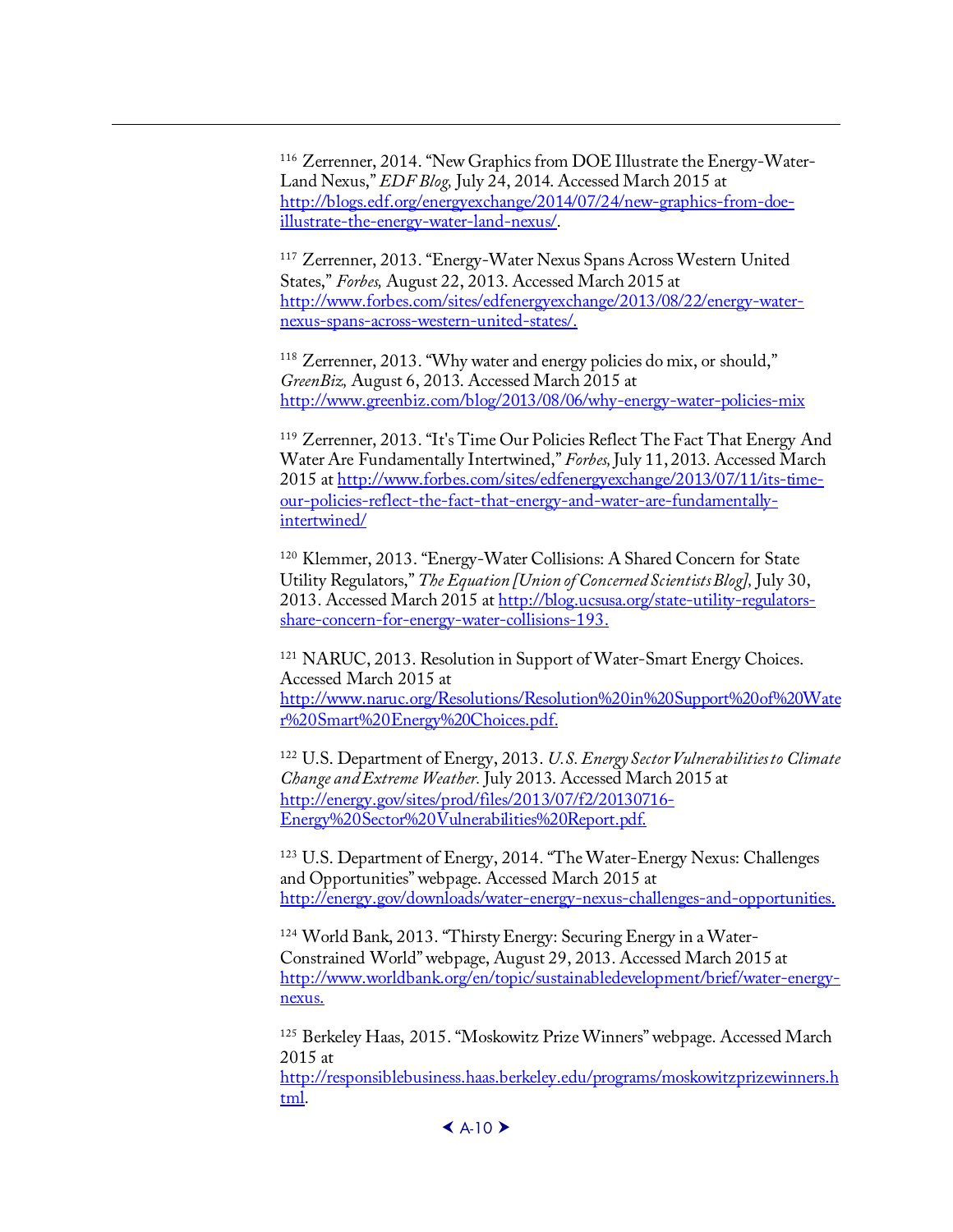[116] Zerrenner, 2014. "New Graphics from DOE Illustrate the Energy-Water-Land Nexus," *EDF Blog,* July 24, 2014. Accessed March 2015 at http://blogs.edf.org/energyexchange/2014/07/24/new-graphics-from-doe-illustrate-the-energy-water-land-nexus/.

[117] Zerrenner, 2013. "Energy-Water Nexus Spans Across Western United States," *Forbes,* August 22, 2013. Accessed March 2015 at http://www.forbes.com/sites/edfenergyexchange/2013/08/22/energy-water-nexus-spans-across-western-united-states/.

[118] Zerrenner, 2013. "Why water and energy policies do mix, or should," *GreenBiz,* August 6, 2013. Accessed March 2015 at http://www.greenbiz.com/blog/2013/08/06/why-energy-water-policies-mix

[119] Zerrenner, 2013. "It's Time Our Policies Reflect The Fact That Energy And Water Are Fundamentally Intertwined," *Forbes,* July 11, 2013. Accessed March 2015 at http://www.forbes.com/sites/edfenergyexchange/2013/07/11/its-time-our-policies-reflect-the-fact-that-energy-and-water-are-fundamentally-intertwined/

[120] Klemmer, 2013. "Energy-Water Collisions: A Shared Concern for State Utility Regulators," *The Equation [Union of Concerned Scientists Blog],* July 30, 2013. Accessed March 2015 at http://blog.ucsusa.org/state-utility-regulators-share-concern-for-energy-water-collisions-193.

[121] NARUC, 2013. Resolution in Support of Water-Smart Energy Choices. Accessed March 2015 at http://www.naruc.org/Resolutions/Resolution%20in%20Support%20of%20Water%20Smart%20Energy%20Choices.pdf.

[122] U.S. Department of Energy, 2013. *U.S. Energy Sector Vulnerabilities to Climate Change and Extreme Weather.* July 2013. Accessed March 2015 at http://energy.gov/sites/prod/files/2013/07/f2/20130716-Energy%20Sector%20Vulnerabilities%20Report.pdf.

[123] U.S. Department of Energy, 2014. "The Water-Energy Nexus: Challenges and Opportunities" webpage. Accessed March 2015 at http://energy.gov/downloads/water-energy-nexus-challenges-and-opportunities.

[124] World Bank, 2013. "Thirsty Energy: Securing Energy in a Water-Constrained World" webpage, August 29, 2013. Accessed March 2015 at http://www.worldbank.org/en/topic/sustainabledevelopment/brief/water-energy-nexus.

[125] Berkeley Haas, 2015. "Moskowitz Prize Winners" webpage. Accessed March 2015 at http://responsiblebusiness.haas.berkeley.edu/programs/moskowitzprizewinners.html.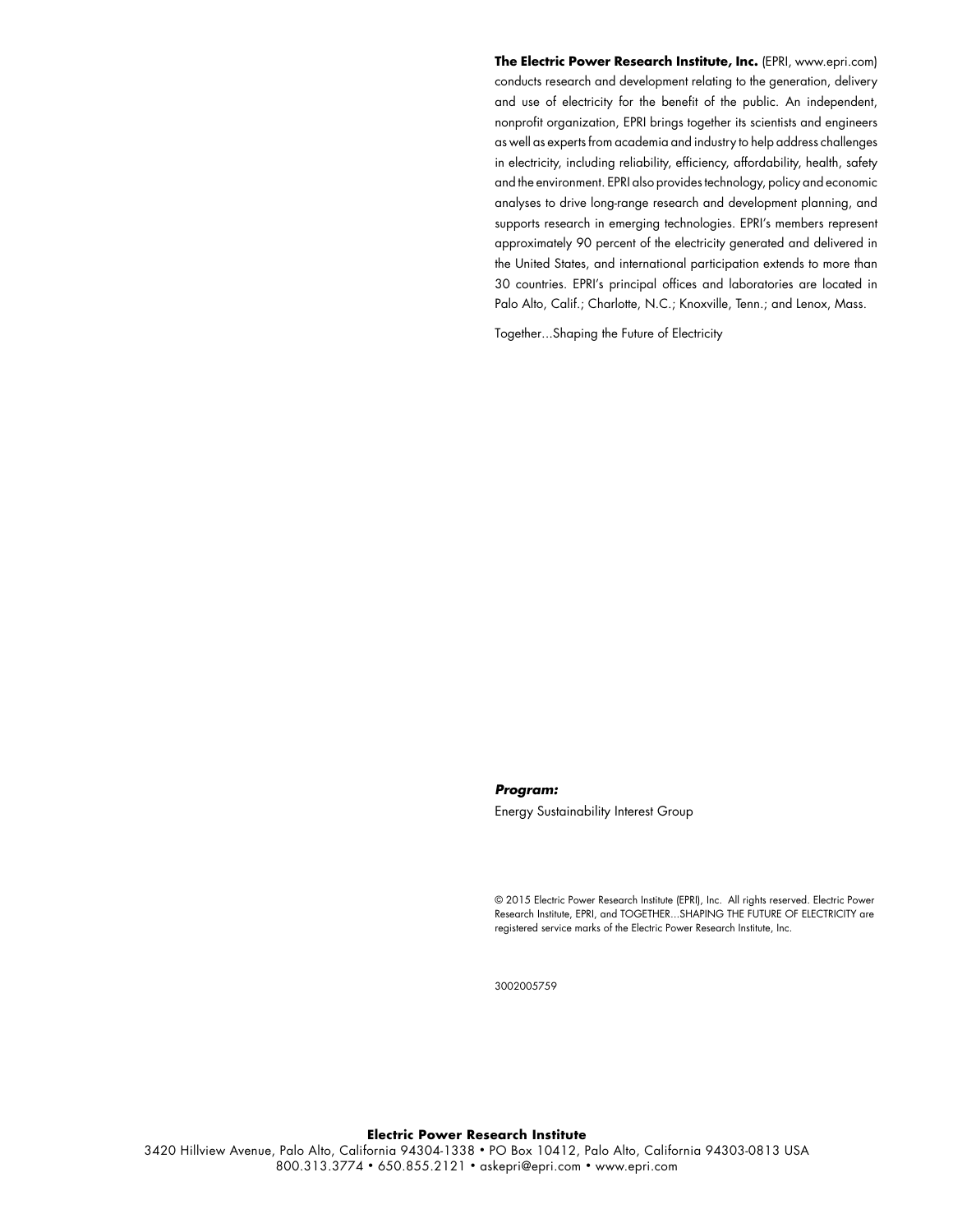**The Electric Power Research Institute, Inc.** (EPRI, www.epri.com) conducts research and development relating to the generation, delivery and use of electricity for the benefit of the public. An independent, nonprofit organization, EPRI brings together its scientists and engineers as well as experts from academia and industry to help address challenges in electricity, including reliability, efficiency, affordability, health, safety and the environment. EPRI also provides technology, policy and economic analyses to drive long-range research and development planning, and supports research in emerging technologies. EPRI's members represent approximately 90 percent of the electricity generated and delivered in the United States, and international participation extends to more than 30 countries. EPRI's principal offices and laboratories are located in Palo Alto, Calif.; Charlotte, N.C.; Knoxville, Tenn.; and Lenox, Mass.

Together...Shaping the Future of Electricity

***Program:***

Energy Sustainability Interest Group

© 2015 Electric Power Research Institute (EPRI), Inc. All rights reserved. Electric Power Research Institute, EPRI, and TOGETHER...SHAPING THE FUTURE OF ELECTRICITY are registered service marks of the Electric Power Research Institute, Inc.

3002005759

**Electric Power Research Institute**

3420 Hillview Avenue, Palo Alto, California 94304-1338 • PO Box 10412, Palo Alto, California 94303-0813 USA
800.313.3774 • 650.855.2121 • askepri@epri.com • www.epri.com